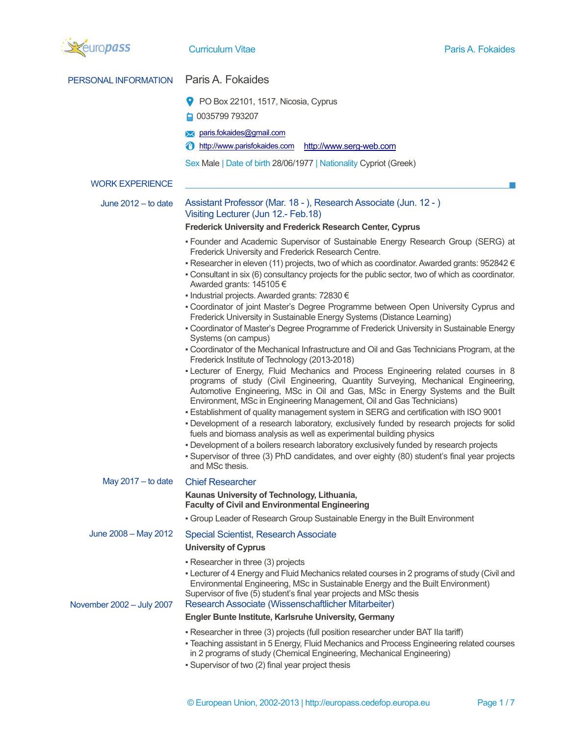# Paris A. Fokaides

## PERSONAL INFORMATION

**Paris A. Fokaides**

PO Box 22101, 1517, Nicosia, Cyprus

0035799 793207

paris.fokaides@gmail.com

http://www.parisfokaides.com http://www.serg-web.com

Sex Male | Date of birth 28/06/1977 | Nationality Cypriot (Greek)

## WORK EXPERIENCE

**June 2012 – to date**

### Assistant Professor (Mar. 18 - ), Research Associate (Jun. 12 - ) Visiting Lecturer (Jun 12.- Feb.18)

**Frederick University and Frederick Research Center, Cyprus**

- Founder and Academic Supervisor of Sustainable Energy Research Group (SERG) at Frederick University and Frederick Research Centre.
- Researcher in eleven (11) projects, two of which as coordinator. Awarded grants: 952842 €
- Consultant in six (6) consultancy projects for the public sector, two of which as coordinator. Awarded grants: 145105 €
- Industrial projects. Awarded grants: 72830 €
- Coordinator of joint Master's Degree Programme between Open University Cyprus and Frederick University in Sustainable Energy Systems (Distance Learning)
- Coordinator of Master's Degree Programme of Frederick University in Sustainable Energy Systems (on campus)
- Coordinator of the Mechanical Infrastructure and Oil and Gas Technicians Program, at the Frederick Institute of Technology (2013-2018)
- Lecturer of Energy, Fluid Mechanics and Process Engineering related courses in 8 programs of study (Civil Engineering, Quantity Surveying, Mechanical Engineering, Automotive Engineering, MSc in Oil and Gas, MSc in Energy Systems and the Built Environment, MSc in Engineering Management, Oil and Gas Technicians)
- Establishment of quality management system in SERG and certification with ISO 9001
- Development of a research laboratory, exclusively funded by research projects for solid fuels and biomass analysis as well as experimental building physics
- Development of a boilers research laboratory exclusively funded by research projects
- Supervisor of three (3) PhD candidates, and over eighty (80) student's final year projects and MSc thesis.

**May 2017 – to date**

### Chief Researcher

**Kaunas University of Technology, Lithuania, Faculty of Civil and Environmental Engineering**

- Group Leader of Research Group Sustainable Energy in the Built Environment

**June 2008 – May 2012**

### Special Scientist, Research Associate

**University of Cyprus**

- Researcher in three (3) projects
- Lecturer of 4 Energy and Fluid Mechanics related courses in 2 programs of study (Civil and Environmental Engineering, MSc in Sustainable Energy and the Built Environment)

Supervisor of five (5) student's final year projects and MSc thesis

**November 2002 – July 2007**

### Research Associate (Wissenschaftlicher Mitarbeiter)

**Engler Bunte Institute, Karlsruhe University, Germany**

- Researcher in three (3) projects (full position researcher under BAT IIa tariff)
- Teaching assistant in 5 Energy, Fluid Mechanics and Process Engineering related courses in 2 programs of study (Chemical Engineering, Mechanical Engineering)
- Supervisor of two (2) final year project thesis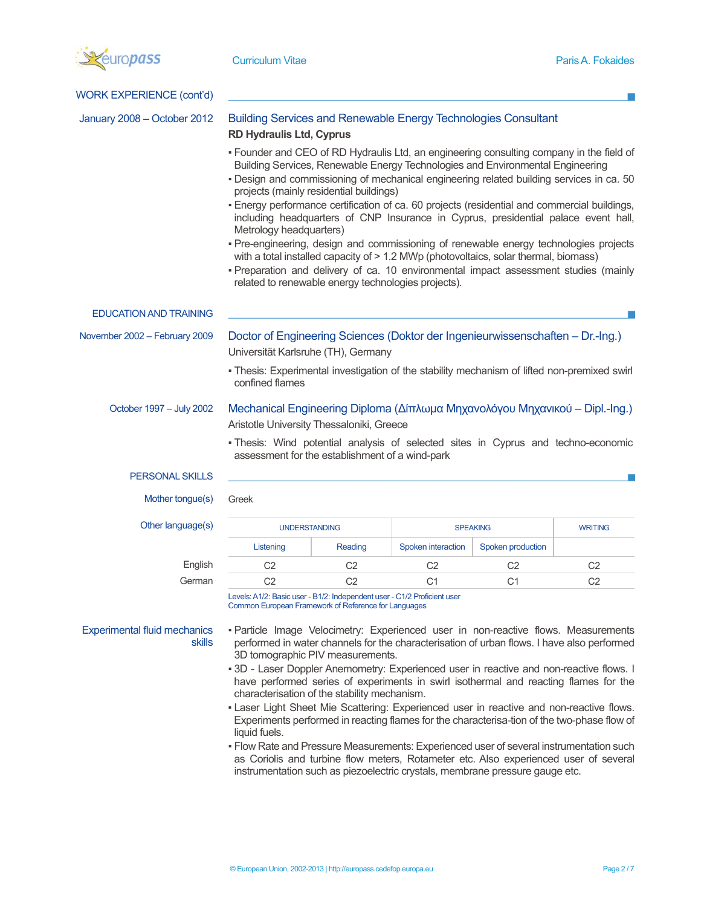## WORK EXPERIENCE (cont'd)

**January 2008 – October 2012**

### Building Services and Renewable Energy Technologies Consultant

**RD Hydraulis Ltd, Cyprus**

- Founder and CEO of RD Hydraulis Ltd, an engineering consulting company in the field of Building Services, Renewable Energy Technologies and Environmental Engineering
- Design and commissioning of mechanical engineering related building services in ca. 50 projects (mainly residential buildings)
- Energy performance certification of ca. 60 projects (residential and commercial buildings, including headquarters of CNP Insurance in Cyprus, presidential palace event hall, Metrology headquarters)
- Pre-engineering, design and commissioning of renewable energy technologies projects with a total installed capacity of > 1.2 MWp (photovoltaics, solar thermal, biomass)
- Preparation and delivery of ca. 10 environmental impact assessment studies (mainly related to renewable energy technologies projects).

## EDUCATION AND TRAINING

**November 2002 – February 2009**

### Doctor of Engineering Sciences (Doktor der Ingenieurwissenschaften – Dr.-Ing.)

Universität Karlsruhe (TH), Germany

- Thesis: Experimental investigation of the stability mechanism of lifted non-premixed swirl confined flames

**October 1997 – July 2002**

### Mechanical Engineering Diploma (Δίπλωμα Μηχανολόγου Μηχανικού – Dipl.-Ing.)

Aristotle University Thessaloniki, Greece

- Thesis: Wind potential analysis of selected sites in Cyprus and techno-economic assessment for the establishment of a wind-park

## PERSONAL SKILLS

**Mother tongue(s):** Greek

**Other language(s)**

| | UNDERSTANDING | | SPEAKING | | WRITING |
|---|---|---|---|---|---|
| | Listening | Reading | Spoken interaction | Spoken production | |
| English | C2 | C2 | C2 | C2 | C2 |
| German | C2 | C2 | C1 | C1 | C2 |

Levels: A1/2: Basic user - B1/2: Independent user - C1/2 Proficient user
Common European Framework of Reference for Languages

**Experimental fluid mechanics skills**

- Particle Image Velocimetry: Experienced user in non-reactive flows. Measurements performed in water channels for the characterisation of urban flows. I have also performed 3D tomographic PIV measurements.
- 3D - Laser Doppler Anemometry: Experienced user in reactive and non-reactive flows. I have performed series of experiments in swirl isothermal and reacting flames for the characterisation of the stability mechanism.
- Laser Light Sheet Mie Scattering: Experienced user in reactive and non-reactive flows. Experiments performed in reacting flames for the characterisa-tion of the two-phase flow of liquid fuels.
- Flow Rate and Pressure Measurements: Experienced user of several instrumentation such as Coriolis and turbine flow meters, Rotameter etc. Also experienced user of several instrumentation such as piezoelectric crystals, membrane pressure gauge etc.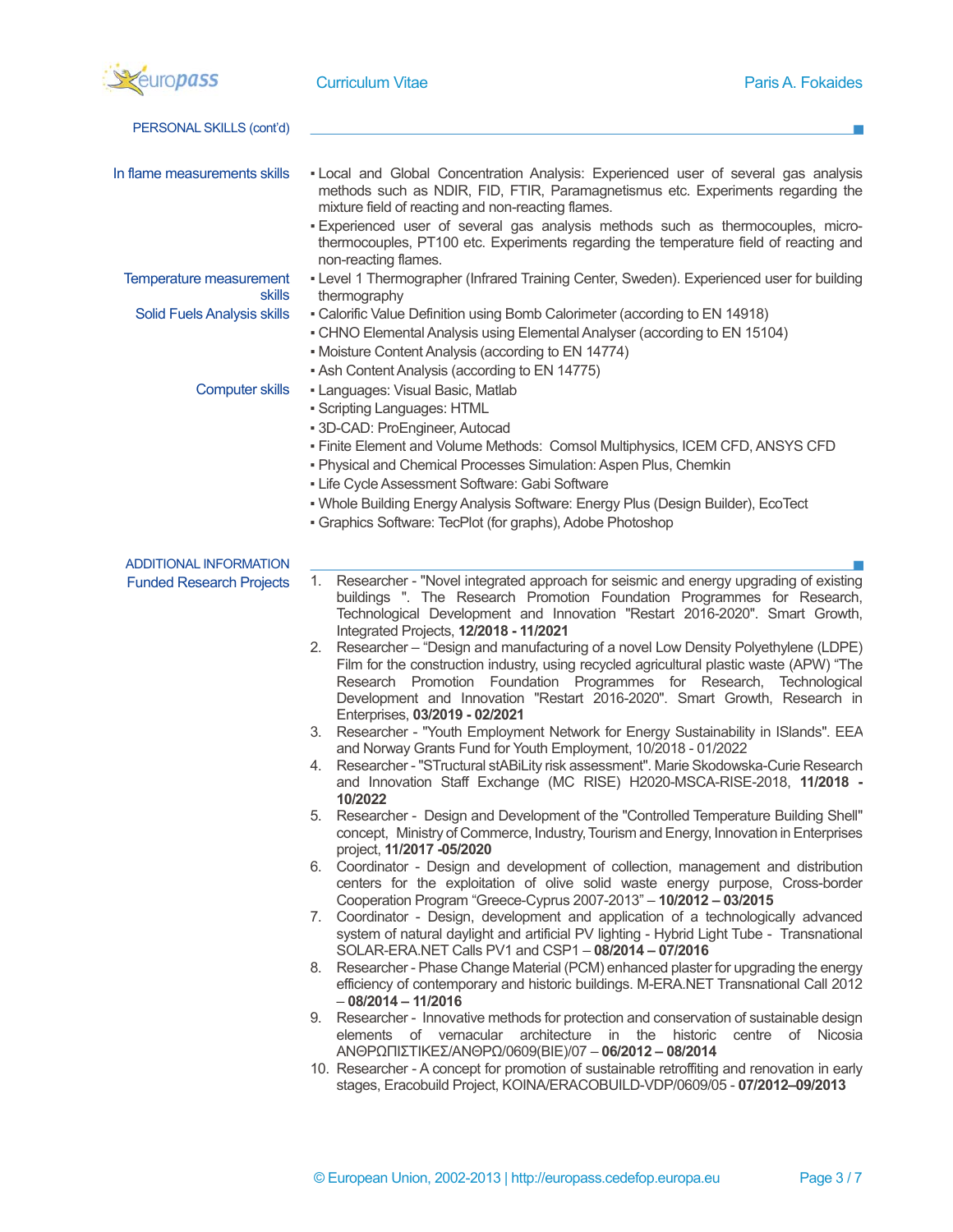## PERSONAL SKILLS (cont'd)

**In flame measurements skills**

- Local and Global Concentration Analysis: Experienced user of several gas analysis methods such as NDIR, FID, FTIR, Paramagnetismus etc. Experiments regarding the mixture field of reacting and non-reacting flames.
- Experienced user of several gas analysis methods such as thermocouples, micro-thermocouples, PT100 etc. Experiments regarding the temperature field of reacting and non-reacting flames.

**Temperature measurement skills**

- Level 1 Thermographer (Infrared Training Center, Sweden). Experienced user for building thermography

**Solid Fuels Analysis skills**

- Calorific Value Definition using Bomb Calorimeter (according to EN 14918)
- CHNO Elemental Analysis using Elemental Analyser (according to EN 15104)
- Moisture Content Analysis (according to EN 14774)
- Ash Content Analysis (according to EN 14775)

**Computer skills**

- Languages: Visual Basic, Matlab
- Scripting Languages: HTML
- 3D-CAD: ProEngineer, Autocad
- Finite Element and Volume Methods: Comsol Multiphysics, ICEM CFD, ANSYS CFD
- Physical and Chemical Processes Simulation: Aspen Plus, Chemkin
- Life Cycle Assessment Software: Gabi Software
- Whole Building Energy Analysis Software: Energy Plus (Design Builder), EcoTect
- Graphics Software: TecPlot (for graphs), Adobe Photoshop

## ADDITIONAL INFORMATION

**Funded Research Projects**

1. Researcher - "Novel integrated approach for seismic and energy upgrading of existing buildings ". The Research Promotion Foundation Programmes for Research, Technological Development and Innovation "Restart 2016-2020". Smart Growth, Integrated Projects, **12/2018 - 11/2021**
2. Researcher – "Design and manufacturing of a novel Low Density Polyethylene (LDPE) Film for the construction industry, using recycled agricultural plastic waste (APW) "The Research Promotion Foundation Programmes for Research, Technological Development and Innovation "Restart 2016-2020". Smart Growth, Research in Enterprises, **03/2019 - 02/2021**
3. Researcher - "Youth Employment Network for Energy Sustainability in ISlands". EEA and Norway Grants Fund for Youth Employment, 10/2018 - 01/2022
4. Researcher - "STructural stABiLity risk assessment". Marie Skodowska-Curie Research and Innovation Staff Exchange (MC RISE) H2020-MSCA-RISE-2018, **11/2018 - 10/2022**
5. Researcher - Design and Development of the "Controlled Temperature Building Shell" concept, Ministry of Commerce, Industry, Tourism and Energy, Innovation in Enterprises project, **11/2017 -05/2020**
6. Coordinator - Design and development of collection, management and distribution centers for the exploitation of olive solid waste energy purpose, Cross-border Cooperation Program "Greece-Cyprus 2007-2013" – **10/2012 – 03/2015**
7. Coordinator - Design, development and application of a technologically advanced system of natural daylight and artificial PV lighting - Hybrid Light Tube - Transnational SOLAR-ERA.NET Calls PV1 and CSP1 – **08/2014 – 07/2016**
8. Researcher - Phase Change Material (PCM) enhanced plaster for upgrading the energy efficiency of contemporary and historic buildings. M-ERA.NET Transnational Call 2012 – **08/2014 – 11/2016**
9. Researcher - Innovative methods for protection and conservation of sustainable design elements of vernacular architecture in the historic centre of Nicosia ΑΝΘΡΩΠΙΣΤΙΚΕΣ/ΑΝΘΡΩ/0609(ΒΙΕ)/07 – **06/2012 – 08/2014**
10. Researcher - A concept for promotion of sustainable retroffiting and renovation in early stages, Eracobuild Project, ΚΟΙΝΑ/ERACOBUILD-VDP/0609/05 - **07/2012–09/2013**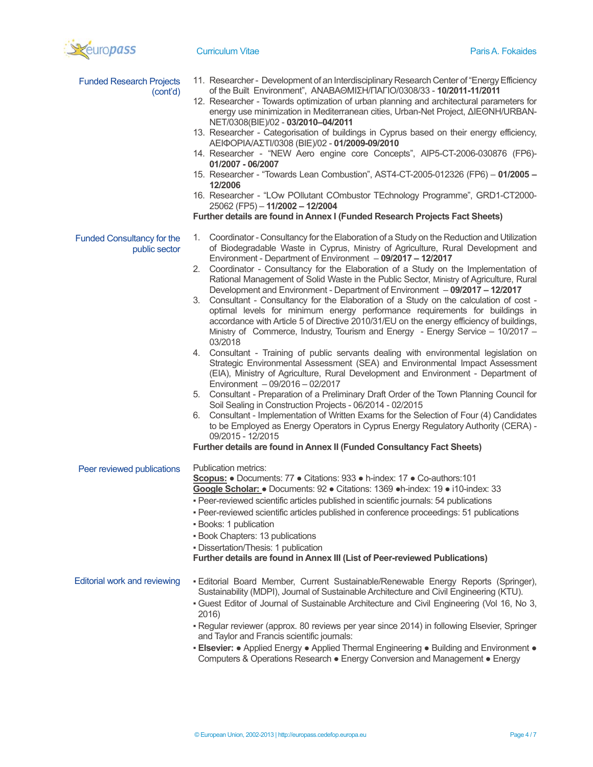## Funded Research Projects (cont'd)

11. Researcher - Development of an Interdisciplinary Research Center of "Energy Efficiency of the Built Environment", ΑΝΑΒΑΘΜΙΣΗ/ΠΑΓΙΟ/0308/33 - **10/2011-11/2011**
12. Researcher - Towards optimization of urban planning and architectural parameters for energy use minimization in Mediterranean cities, Urban-Net Project, ΔΙΕΘΝΗ/URBAN-NET/0308(BIE)/02 - **03/2010–04/2011**
13. Researcher - Categorisation of buildings in Cyprus based on their energy efficiency, ΑΕΙΦΟΡΙΑ/ΑΣΤΙ/0308 (BIE)/02 - **01/2009-09/2010**
14. Researcher - "NEW Aero engine core Concepts", AIP5-CT-2006-030876 (FP6)- **01/2007 - 06/2007**
15. Researcher - "Towards Lean Combustion", AST4-CT-2005-012326 (FP6) – **01/2005 – 12/2006**
16. Researcher - "LOw POllutant COmbustor TEchnology Programme", GRD1-CT2000-25062 (FP5) – **11/2002 – 12/2004**

**Further details are found in Annex I (Funded Research Projects Fact Sheets)**

## Funded Consultancy for the public sector

1. Coordinator - Consultancy for the Elaboration of a Study on the Reduction and Utilization of Biodegradable Waste in Cyprus, Ministry of Agriculture, Rural Development and Environment - Department of Environment – **09/2017 – 12/2017**
2. Coordinator - Consultancy for the Elaboration of a Study on the Implementation of Rational Management of Solid Waste in the Public Sector, Ministry of Agriculture, Rural Development and Environment - Department of Environment – **09/2017 – 12/2017**
3. Consultant - Consultancy for the Elaboration of a Study on the calculation of cost - optimal levels for minimum energy performance requirements for buildings in accordance with Article 5 of Directive 2010/31/EU on the energy efficiency of buildings, Ministry of Commerce, Industry, Tourism and Energy - Energy Service – 10/2017 – 03/2018
4. Consultant - Training of public servants dealing with environmental legislation on Strategic Environmental Assessment (SEA) and Environmental Impact Assessment (EIA), Ministry of Agriculture, Rural Development and Environment - Department of Environment – 09/2016 – 02/2017
5. Consultant - Preparation of a Preliminary Draft Order of the Town Planning Council for Soil Sealing in Construction Projects - 06/2014 - 02/2015
6. Consultant - Implementation of Written Exams for the Selection of Four (4) Candidates to be Employed as Energy Operators in Cyprus Energy Regulatory Authority (CERA) - 09/2015 - 12/2015

**Further details are found in Annex II (Funded Consultancy Fact Sheets)**

## Peer reviewed publications

Publication metrics:

**Scopus:** ● Documents: 77 ● Citations: 933 ● h-index: 17 ● Co-authors:101

**Google Scholar:** ● Documents: 92 ● Citations: 1369 ●h-index: 19 ● i10-index: 33

- Peer-reviewed scientific articles published in scientific journals: 54 publications
- Peer-reviewed scientific articles published in conference proceedings: 51 publications
- Books: 1 publication
- Book Chapters: 13 publications
- Dissertation/Thesis: 1 publication

**Further details are found in Annex III (List of Peer-reviewed Publications)**

## Editorial work and reviewing

- Editorial Board Member, Current Sustainable/Renewable Energy Reports (Springer), Sustainability (MDPI), Journal of Sustainable Architecture and Civil Engineering (KTU).
- Guest Editor of Journal of Sustainable Architecture and Civil Engineering (Vol 16, No 3, 2016)
- Regular reviewer (approx. 80 reviews per year since 2014) in following Elsevier, Springer and Taylor and Francis scientific journals:
- **Elsevier:** ● Applied Energy ● Applied Thermal Engineering ● Building and Environment ● Computers & Operations Research ● Energy Conversion and Management ● Energy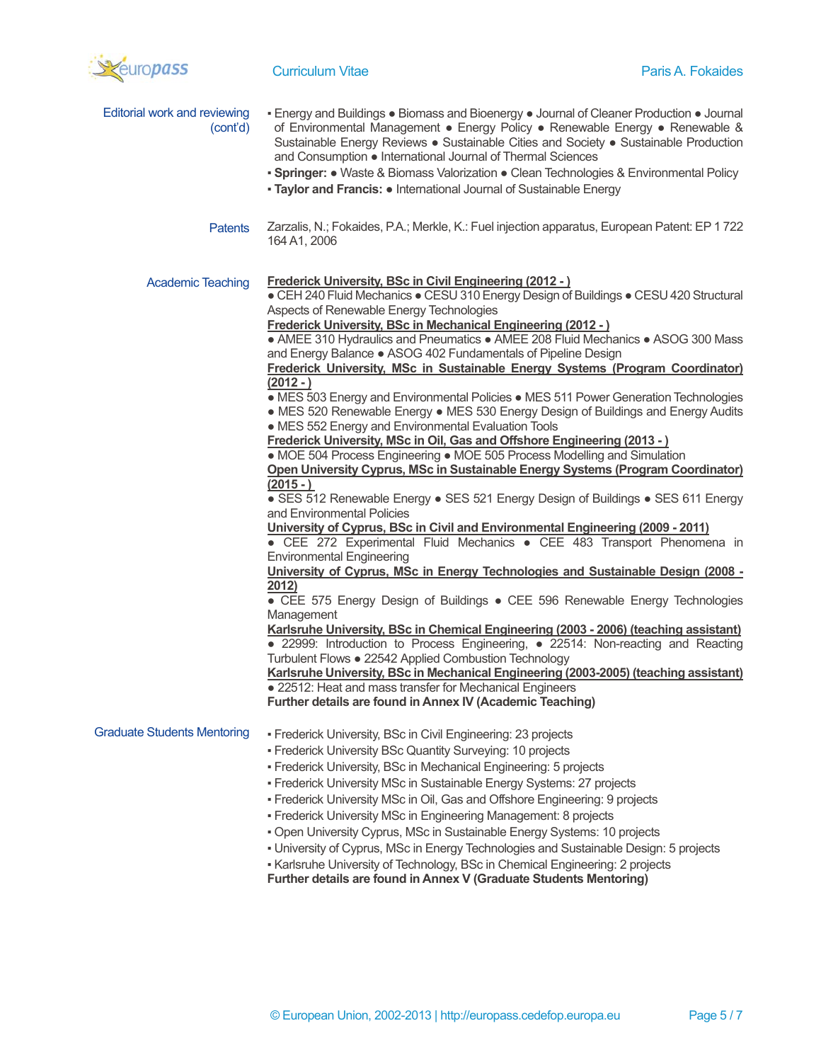## Editorial work and reviewing (cont'd)

- Energy and Buildings ● Biomass and Bioenergy ● Journal of Cleaner Production ● Journal of Environmental Management ● Energy Policy ● Renewable Energy ● Renewable & Sustainable Energy Reviews ● Sustainable Cities and Society ● Sustainable Production and Consumption ● International Journal of Thermal Sciences
- **Springer:** ● Waste & Biomass Valorization ● Clean Technologies & Environmental Policy
- **Taylor and Francis:** ● International Journal of Sustainable Energy

## Patents

Zarzalis, N.; Fokaides, P.A.; Merkle, K.: Fuel injection apparatus, European Patent: EP 1 722 164 A1, 2006

## Academic Teaching

**Frederick University, BSc in Civil Engineering (2012 - )**
● CEH 240 Fluid Mechanics ● CESU 310 Energy Design of Buildings ● CESU 420 Structural Aspects of Renewable Energy Technologies

**Frederick University, BSc in Mechanical Engineering (2012 - )**
● AMEE 310 Hydraulics and Pneumatics ● AMEE 208 Fluid Mechanics ● ASOG 300 Mass and Energy Balance ● ASOG 402 Fundamentals of Pipeline Design

**Frederick University, MSc in Sustainable Energy Systems (Program Coordinator) (2012 - )**
● MES 503 Energy and Environmental Policies ● MES 511 Power Generation Technologies
● MES 520 Renewable Energy ● MES 530 Energy Design of Buildings and Energy Audits
● MES 552 Energy and Environmental Evaluation Tools

**Frederick University, MSc in Oil, Gas and Offshore Engineering (2013 - )**
● MOE 504 Process Engineering ● MOE 505 Process Modelling and Simulation

**Open University Cyprus, MSc in Sustainable Energy Systems (Program Coordinator) (2015 - )**
● SES 512 Renewable Energy ● SES 521 Energy Design of Buildings ● SES 611 Energy and Environmental Policies

**University of Cyprus, BSc in Civil and Environmental Engineering (2009 - 2011)**
● CEE 272 Experimental Fluid Mechanics ● CEE 483 Transport Phenomena in Environmental Engineering

**University of Cyprus, MSc in Energy Technologies and Sustainable Design (2008 - 2012)**
● CEE 575 Energy Design of Buildings ● CEE 596 Renewable Energy Technologies Management

**Karlsruhe University, BSc in Chemical Engineering (2003 - 2006) (teaching assistant)**
● 22999: Introduction to Process Engineering, ● 22514: Non-reacting and Reacting Turbulent Flows ● 22542 Applied Combustion Technology

**Karlsruhe University, BSc in Mechanical Engineering (2003-2005) (teaching assistant)**
● 22512: Heat and mass transfer for Mechanical Engineers

**Further details are found in Annex IV (Academic Teaching)**

## Graduate Students Mentoring

- Frederick University, BSc in Civil Engineering: 23 projects
- Frederick University BSc Quantity Surveying: 10 projects
- Frederick University, BSc in Mechanical Engineering: 5 projects
- Frederick University MSc in Sustainable Energy Systems: 27 projects
- Frederick University MSc in Oil, Gas and Offshore Engineering: 9 projects
- Frederick University MSc in Engineering Management: 8 projects
- Open University Cyprus, MSc in Sustainable Energy Systems: 10 projects
- University of Cyprus, MSc in Energy Technologies and Sustainable Design: 5 projects
- Karlsruhe University of Technology, BSc in Chemical Engineering: 2 projects

**Further details are found in Annex V (Graduate Students Mentoring)**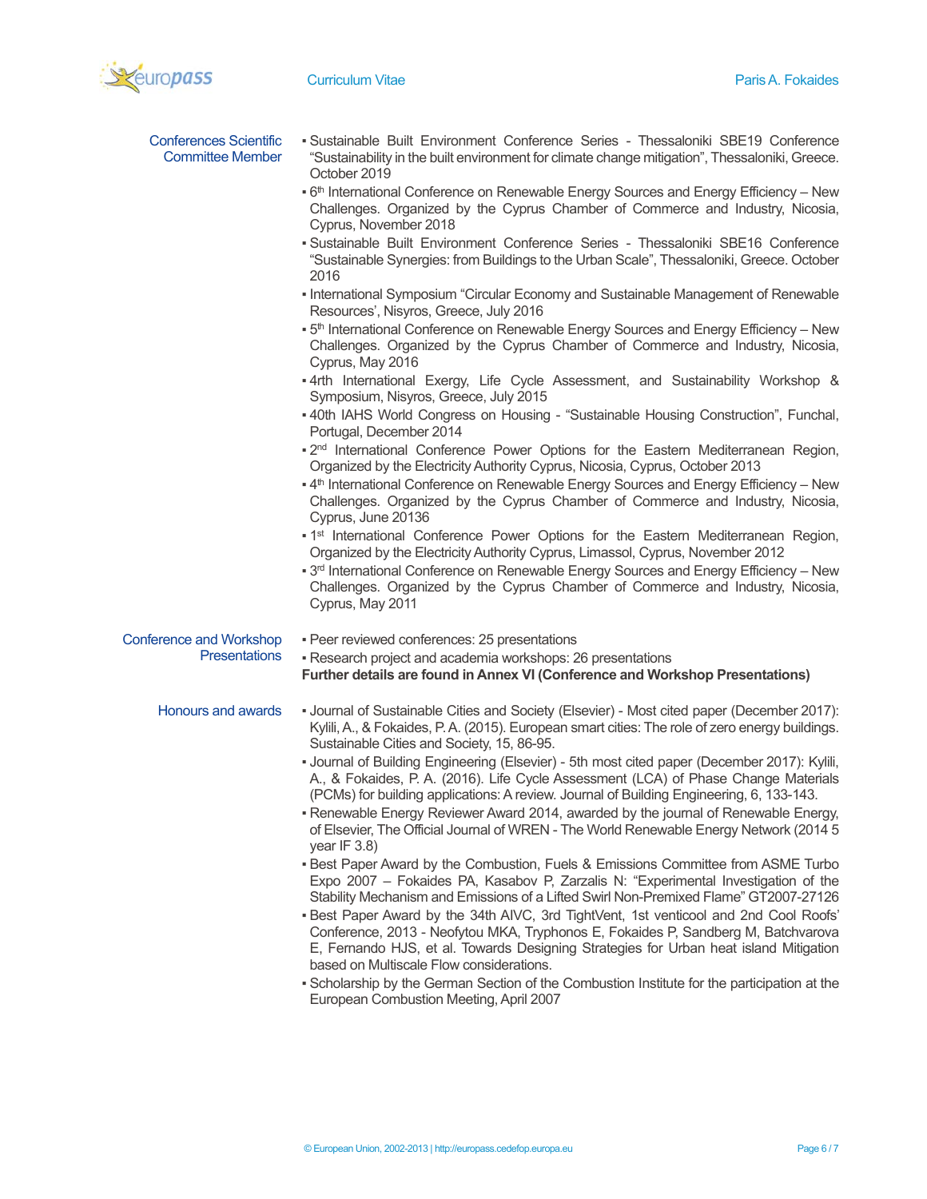## Conferences Scientific Committee Member

- Sustainable Built Environment Conference Series - Thessaloniki SBE19 Conference "Sustainability in the built environment for climate change mitigation", Thessaloniki, Greece. October 2019
- 6th International Conference on Renewable Energy Sources and Energy Efficiency – New Challenges. Organized by the Cyprus Chamber of Commerce and Industry, Nicosia, Cyprus, November 2018
- Sustainable Built Environment Conference Series - Thessaloniki SBE16 Conference "Sustainable Synergies: from Buildings to the Urban Scale", Thessaloniki, Greece. October 2016
- International Symposium "Circular Economy and Sustainable Management of Renewable Resources', Nisyros, Greece, July 2016
- 5th International Conference on Renewable Energy Sources and Energy Efficiency – New Challenges. Organized by the Cyprus Chamber of Commerce and Industry, Nicosia, Cyprus, May 2016
- 4rth International Exergy, Life Cycle Assessment, and Sustainability Workshop & Symposium, Nisyros, Greece, July 2015
- 40th IAHS World Congress on Housing - "Sustainable Housing Construction", Funchal, Portugal, December 2014
- 2nd International Conference Power Options for the Eastern Mediterranean Region, Organized by the Electricity Authority Cyprus, Nicosia, Cyprus, October 2013
- 4th International Conference on Renewable Energy Sources and Energy Efficiency – New Challenges. Organized by the Cyprus Chamber of Commerce and Industry, Nicosia, Cyprus, June 20136
- 1st International Conference Power Options for the Eastern Mediterranean Region, Organized by the Electricity Authority Cyprus, Limassol, Cyprus, November 2012
- 3rd International Conference on Renewable Energy Sources and Energy Efficiency – New Challenges. Organized by the Cyprus Chamber of Commerce and Industry, Nicosia, Cyprus, May 2011

## Conference and Workshop Presentations

- Peer reviewed conferences: 25 presentations
- Research project and academia workshops: 26 presentations

**Further details are found in Annex VI (Conference and Workshop Presentations)**

## Honours and awards

- Journal of Sustainable Cities and Society (Elsevier) - Most cited paper (December 2017): Kylili, A., & Fokaides, P. A. (2015). European smart cities: The role of zero energy buildings. Sustainable Cities and Society, 15, 86-95.
- Journal of Building Engineering (Elsevier) - 5th most cited paper (December 2017): Kylili, A., & Fokaides, P. A. (2016). Life Cycle Assessment (LCA) of Phase Change Materials (PCMs) for building applications: A review. Journal of Building Engineering, 6, 133-143.
- Renewable Energy Reviewer Award 2014, awarded by the journal of Renewable Energy, of Elsevier, The Official Journal of WREN - The World Renewable Energy Network (2014 5 year IF 3.8)
- Best Paper Award by the Combustion, Fuels & Emissions Committee from ASME Turbo Expo 2007 – Fokaides PA, Kasabov P, Zarzalis N: "Experimental Investigation of the Stability Mechanism and Emissions of a Lifted Swirl Non-Premixed Flame" GT2007-27126
- Best Paper Award by the 34th AIVC, 3rd TightVent, 1st venticool and 2nd Cool Roofs' Conference, 2013 - Neofytou MKA, Tryphonos E, Fokaides P, Sandberg M, Batchvarova E, Fernando HJS, et al. Towards Designing Strategies for Urban heat island Mitigation based on Multiscale Flow considerations.
- Scholarship by the German Section of the Combustion Institute for the participation at the European Combustion Meeting, April 2007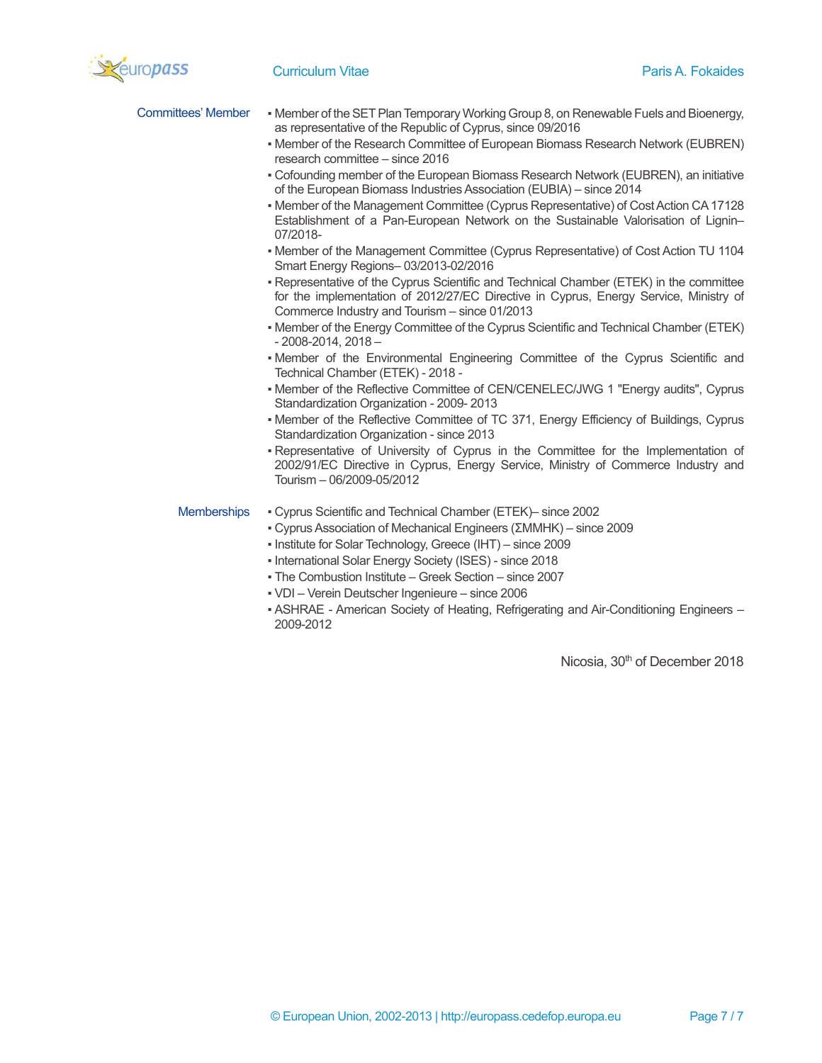## Committees' Member

- Member of the SET Plan Temporary Working Group 8, on Renewable Fuels and Bioenergy, as representative of the Republic of Cyprus, since 09/2016
- Member of the Research Committee of European Biomass Research Network (EUBREN) research committee – since 2016
- Cofounding member of the European Biomass Research Network (EUBREN), an initiative of the European Biomass Industries Association (EUBIA) – since 2014
- Member of the Management Committee (Cyprus Representative) of Cost Action CA 17128 Establishment of a Pan-European Network on the Sustainable Valorisation of Lignin– 07/2018-
- Member of the Management Committee (Cyprus Representative) of Cost Action TU 1104 Smart Energy Regions– 03/2013-02/2016
- Representative of the Cyprus Scientific and Technical Chamber (ETEK) in the committee for the implementation of 2012/27/EC Directive in Cyprus, Energy Service, Ministry of Commerce Industry and Tourism – since 01/2013
- Member of the Energy Committee of the Cyprus Scientific and Technical Chamber (ETEK) - 2008-2014, 2018 –
- Member of the Environmental Engineering Committee of the Cyprus Scientific and Technical Chamber (ETEK) - 2018 -
- Member of the Reflective Committee of CEN/CENELEC/JWG 1 "Energy audits", Cyprus Standardization Organization - 2009- 2013
- Member of the Reflective Committee of TC 371, Energy Efficiency of Buildings, Cyprus Standardization Organization - since 2013
- Representative of University of Cyprus in the Committee for the Implementation of 2002/91/EC Directive in Cyprus, Energy Service, Ministry of Commerce Industry and Tourism – 06/2009-05/2012

## Memberships

- Cyprus Scientific and Technical Chamber (ETEK)– since 2002
- Cyprus Association of Mechanical Engineers (ΣΜΜΗΚ) – since 2009
- Institute for Solar Technology, Greece (IHT) – since 2009
- International Solar Energy Society (ISES) - since 2018
- The Combustion Institute – Greek Section – since 2007
- VDI – Verein Deutscher Ingenieure – since 2006
- ASHRAE - American Society of Heating, Refrigerating and Air-Conditioning Engineers – 2009-2012

Nicosia, 30th of December 2018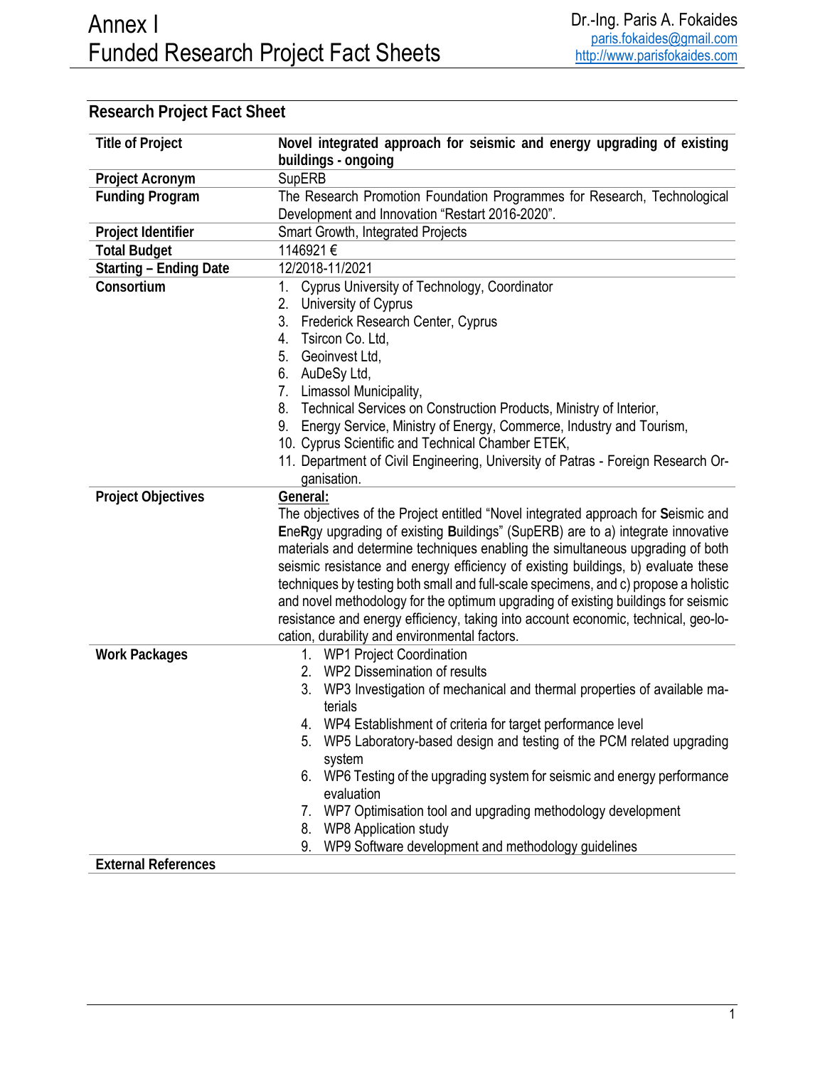## Research Project Fact Sheet

| | |
|---|---|
| **Title of Project** | **Novel integrated approach for seismic and energy upgrading of existing buildings - ongoing** |
| **Project Acronym** | SupERB |
| **Funding Program** | The Research Promotion Foundation Programmes for Research, Technological Development and Innovation "Restart 2016-2020". |
| **Project Identifier** | Smart Growth, Integrated Projects |
| **Total Budget** | 1146921 € |
| **Starting – Ending Date** | 12/2018-11/2021 |
| **Consortium** | 1. Cyprus University of Technology, Coordinator<br>2. University of Cyprus<br>3. Frederick Research Center, Cyprus<br>4. Tsircon Co. Ltd,<br>5. Geoinvest Ltd,<br>6. AuDeSy Ltd,<br>7. Limassol Municipality,<br>8. Technical Services on Construction Products, Ministry of Interior,<br>9. Energy Service, Ministry of Energy, Commerce, Industry and Tourism,<br>10. Cyprus Scientific and Technical Chamber ETEK,<br>11. Department of Civil Engineering, University of Patras - Foreign Research Organisation. |
| **Project Objectives** | **General:**<br>The objectives of the Project entitled "Novel integrated approach for **S**eismic and **E**ne**R**gy upgrading of existing **B**uildings" (SupERB) are to a) integrate innovative materials and determine techniques enabling the simultaneous upgrading of both seismic resistance and energy efficiency of existing buildings, b) evaluate these techniques by testing both small and full-scale specimens, and c) propose a holistic and novel methodology for the optimum upgrading of existing buildings for seismic resistance and energy efficiency, taking into account economic, technical, geo-location, durability and environmental factors. |
| **Work Packages** | 1. WP1 Project Coordination<br>2. WP2 Dissemination of results<br>3. WP3 Investigation of mechanical and thermal properties of available materials<br>4. WP4 Establishment of criteria for target performance level<br>5. WP5 Laboratory-based design and testing of the PCM related upgrading system<br>6. WP6 Testing of the upgrading system for seismic and energy performance evaluation<br>7. WP7 Optimisation tool and upgrading methodology development<br>8. WP8 Application study<br>9. WP9 Software development and methodology guidelines |
| **External References** | |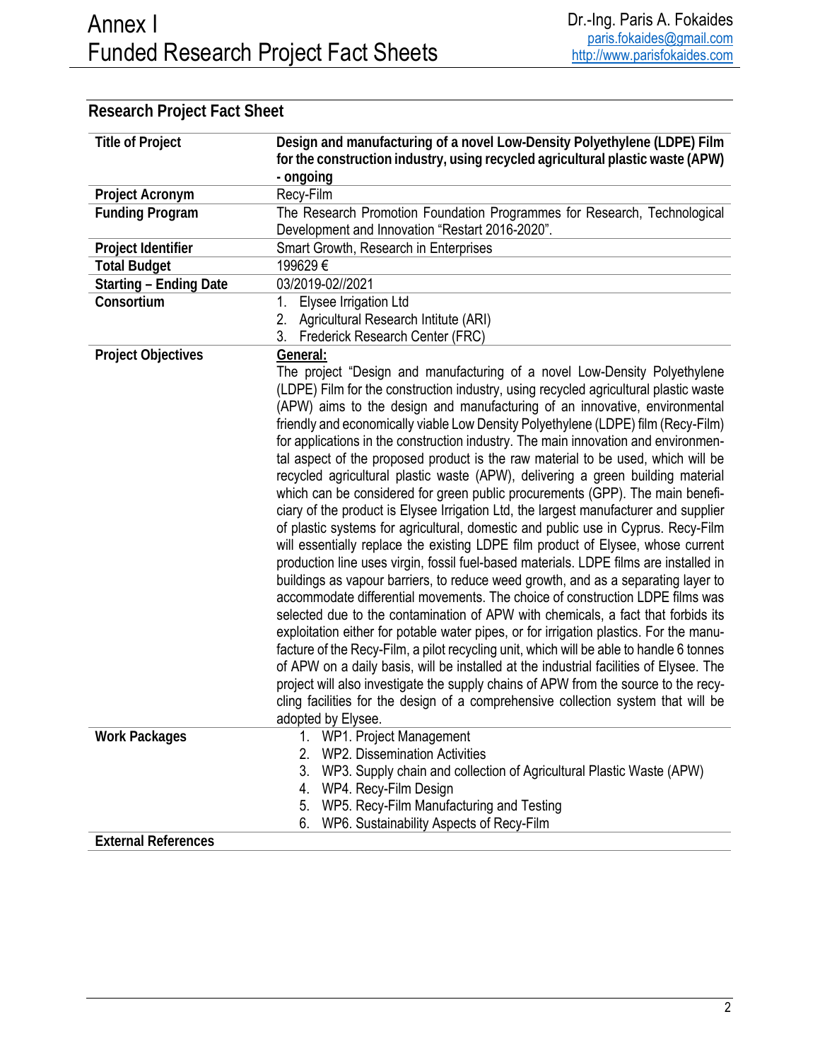## Research Project Fact Sheet

| | |
|---|---|
| **Title of Project** | **Design and manufacturing of a novel Low-Density Polyethylene (LDPE) Film for the construction industry, using recycled agricultural plastic waste (APW) - ongoing** |
| **Project Acronym** | Recy-Film |
| **Funding Program** | The Research Promotion Foundation Programmes for Research, Technological Development and Innovation "Restart 2016-2020". |
| **Project Identifier** | Smart Growth, Research in Enterprises |
| **Total Budget** | 199629 € |
| **Starting – Ending Date** | 03/2019-02//2021 |
| **Consortium** | 1. Elysee Irrigation Ltd<br>2. Agricultural Research Intitute (ARI)<br>3. Frederick Research Center (FRC) |
| **Project Objectives** | **General:**<br>The project "Design and manufacturing of a novel Low-Density Polyethylene (LDPE) Film for the construction industry, using recycled agricultural plastic waste (APW) aims to the design and manufacturing of an innovative, environmental friendly and economically viable Low Density Polyethylene (LDPE) film (Recy-Film) for applications in the construction industry. The main innovation and environmental aspect of the proposed product is the raw material to be used, which will be recycled agricultural plastic waste (APW), delivering a green building material which can be considered for green public procurements (GPP). The main beneficiary of the product is Elysee Irrigation Ltd, the largest manufacturer and supplier of plastic systems for agricultural, domestic and public use in Cyprus. Recy-Film will essentially replace the existing LDPE film product of Elysee, whose current production line uses virgin, fossil fuel-based materials. LDPE films are installed in buildings as vapour barriers, to reduce weed growth, and as a separating layer to accommodate differential movements. The choice of construction LDPE films was selected due to the contamination of APW with chemicals, a fact that forbids its exploitation either for potable water pipes, or for irrigation plastics. For the manufacture of the Recy-Film, a pilot recycling unit, which will be able to handle 6 tonnes of APW on a daily basis, will be installed at the industrial facilities of Elysee. The project will also investigate the supply chains of APW from the source to the recycling facilities for the design of a comprehensive collection system that will be adopted by Elysee. |
| **Work Packages** | 1. WP1. Project Management<br>2. WP2. Dissemination Activities<br>3. WP3. Supply chain and collection of Agricultural Plastic Waste (APW)<br>4. WP4. Recy-Film Design<br>5. WP5. Recy-Film Manufacturing and Testing<br>6. WP6. Sustainability Aspects of Recy-Film |
| **External References** | |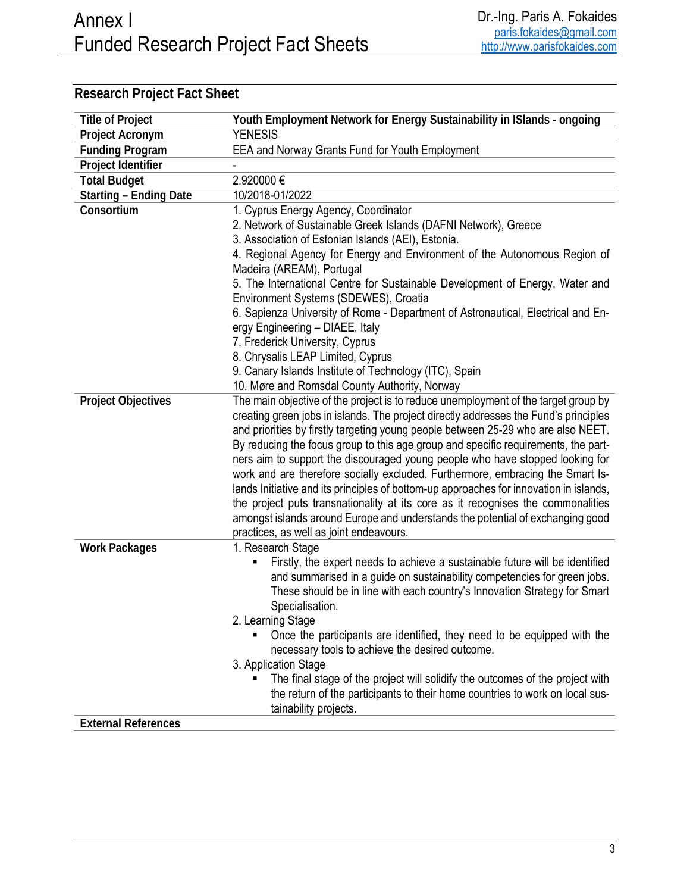## Research Project Fact Sheet

| | |
|---|---|
| **Title of Project** | **Youth Employment Network for Energy Sustainability in ISlands - ongoing** |
| **Project Acronym** | YENESIS |
| **Funding Program** | EEA and Norway Grants Fund for Youth Employment |
| **Project Identifier** | - |
| **Total Budget** | 2.920000 € |
| **Starting – Ending Date** | 10/2018-01/2022 |
| **Consortium** | 1. Cyprus Energy Agency, Coordinator<br>2. Network of Sustainable Greek Islands (DAFNI Network), Greece<br>3. Association of Estonian Islands (AEI), Estonia.<br>4. Regional Agency for Energy and Environment of the Autonomous Region of Madeira (AREAM), Portugal<br>5. The International Centre for Sustainable Development of Energy, Water and Environment Systems (SDEWES), Croatia<br>6. Sapienza University of Rome - Department of Astronautical, Electrical and Energy Engineering – DIAEE, Italy<br>7. Frederick University, Cyprus<br>8. Chrysalis LEAP Limited, Cyprus<br>9. Canary Islands Institute of Technology (ITC), Spain<br>10. Møre and Romsdal County Authority, Norway |
| **Project Objectives** | The main objective of the project is to reduce unemployment of the target group by creating green jobs in islands. The project directly addresses the Fund's principles and priorities by firstly targeting young people between 25-29 who are also NEET. By reducing the focus group to this age group and specific requirements, the partners aim to support the discouraged young people who have stopped looking for work and are therefore socially excluded. Furthermore, embracing the Smart Islands Initiative and its principles of bottom-up approaches for innovation in islands, the project puts transnationality at its core as it recognises the commonalities amongst islands around Europe and understands the potential of exchanging good practices, as well as joint endeavours. |
| **Work Packages** | 1. Research Stage<br>▪ Firstly, the expert needs to achieve a sustainable future will be identified and summarised in a guide on sustainability competencies for green jobs. These should be in line with each country's Innovation Strategy for Smart Specialisation.<br>2. Learning Stage<br>▪ Once the participants are identified, they need to be equipped with the necessary tools to achieve the desired outcome.<br>3. Application Stage<br>▪ The final stage of the project will solidify the outcomes of the project with the return of the participants to their home countries to work on local sustainability projects. |
| **External References** | |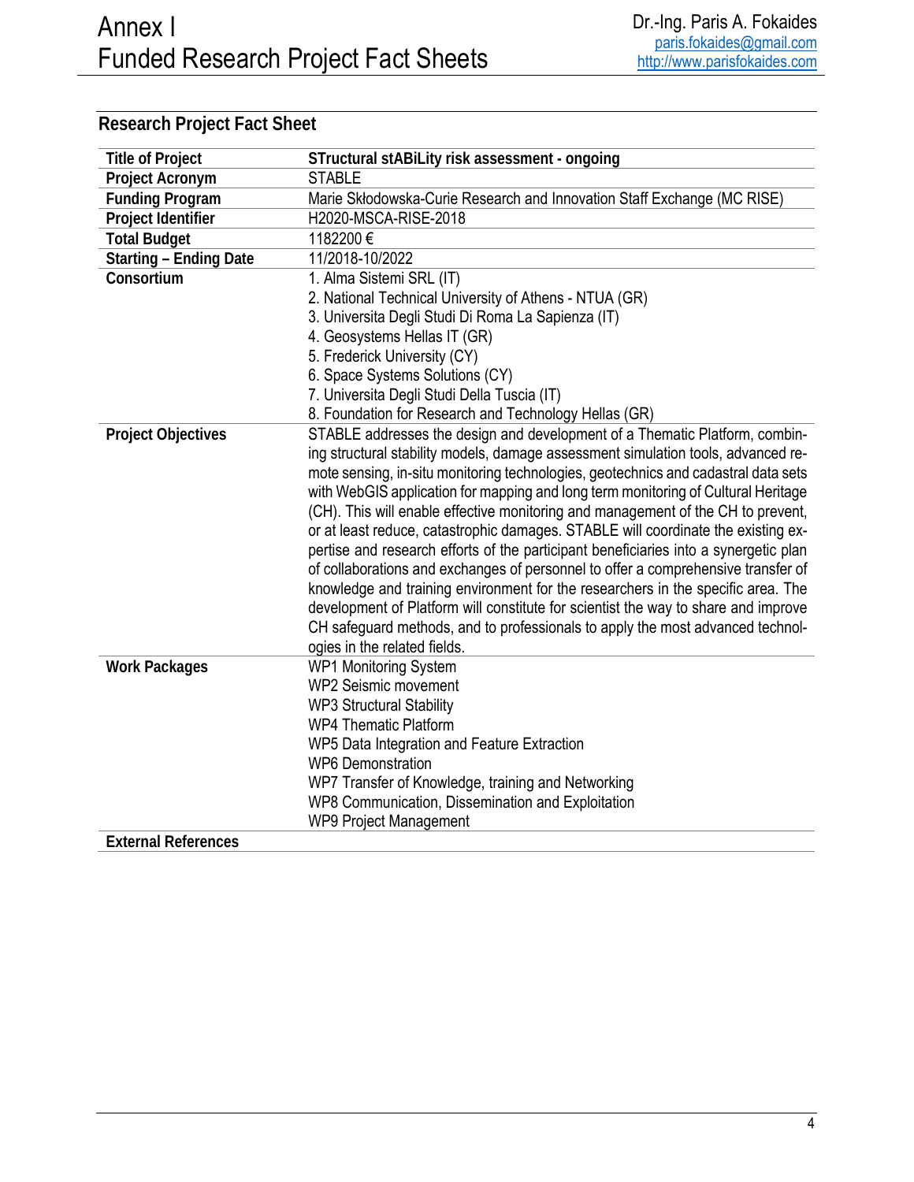## Research Project Fact Sheet

| Title of Project | STructural stABiLity risk assessment - ongoing |
|---|---|
| Project Acronym | STABLE |
| Funding Program | Marie Skłodowska-Curie Research and Innovation Staff Exchange (MC RISE) |
| Project Identifier | H2020-MSCA-RISE-2018 |
| Total Budget | 1182200 € |
| Starting – Ending Date | 11/2018-10/2022 |
| Consortium | 1. Alma Sistemi SRL (IT)<br>2. National Technical University of Athens - NTUA (GR)<br>3. Universita Degli Studi Di Roma La Sapienza (IT)<br>4. Geosystems Hellas IT (GR)<br>5. Frederick University (CY)<br>6. Space Systems Solutions (CY)<br>7. Universita Degli Studi Della Tuscia (IT)<br>8. Foundation for Research and Technology Hellas (GR) |
| Project Objectives | STABLE addresses the design and development of a Thematic Platform, combining structural stability models, damage assessment simulation tools, advanced remote sensing, in-situ monitoring technologies, geotechnics and cadastral data sets with WebGIS application for mapping and long term monitoring of Cultural Heritage (CH). This will enable effective monitoring and management of the CH to prevent, or at least reduce, catastrophic damages. STABLE will coordinate the existing expertise and research efforts of the participant beneficiaries into a synergetic plan of collaborations and exchanges of personnel to offer a comprehensive transfer of knowledge and training environment for the researchers in the specific area. The development of Platform will constitute for scientist the way to share and improve CH safeguard methods, and to professionals to apply the most advanced technologies in the related fields. |
| Work Packages | WP1 Monitoring System<br>WP2 Seismic movement<br>WP3 Structural Stability<br>WP4 Thematic Platform<br>WP5 Data Integration and Feature Extraction<br>WP6 Demonstration<br>WP7 Transfer of Knowledge, training and Networking<br>WP8 Communication, Dissemination and Exploitation<br>WP9 Project Management |
| External References | |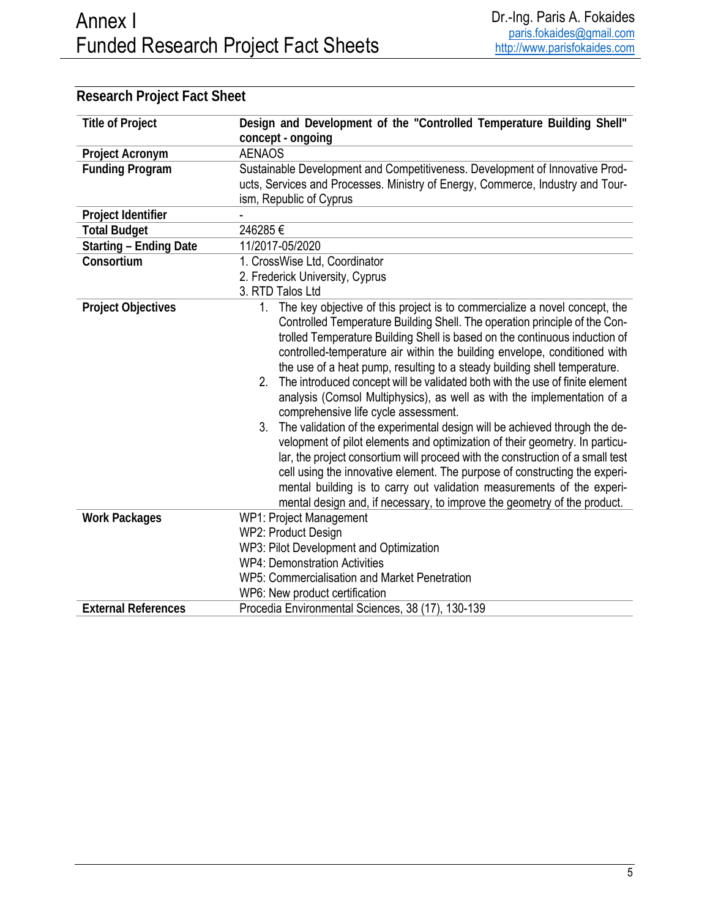## Research Project Fact Sheet

| | |
|---|---|
| **Title of Project** | **Design and Development of the "Controlled Temperature Building Shell" concept - ongoing** |
| **Project Acronym** | AENAOS |
| **Funding Program** | Sustainable Development and Competitiveness. Development of Innovative Products, Services and Processes. Ministry of Energy, Commerce, Industry and Tourism, Republic of Cyprus |
| **Project Identifier** | - |
| **Total Budget** | 246285 € |
| **Starting – Ending Date** | 11/2017-05/2020 |
| **Consortium** | 1. CrossWise Ltd, Coordinator<br>2. Frederick University, Cyprus<br>3. RTD Talos Ltd |
| **Project Objectives** | 1. The key objective of this project is to commercialize a novel concept, the Controlled Temperature Building Shell. The operation principle of the Controlled Temperature Building Shell is based on the continuous induction of controlled-temperature air within the building envelope, conditioned with the use of a heat pump, resulting to a steady building shell temperature.<br>2. The introduced concept will be validated both with the use of finite element analysis (Comsol Multiphysics), as well as with the implementation of a comprehensive life cycle assessment.<br>3. The validation of the experimental design will be achieved through the development of pilot elements and optimization of their geometry. In particular, the project consortium will proceed with the construction of a small test cell using the innovative element. The purpose of constructing the experimental building is to carry out validation measurements of the experimental design and, if necessary, to improve the geometry of the product. |
| **Work Packages** | WP1: Project Management<br>WP2: Product Design<br>WP3: Pilot Development and Optimization<br>WP4: Demonstration Activities<br>WP5: Commercialisation and Market Penetration<br>WP6: New product certification |
| **External References** | Procedia Environmental Sciences, 38 (17), 130-139 |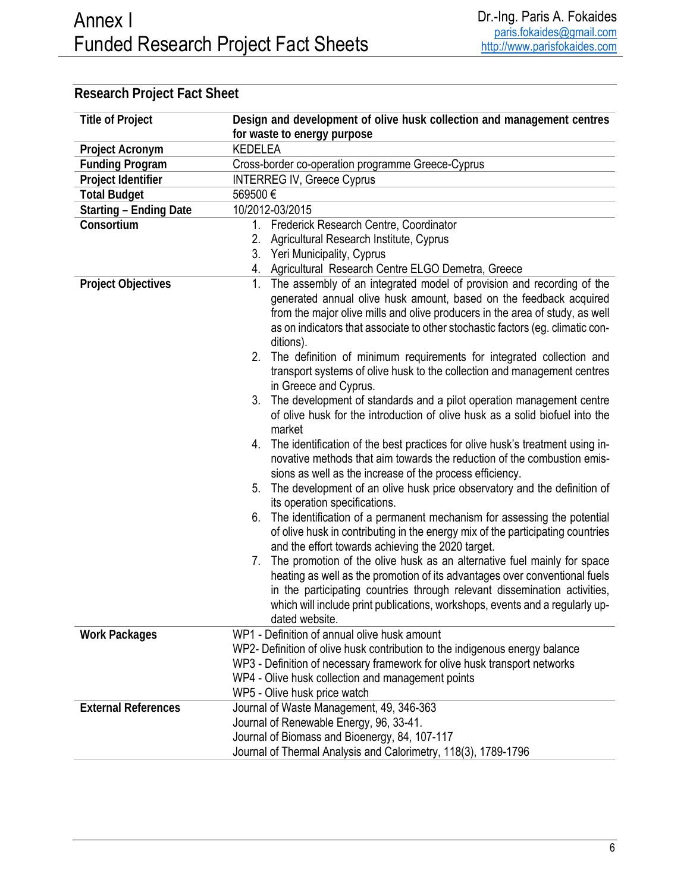## Research Project Fact Sheet

| | |
|---|---|
| **Title of Project** | **Design and development of olive husk collection and management centres for waste to energy purpose** |
| **Project Acronym** | KEDELEA |
| **Funding Program** | Cross-border co-operation programme Greece-Cyprus |
| **Project Identifier** | INTERREG IV, Greece Cyprus |
| **Total Budget** | 569500 € |
| **Starting – Ending Date** | 10/2012-03/2015 |
| **Consortium** | 1. Frederick Research Centre, Coordinator<br>2. Agricultural Research Institute, Cyprus<br>3. Yeri Municipality, Cyprus<br>4. Agricultural Research Centre ELGO Demetra, Greece |
| **Project Objectives** | 1. The assembly of an integrated model of provision and recording of the generated annual olive husk amount, based on the feedback acquired from the major olive mills and olive producers in the area of study, as well as on indicators that associate to other stochastic factors (eg. climatic conditions).<br>2. The definition of minimum requirements for integrated collection and transport systems of olive husk to the collection and management centres in Greece and Cyprus.<br>3. The development of standards and a pilot operation management centre of olive husk for the introduction of olive husk as a solid biofuel into the market<br>4. The identification of the best practices for olive husk's treatment using innovative methods that aim towards the reduction of the combustion emissions as well as the increase of the process efficiency.<br>5. The development of an olive husk price observatory and the definition of its operation specifications.<br>6. The identification of a permanent mechanism for assessing the potential of olive husk in contributing in the energy mix of the participating countries and the effort towards achieving the 2020 target.<br>7. The promotion of the olive husk as an alternative fuel mainly for space heating as well as the promotion of its advantages over conventional fuels in the participating countries through relevant dissemination activities, which will include print publications, workshops, events and a regularly updated website. |
| **Work Packages** | WP1 - Definition of annual olive husk amount<br>WP2- Definition of olive husk contribution to the indigenous energy balance<br>WP3 - Definition of necessary framework for olive husk transport networks<br>WP4 - Olive husk collection and management points<br>WP5 - Olive husk price watch |
| **External References** | Journal of Waste Management, 49, 346-363<br>Journal of Renewable Energy, 96, 33-41.<br>Journal of Biomass and Bioenergy, 84, 107-117<br>Journal of Thermal Analysis and Calorimetry, 118(3), 1789-1796 |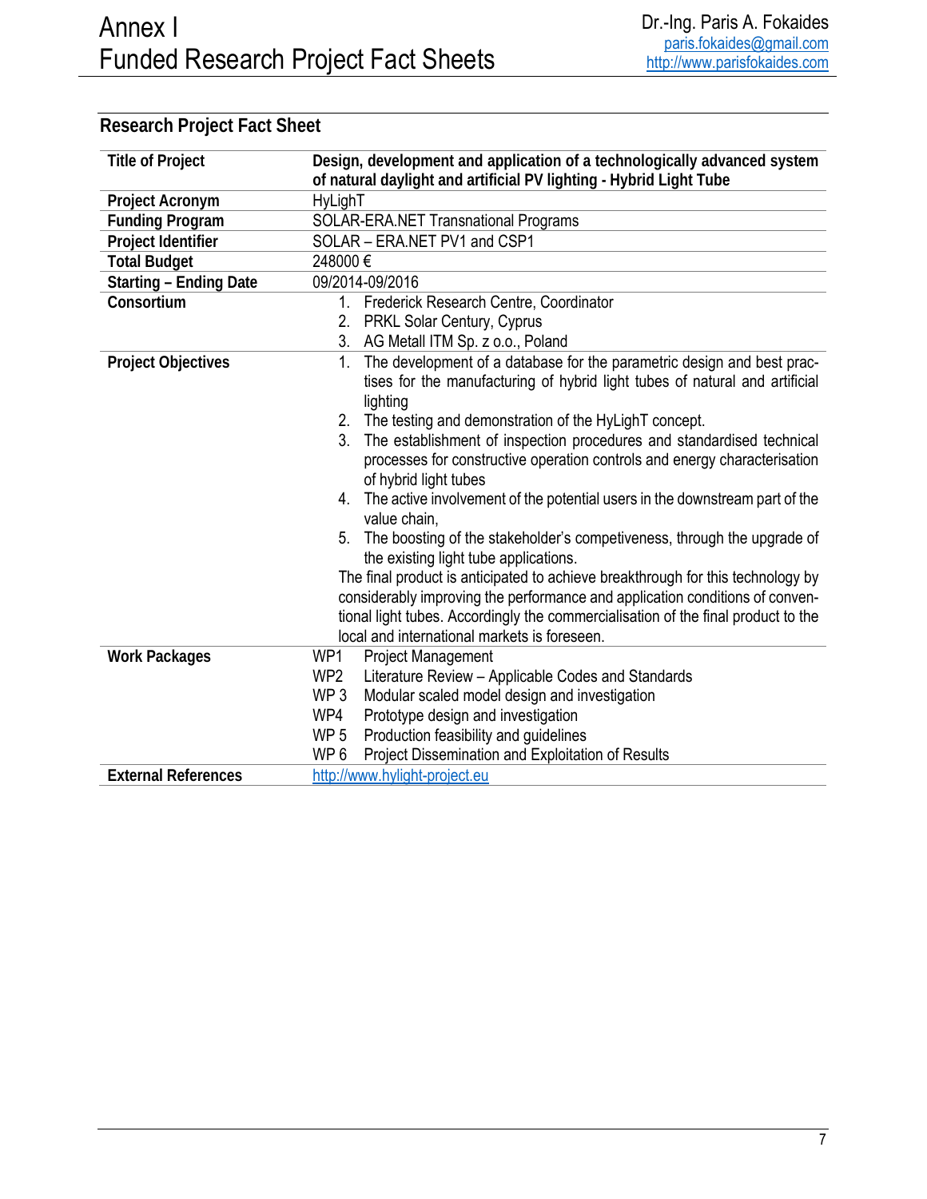## Research Project Fact Sheet

| | |
|---|---|
| **Title of Project** | **Design, development and application of a technologically advanced system of natural daylight and artificial PV lighting - Hybrid Light Tube** |
| **Project Acronym** | HyLighT |
| **Funding Program** | SOLAR-ERA.NET Transnational Programs |
| **Project Identifier** | SOLAR – ERA.NET PV1 and CSP1 |
| **Total Budget** | 248000 € |
| **Starting – Ending Date** | 09/2014-09/2016 |
| **Consortium** | 1. Frederick Research Centre, Coordinator<br>2. PRKL Solar Century, Cyprus<br>3. AG Metall ITM Sp. z o.o., Poland |
| **Project Objectives** | 1. The development of a database for the parametric design and best practises for the manufacturing of hybrid light tubes of natural and artificial lighting<br>2. The testing and demonstration of the HyLighT concept.<br>3. The establishment of inspection procedures and standardised technical processes for constructive operation controls and energy characterisation of hybrid light tubes<br>4. The active involvement of the potential users in the downstream part of the value chain,<br>5. The boosting of the stakeholder's competiveness, through the upgrade of the existing light tube applications.<br>The final product is anticipated to achieve breakthrough for this technology by considerably improving the performance and application conditions of conventional light tubes. Accordingly the commercialisation of the final product to the local and international markets is foreseen. |
| **Work Packages** | WP1 Project Management<br>WP2 Literature Review – Applicable Codes and Standards<br>WP 3 Modular scaled model design and investigation<br>WP4 Prototype design and investigation<br>WP 5 Production feasibility and guidelines<br>WP 6 Project Dissemination and Exploitation of Results |
| **External References** | http://www.hylight-project.eu |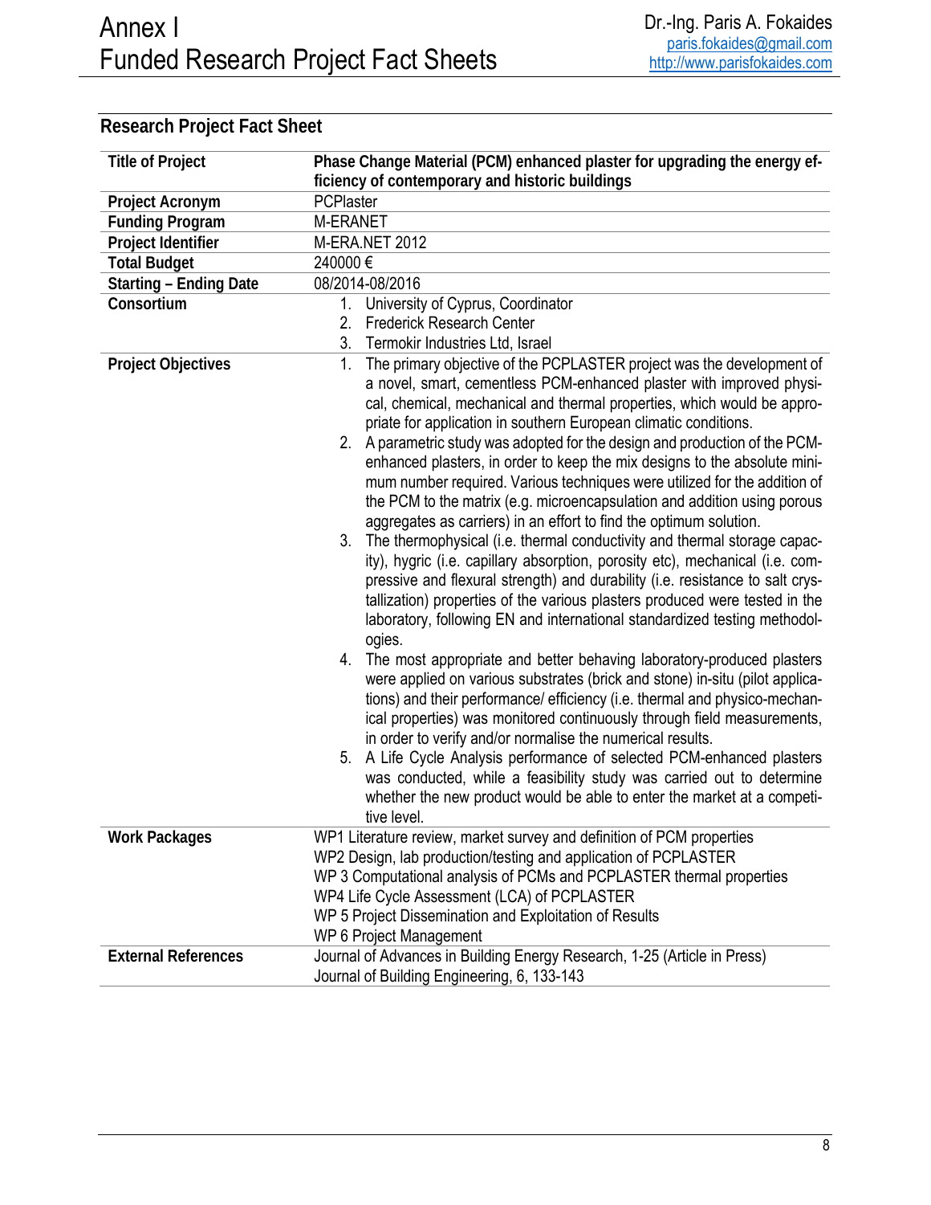## Research Project Fact Sheet

| | |
|---|---|
| **Title of Project** | **Phase Change Material (PCM) enhanced plaster for upgrading the energy efficiency of contemporary and historic buildings** |
| **Project Acronym** | PCPlaster |
| **Funding Program** | M-ERANET |
| **Project Identifier** | M-ERA.NET 2012 |
| **Total Budget** | 240000 € |
| **Starting – Ending Date** | 08/2014-08/2016 |
| **Consortium** | 1. University of Cyprus, Coordinator<br>2. Frederick Research Center<br>3. Termokir Industries Ltd, Israel |
| **Project Objectives** | 1. The primary objective of the PCPLASTER project was the development of a novel, smart, cementless PCM-enhanced plaster with improved physical, chemical, mechanical and thermal properties, which would be appropriate for application in southern European climatic conditions.<br>2. A parametric study was adopted for the design and production of the PCM-enhanced plasters, in order to keep the mix designs to the absolute minimum number required. Various techniques were utilized for the addition of the PCM to the matrix (e.g. microencapsulation and addition using porous aggregates as carriers) in an effort to find the optimum solution.<br>3. The thermophysical (i.e. thermal conductivity and thermal storage capacity), hygric (i.e. capillary absorption, porosity etc), mechanical (i.e. compressive and flexural strength) and durability (i.e. resistance to salt crystallization) properties of the various plasters produced were tested in the laboratory, following EN and international standardized testing methodologies.<br>4. The most appropriate and better behaving laboratory-produced plasters were applied on various substrates (brick and stone) in-situ (pilot applications) and their performance/ efficiency (i.e. thermal and physico-mechanical properties) was monitored continuously through field measurements, in order to verify and/or normalise the numerical results.<br>5. A Life Cycle Analysis performance of selected PCM-enhanced plasters was conducted, while a feasibility study was carried out to determine whether the new product would be able to enter the market at a competitive level. |
| **Work Packages** | WP1 Literature review, market survey and definition of PCM properties<br>WP2 Design, lab production/testing and application of PCPLASTER<br>WP 3 Computational analysis of PCMs and PCPLASTER thermal properties<br>WP4 Life Cycle Assessment (LCA) of PCPLASTER<br>WP 5 Project Dissemination and Exploitation of Results<br>WP 6 Project Management |
| **External References** | Journal of Advances in Building Energy Research, 1-25 (Article in Press)<br>Journal of Building Engineering, 6, 133-143 |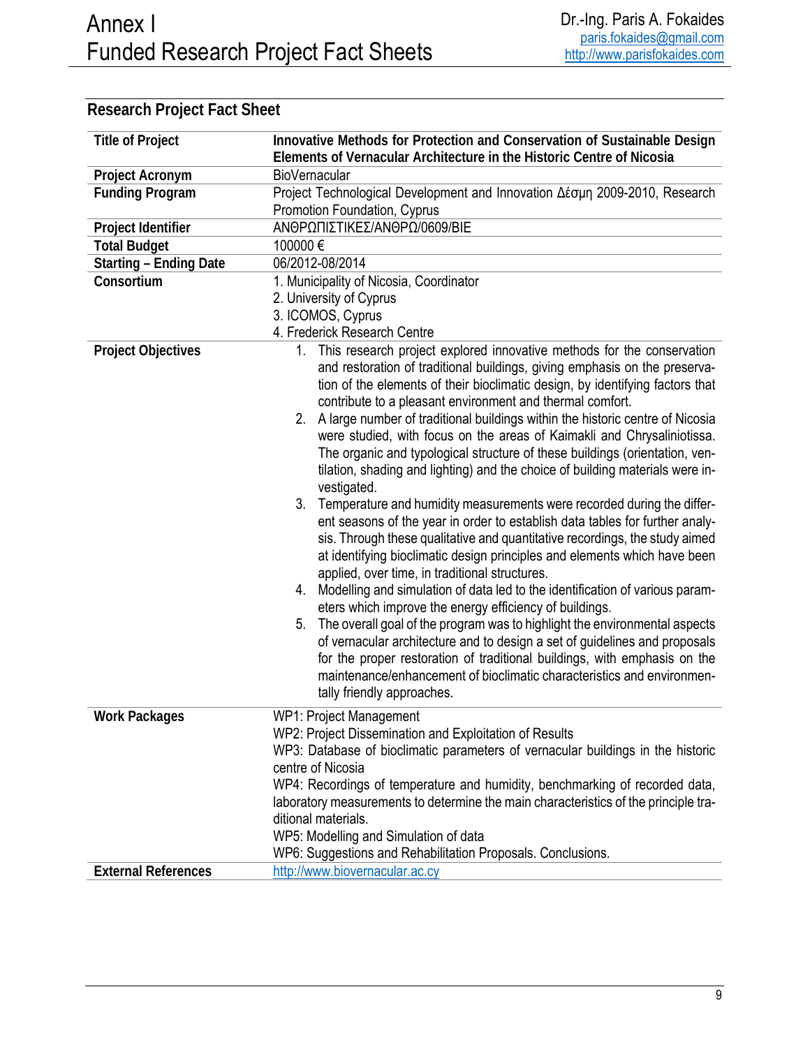## Research Project Fact Sheet

| | |
|---|---|
| **Title of Project** | **Innovative Methods for Protection and Conservation of Sustainable Design Elements of Vernacular Architecture in the Historic Centre of Nicosia** |
| **Project Acronym** | BioVernacular |
| **Funding Program** | Project Technological Development and Innovation Δέσμη 2009-2010, Research Promotion Foundation, Cyprus |
| **Project Identifier** | ΑΝΘΡΩΠΙΣΤΙΚΕΣ/ΑΝΘΡΩ/0609/ΒΙΕ |
| **Total Budget** | 100000 € |
| **Starting – Ending Date** | 06/2012-08/2014 |
| **Consortium** | 1. Municipality of Nicosia, Coordinator<br>2. University of Cyprus<br>3. ICOMOS, Cyprus<br>4. Frederick Research Centre |
| **Project Objectives** | 1. This research project explored innovative methods for the conservation and restoration of traditional buildings, giving emphasis on the preservation of the elements of their bioclimatic design, by identifying factors that contribute to a pleasant environment and thermal comfort.<br>2. A large number of traditional buildings within the historic centre of Nicosia were studied, with focus on the areas of Kaimakli and Chrysaliniotissa. The organic and typological structure of these buildings (orientation, ventilation, shading and lighting) and the choice of building materials were investigated.<br>3. Temperature and humidity measurements were recorded during the different seasons of the year in order to establish data tables for further analysis. Through these qualitative and quantitative recordings, the study aimed at identifying bioclimatic design principles and elements which have been applied, over time, in traditional structures.<br>4. Modelling and simulation of data led to the identification of various parameters which improve the energy efficiency of buildings.<br>5. The overall goal of the program was to highlight the environmental aspects of vernacular architecture and to design a set of guidelines and proposals for the proper restoration of traditional buildings, with emphasis on the maintenance/enhancement of bioclimatic characteristics and environmentally friendly approaches. |
| **Work Packages** | WP1: Project Management<br>WP2: Project Dissemination and Exploitation of Results<br>WP3: Database of bioclimatic parameters of vernacular buildings in the historic centre of Nicosia<br>WP4: Recordings of temperature and humidity, benchmarking of recorded data, laboratory measurements to determine the main characteristics of the principle traditional materials.<br>WP5: Modelling and Simulation of data<br>WP6: Suggestions and Rehabilitation Proposals. Conclusions. |
| **External References** | http://www.biovernacular.ac.cy |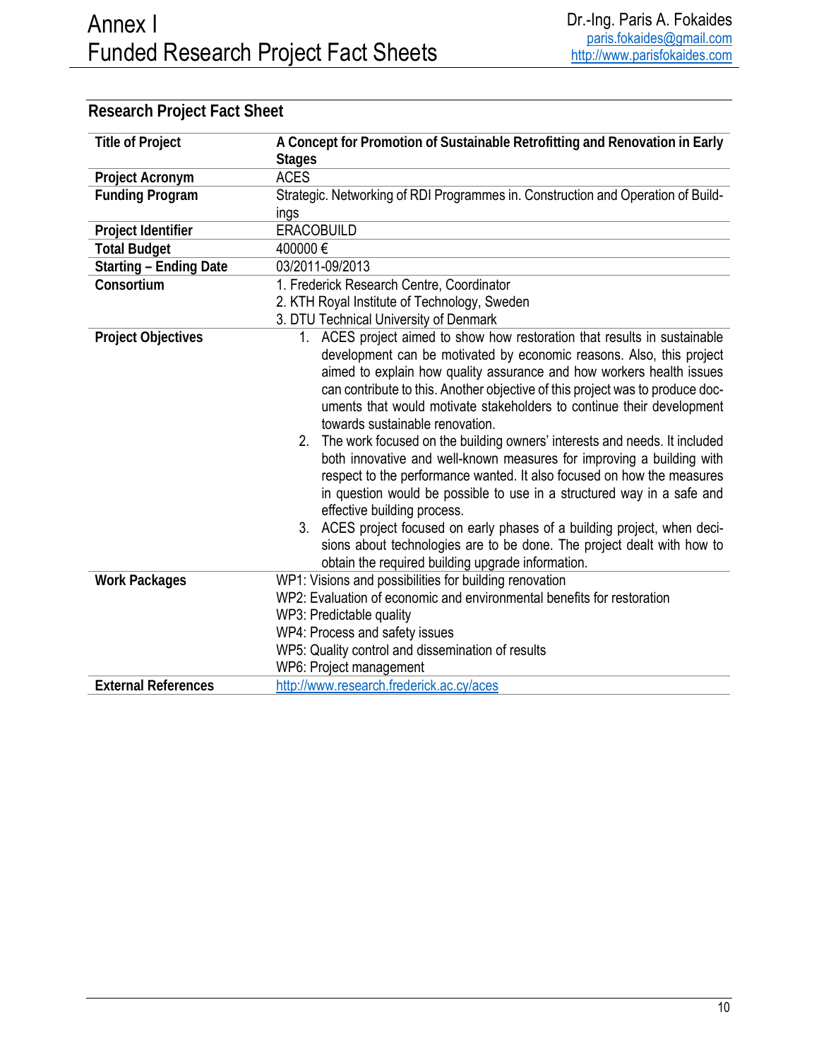## Research Project Fact Sheet

| | |
|---|---|
| **Title of Project** | **A Concept for Promotion of Sustainable Retrofitting and Renovation in Early Stages** |
| **Project Acronym** | ACES |
| **Funding Program** | Strategic. Networking of RDI Programmes in. Construction and Operation of Buildings |
| **Project Identifier** | ERACOBUILD |
| **Total Budget** | 400000 € |
| **Starting – Ending Date** | 03/2011-09/2013 |
| **Consortium** | 1. Frederick Research Centre, Coordinator<br>2. KTH Royal Institute of Technology, Sweden<br>3. DTU Technical University of Denmark |
| **Project Objectives** | 1. ACES project aimed to show how restoration that results in sustainable development can be motivated by economic reasons. Also, this project aimed to explain how quality assurance and how workers health issues can contribute to this. Another objective of this project was to produce documents that would motivate stakeholders to continue their development towards sustainable renovation.<br>2. The work focused on the building owners' interests and needs. It included both innovative and well-known measures for improving a building with respect to the performance wanted. It also focused on how the measures in question would be possible to use in a structured way in a safe and effective building process.<br>3. ACES project focused on early phases of a building project, when decisions about technologies are to be done. The project dealt with how to obtain the required building upgrade information. |
| **Work Packages** | WP1: Visions and possibilities for building renovation<br>WP2: Evaluation of economic and environmental benefits for restoration<br>WP3: Predictable quality<br>WP4: Process and safety issues<br>WP5: Quality control and dissemination of results<br>WP6: Project management |
| **External References** | http://www.research.frederick.ac.cy/aces |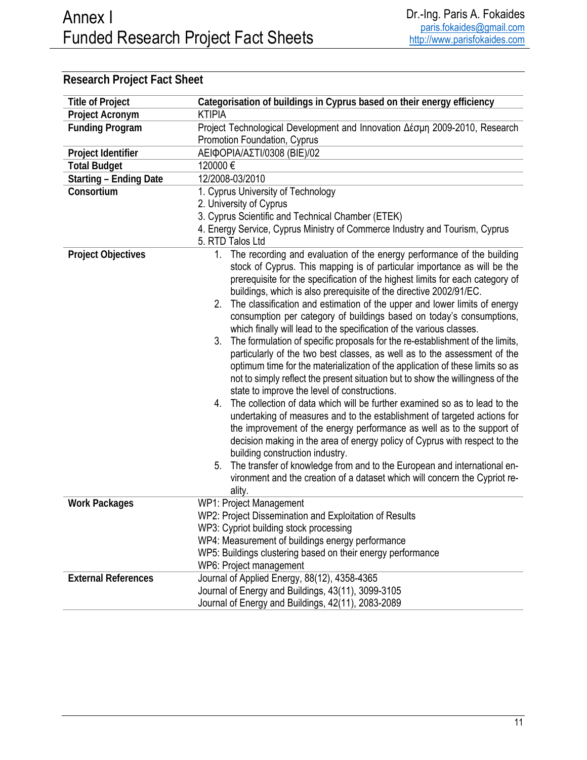## Research Project Fact Sheet

| | |
|---|---|
| **Title of Project** | **Categorisation of buildings in Cyprus based on their energy efficiency** |
| **Project Acronym** | KTIPIA |
| **Funding Program** | Project Technological Development and Innovation Δέσμη 2009-2010, Research Promotion Foundation, Cyprus |
| **Project Identifier** | ΑΕΙΦΟΡΙΑ/ΑΣΤΙ/0308 (ΒΙΕ)/02 |
| **Total Budget** | 120000 € |
| **Starting – Ending Date** | 12/2008-03/2010 |
| **Consortium** | 1. Cyprus University of Technology<br>2. University of Cyprus<br>3. Cyprus Scientific and Technical Chamber (ETEK)<br>4. Energy Service, Cyprus Ministry of Commerce Industry and Tourism, Cyprus<br>5. RTD Talos Ltd |
| **Project Objectives** | 1. The recording and evaluation of the energy performance of the building stock of Cyprus. This mapping is of particular importance as will be the prerequisite for the specification of the highest limits for each category of buildings, which is also prerequisite of the directive 2002/91/EC.<br>2. The classification and estimation of the upper and lower limits of energy consumption per category of buildings based on today's consumptions, which finally will lead to the specification of the various classes.<br>3. The formulation of specific proposals for the re-establishment of the limits, particularly of the two best classes, as well as to the assessment of the optimum time for the materialization of the application of these limits so as not to simply reflect the present situation but to show the willingness of the state to improve the level of constructions.<br>4. The collection of data which will be further examined so as to lead to the undertaking of measures and to the establishment of targeted actions for the improvement of the energy performance as well as to the support of decision making in the area of energy policy of Cyprus with respect to the building construction industry.<br>5. The transfer of knowledge from and to the European and international environment and the creation of a dataset which will concern the Cypriot reality. |
| **Work Packages** | WP1: Project Management<br>WP2: Project Dissemination and Exploitation of Results<br>WP3: Cypriot building stock processing<br>WP4: Measurement of buildings energy performance<br>WP5: Buildings clustering based on their energy performance<br>WP6: Project management |
| **External References** | Journal of Applied Energy, 88(12), 4358-4365<br>Journal of Energy and Buildings, 43(11), 3099-3105<br>Journal of Energy and Buildings, 42(11), 2083-2089 |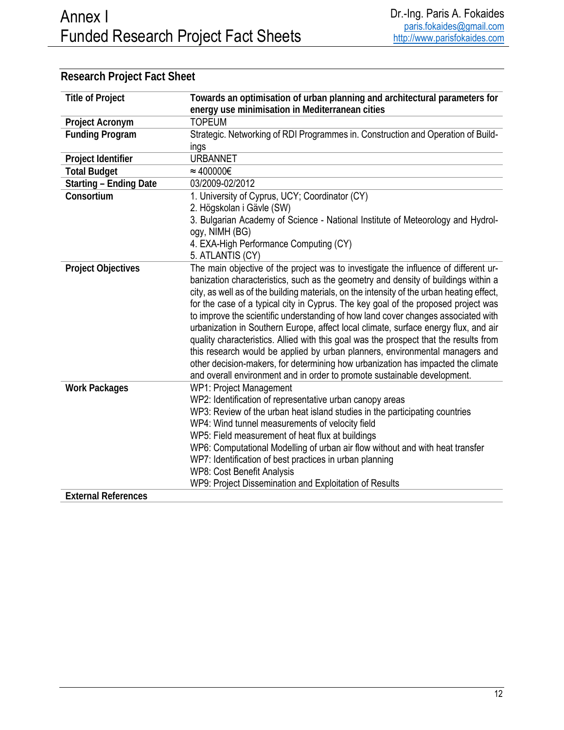## Research Project Fact Sheet

| | |
|---|---|
| **Title of Project** | **Towards an optimisation of urban planning and architectural parameters for energy use minimisation in Mediterranean cities** |
| **Project Acronym** | TOPEUM |
| **Funding Program** | Strategic. Networking of RDI Programmes in. Construction and Operation of Buildings |
| **Project Identifier** | URBANNET |
| **Total Budget** | ≈ 400000€ |
| **Starting – Ending Date** | 03/2009-02/2012 |
| **Consortium** | 1. University of Cyprus, UCY; Coordinator (CY)<br>2. Högskolan i Gävle (SW)<br>3. Bulgarian Academy of Science - National Institute of Meteorology and Hydrology, NIMH (BG)<br>4. EXA-High Performance Computing (CY)<br>5. ATLANTIS (CY) |
| **Project Objectives** | The main objective of the project was to investigate the influence of different urbanization characteristics, such as the geometry and density of buildings within a city, as well as of the building materials, on the intensity of the urban heating effect, for the case of a typical city in Cyprus. The key goal of the proposed project was to improve the scientific understanding of how land cover changes associated with urbanization in Southern Europe, affect local climate, surface energy flux, and air quality characteristics. Allied with this goal was the prospect that the results from this research would be applied by urban planners, environmental managers and other decision-makers, for determining how urbanization has impacted the climate and overall environment and in order to promote sustainable development. |
| **Work Packages** | WP1: Project Management<br>WP2: Identification of representative urban canopy areas<br>WP3: Review of the urban heat island studies in the participating countries<br>WP4: Wind tunnel measurements of velocity field<br>WP5: Field measurement of heat flux at buildings<br>WP6: Computational Modelling of urban air flow without and with heat transfer<br>WP7: Identification of best practices in urban planning<br>WP8: Cost Benefit Analysis<br>WP9: Project Dissemination and Exploitation of Results |
| **External References** | |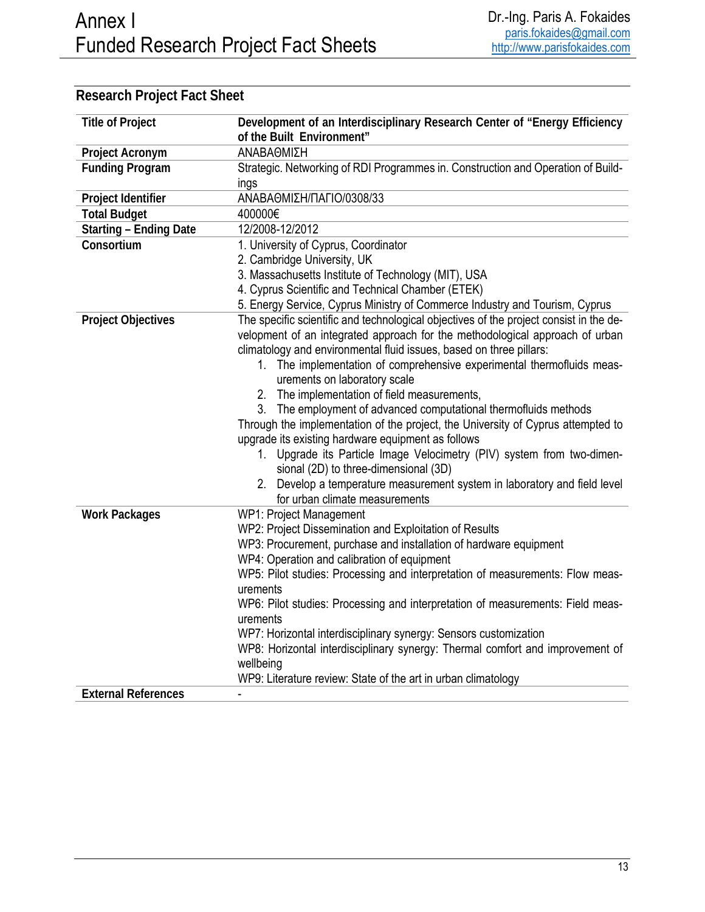## Research Project Fact Sheet

| **Title of Project** | **Development of an Interdisciplinary Research Center of "Energy Efficiency of the Built Environment"** |
|---|---|
| **Project Acronym** | ΑΝΑΒΑΘΜΙΣΗ |
| **Funding Program** | Strategic. Networking of RDI Programmes in. Construction and Operation of Buildings |
| **Project Identifier** | ΑΝΑΒΑΘΜΙΣΗ/ΠΑΓΙΟ/0308/33 |
| **Total Budget** | 400000€ |
| **Starting – Ending Date** | 12/2008-12/2012 |
| **Consortium** | 1. University of Cyprus, Coordinator<br>2. Cambridge University, UK<br>3. Massachusetts Institute of Technology (MIT), USA<br>4. Cyprus Scientific and Technical Chamber (ETEK)<br>5. Energy Service, Cyprus Ministry of Commerce Industry and Tourism, Cyprus |
| **Project Objectives** | The specific scientific and technological objectives of the project consist in the development of an integrated approach for the methodological approach of urban climatology and environmental fluid issues, based on three pillars:<br>1. The implementation of comprehensive experimental thermofluids measurements on laboratory scale<br>2. The implementation of field measurements,<br>3. The employment of advanced computational thermofluids methods<br>Through the implementation of the project, the University of Cyprus attempted to upgrade its existing hardware equipment as follows<br>1. Upgrade its Particle Image Velocimetry (PIV) system from two-dimensional (2D) to three-dimensional (3D)<br>2. Develop a temperature measurement system in laboratory and field level for urban climate measurements |
| **Work Packages** | WP1: Project Management<br>WP2: Project Dissemination and Exploitation of Results<br>WP3: Procurement, purchase and installation of hardware equipment<br>WP4: Operation and calibration of equipment<br>WP5: Pilot studies: Processing and interpretation of measurements: Flow measurements<br>WP6: Pilot studies: Processing and interpretation of measurements: Field measurements<br>WP7: Horizontal interdisciplinary synergy: Sensors customization<br>WP8: Horizontal interdisciplinary synergy: Thermal comfort and improvement of wellbeing<br>WP9: Literature review: State of the art in urban climatology |
| **External References** | - |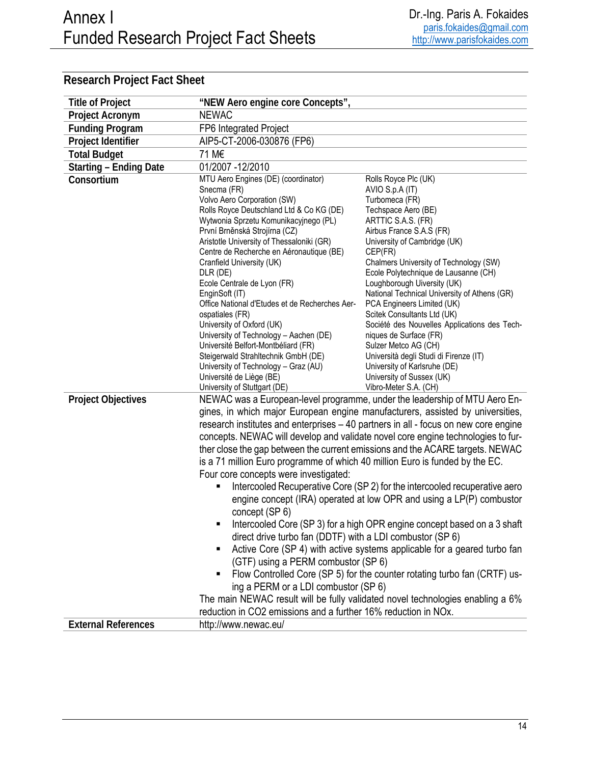## Research Project Fact Sheet

| | |
|---|---|
| **Title of Project** | **"NEW Aero engine core Concepts",** |
| **Project Acronym** | NEWAC |
| **Funding Program** | FP6 Integrated Project |
| **Project Identifier** | AIP5-CT-2006-030876 (FP6) |
| **Total Budget** | 71 M€ |
| **Starting – Ending Date** | 01/2007 -12/2010 |
| **Consortium** | MTU Aero Engines (DE) (coordinator)<br>Snecma (FR)<br>Volvo Aero Corporation (SW)<br>Rolls Royce Deutschland Ltd & Co KG (DE)<br>Wytwonia Sprzetu Komunikacyjnego (PL)<br>První Brněnská Strojírna (CZ)<br>Aristotle University of Thessaloniki (GR)<br>Centre de Recherche en Aéronautique (BE)<br>Cranfield University (UK)<br>DLR (DE)<br>Ecole Centrale de Lyon (FR)<br>EnginSoft (IT)<br>Office National d'Etudes et de Recherches Aerospatiales (FR)<br>University of Oxford (UK)<br>University of Technology – Aachen (DE)<br>Université Belfort-Montbéliard (FR)<br>Steigerwald Strahltechnik GmbH (DE)<br>University of Technology – Graz (AU)<br>Université de Liège (BE)<br>University of Stuttgart (DE)<br>Rolls Royce Plc (UK)<br>AVIO S.p.A (IT)<br>Turbomeca (FR)<br>Techspace Aero (BE)<br>ARTTIC S.A.S. (FR)<br>Airbus France S.A.S (FR)<br>University of Cambridge (UK)<br>CEP(FR)<br>Chalmers University of Technology (SW)<br>Ecole Polytechnique de Lausanne (CH)<br>Loughborough Uiversity (UK)<br>National Technical University of Athens (GR)<br>PCA Engineers Limited (UK)<br>Scitek Consultants Ltd (UK)<br>Société des Nouvelles Applications des Techniques de Surface (FR)<br>Sulzer Metco AG (CH)<br>Università degli Studi di Firenze (IT)<br>University of Karlsruhe (DE)<br>University of Sussex (UK)<br>Vibro-Meter S.A. (CH) |
| **Project Objectives** | NEWAC was a European-level programme, under the leadership of MTU Aero Engines, in which major European engine manufacturers, assisted by universities, research institutes and enterprises – 40 partners in all - focus on new core engine concepts. NEWAC will develop and validate novel core engine technologies to further close the gap between the current emissions and the ACARE targets. NEWAC is a 71 million Euro programme of which 40 million Euro is funded by the EC.<br>Four core concepts were investigated:<br>▪ Intercooled Recuperative Core (SP 2) for the intercooled recuperative aero engine concept (IRA) operated at low OPR and using a LP(P) combustor concept (SP 6)<br>▪ Intercooled Core (SP 3) for a high OPR engine concept based on a 3 shaft direct drive turbo fan (DDTF) with a LDI combustor (SP 6)<br>▪ Active Core (SP 4) with active systems applicable for a geared turbo fan (GTF) using a PERM combustor (SP 6)<br>▪ Flow Controlled Core (SP 5) for the counter rotating turbo fan (CRTF) using a PERM or a LDI combustor (SP 6)<br>The main NEWAC result will be fully validated novel technologies enabling a 6% reduction in $CO_2$ emissions and a further 16% reduction in NOx. |
| **External References** | http://www.newac.eu/ |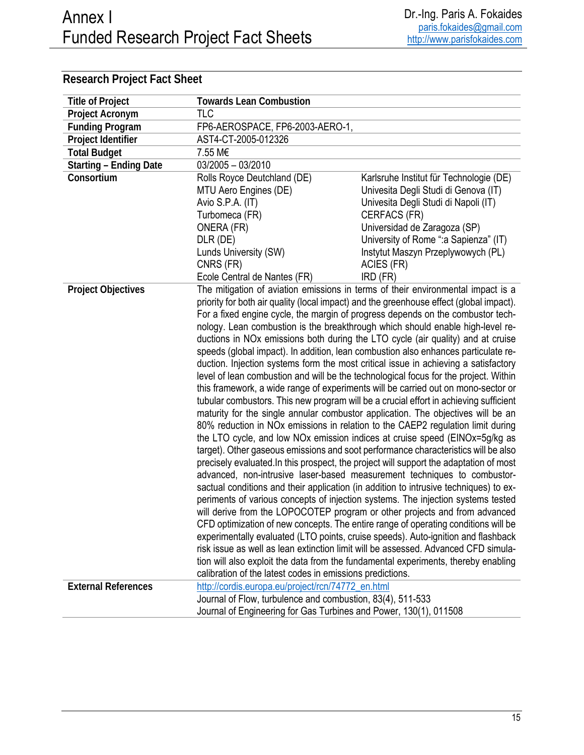## Research Project Fact Sheet

| | | |
|---|---|---|
| **Title of Project** | **Towards Lean Combustion** | |
| **Project Acronym** | TLC | |
| **Funding Program** | FP6-AEROSPACE, FP6-2003-AERO-1, | |
| **Project Identifier** | AST4-CT-2005-012326 | |
| **Total Budget** | 7.55 M€ | |
| **Starting – Ending Date** | 03/2005 – 03/2010 | |
| **Consortium** | Rolls Royce Deutchland (DE)<br>MTU Aero Engines (DE)<br>Avio S.P.A. (IT)<br>Turbomeca (FR)<br>ONERA (FR)<br>DLR (DE)<br>Lunds University (SW)<br>CNRS (FR)<br>Ecole Central de Nantes (FR) | Karlsruhe Institut für Technologie (DE)<br>Univesita Degli Studi di Genova (IT)<br>Univesita Degli Studi di Napoli (IT)<br>CERFACS (FR)<br>Universidad de Zaragoza (SP)<br>University of Rome ":a Sapienza" (IT)<br>Instytut Maszyn Przeplywowych (PL)<br>ACIES (FR)<br>IRD (FR) |
| **Project Objectives** | The mitigation of aviation emissions in terms of their environmental impact is a priority for both air quality (local impact) and the greenhouse effect (global impact). For a fixed engine cycle, the margin of progress depends on the combustor technology. Lean combustion is the breakthrough which should enable high-level reductions in NOx emissions both during the LTO cycle (air quality) and at cruise speeds (global impact). In addition, lean combustion also enhances particulate reduction. Injection systems form the most critical issue in achieving a satisfactory level of lean combustion and will be the technological focus for the project. Within this framework, a wide range of experiments will be carried out on mono-sector or tubular combustors. This new program will be a crucial effort in achieving sufficient maturity for the single annular combustor application. The objectives will be an 80% reduction in NOx emissions in relation to the CAEP2 regulation limit during the LTO cycle, and low NOx emission indices at cruise speed (EINOx=5g/kg as target). Other gaseous emissions and soot performance characteristics will be also precisely evaluated.In this prospect, the project will support the adaptation of most advanced, non-intrusive laser-based measurement techniques to combustor-sactual conditions and their application (in addition to intrusive techniques) to experiments of various concepts of injection systems. The injection systems tested will derive from the LOPOCOTEP program or other projects and from advanced CFD optimization of new concepts. The entire range of operating conditions will be experimentally evaluated (LTO points, cruise speeds). Auto-ignition and flashback risk issue as well as lean extinction limit will be assessed. Advanced CFD simulation will also exploit the data from the fundamental experiments, thereby enabling calibration of the latest codes in emissions predictions. | |
| **External References** | http://cordis.europa.eu/project/rcn/74772_en.html<br>Journal of Flow, turbulence and combustion, 83(4), 511-533<br>Journal of Engineering for Gas Turbines and Power, 130(1), 011508 | |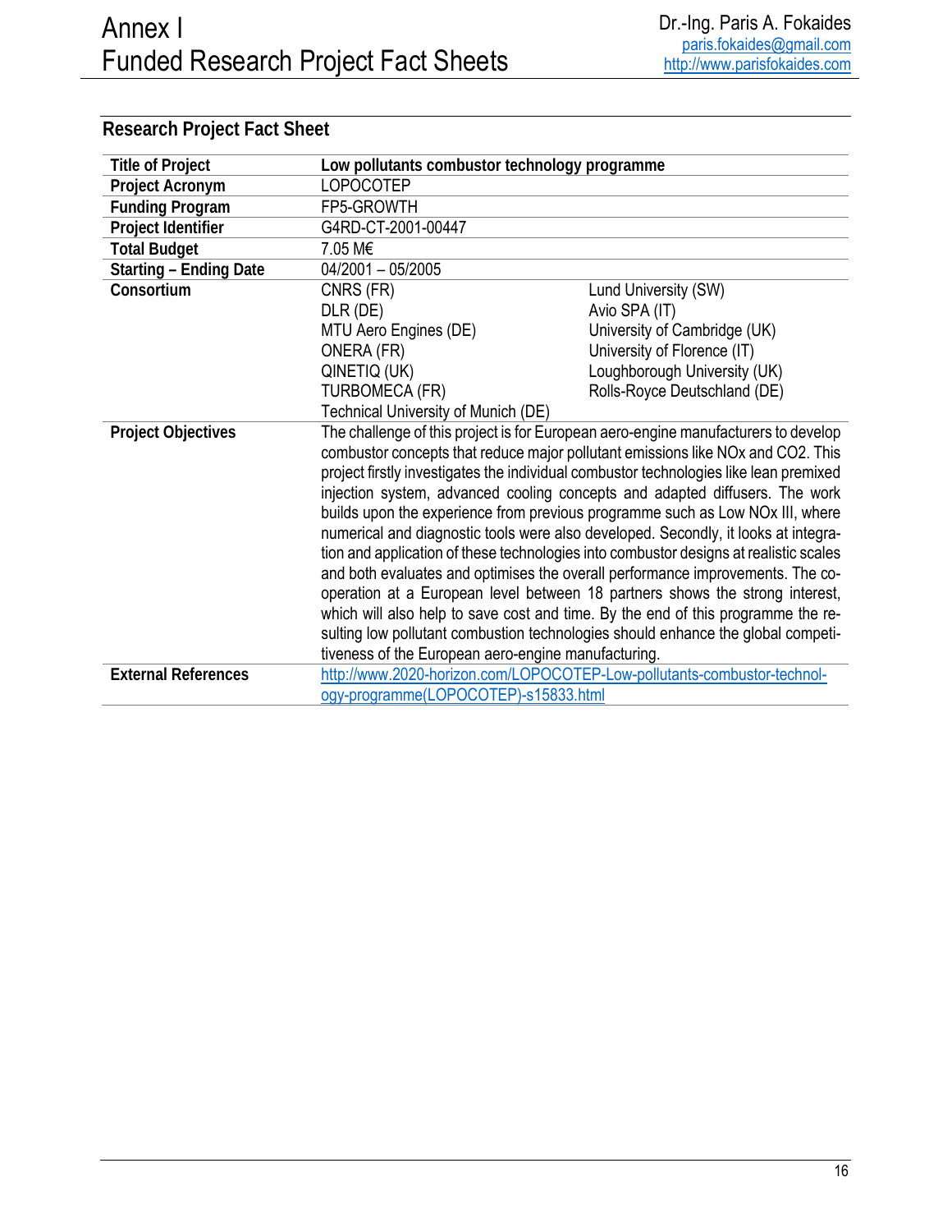## Research Project Fact Sheet

| | | |
|---|---|---|
| **Title of Project** | **Low pollutants combustor technology programme** | |
| **Project Acronym** | LOPOCOTEP | |
| **Funding Program** | FP5-GROWTH | |
| **Project Identifier** | G4RD-CT-2001-00447 | |
| **Total Budget** | 7.05 M€ | |
| **Starting – Ending Date** | 04/2001 – 05/2005 | |
| **Consortium** | CNRS (FR) | Lund University (SW) |
| | DLR (DE) | Avio SPA (IT) |
| | MTU Aero Engines (DE) | University of Cambridge (UK) |
| | ONERA (FR) | University of Florence (IT) |
| | QINETIQ (UK) | Loughborough University (UK) |
| | TURBOMECA (FR) | Rolls-Royce Deutschland (DE) |
| | Technical University of Munich (DE) | |
| **Project Objectives** | The challenge of this project is for European aero-engine manufacturers to develop combustor concepts that reduce major pollutant emissions like NOx and CO2. This project firstly investigates the individual combustor technologies like lean premixed injection system, advanced cooling concepts and adapted diffusers. The work builds upon the experience from previous programme such as Low NOx III, where numerical and diagnostic tools were also developed. Secondly, it looks at integration and application of these technologies into combustor designs at realistic scales and both evaluates and optimises the overall performance improvements. The co-operation at a European level between 18 partners shows the strong interest, which will also help to save cost and time. By the end of this programme the resulting low pollutant combustion technologies should enhance the global competitiveness of the European aero-engine manufacturing. | |
| **External References** | http://www.2020-horizon.com/LOPOCOTEP-Low-pollutants-combustor-technology-programme(LOPOCOTEP)-s15833.html | |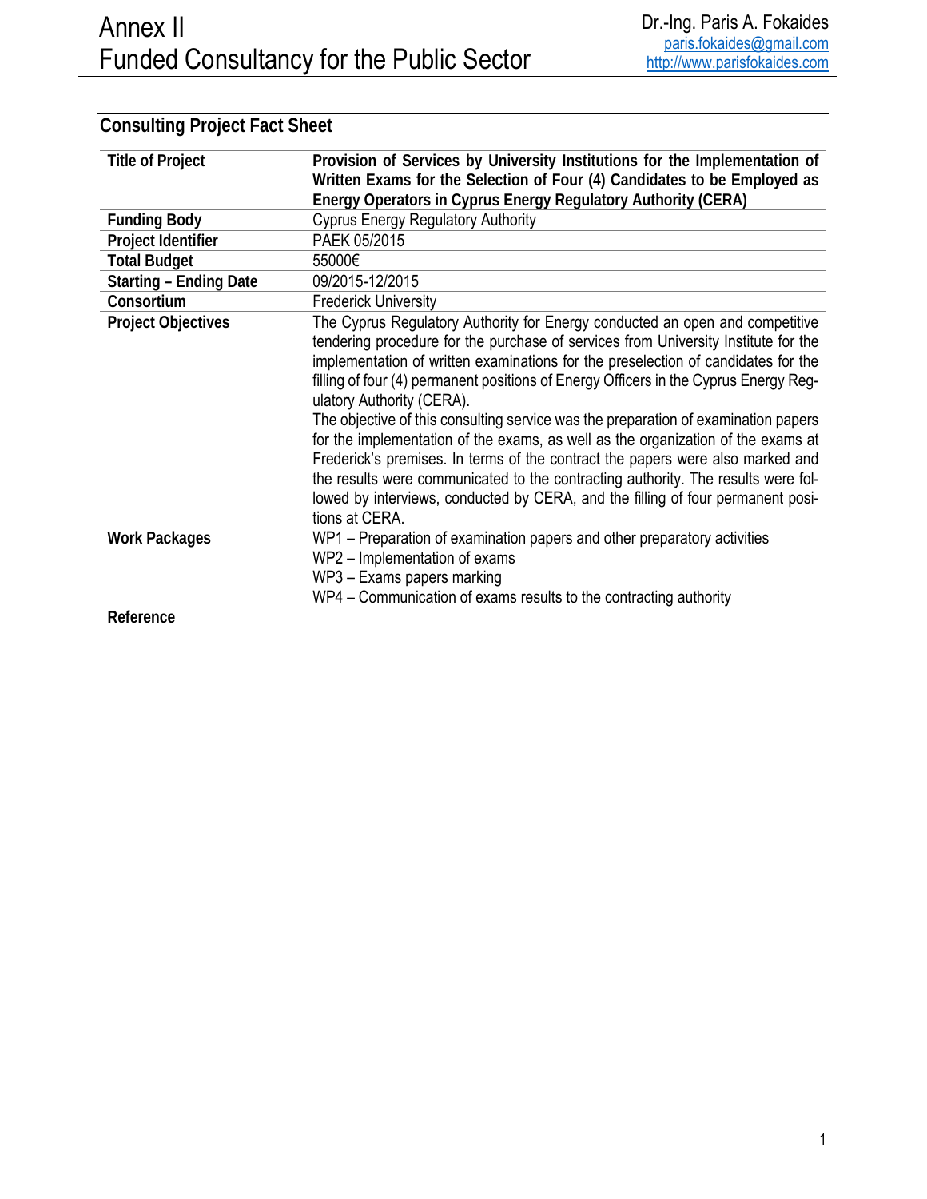## Consulting Project Fact Sheet

| | |
|---|---|
| **Title of Project** | **Provision of Services by University Institutions for the Implementation of Written Exams for the Selection of Four (4) Candidates to be Employed as Energy Operators in Cyprus Energy Regulatory Authority (CERA)** |
| **Funding Body** | Cyprus Energy Regulatory Authority |
| **Project Identifier** | PAEK 05/2015 |
| **Total Budget** | 55000€ |
| **Starting – Ending Date** | 09/2015-12/2015 |
| **Consortium** | Frederick University |
| **Project Objectives** | The Cyprus Regulatory Authority for Energy conducted an open and competitive tendering procedure for the purchase of services from University Institute for the implementation of written examinations for the preselection of candidates for the filling of four (4) permanent positions of Energy Officers in the Cyprus Energy Regulatory Authority (CERA).<br>The objective of this consulting service was the preparation of examination papers for the implementation of the exams, as well as the organization of the exams at Frederick's premises. In terms of the contract the papers were also marked and the results were communicated to the contracting authority. The results were followed by interviews, conducted by CERA, and the filling of four permanent positions at CERA. |
| **Work Packages** | WP1 – Preparation of examination papers and other preparatory activities<br>WP2 – Implementation of exams<br>WP3 – Exams papers marking<br>WP4 – Communication of exams results to the contracting authority |
| **Reference** | |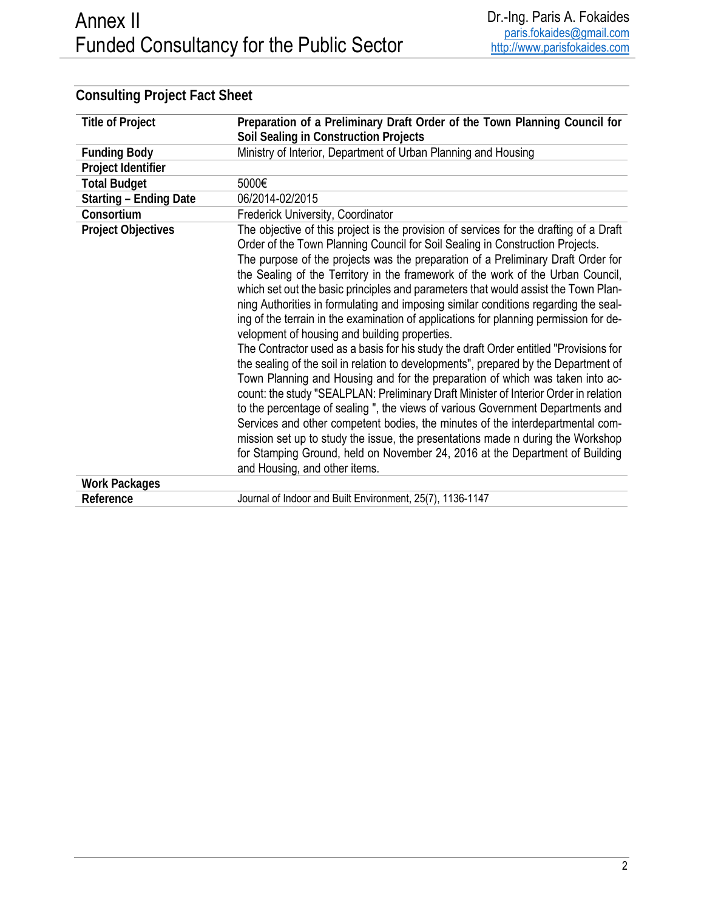## Consulting Project Fact Sheet

| Title of Project | Preparation of a Preliminary Draft Order of the Town Planning Council for Soil Sealing in Construction Projects |
|---|---|
| Funding Body | Ministry of Interior, Department of Urban Planning and Housing |
| Project Identifier | |
| Total Budget | 5000€ |
| Starting – Ending Date | 06/2014-02/2015 |
| Consortium | Frederick University, Coordinator |
| Project Objectives | The objective of this project is the provision of services for the drafting of a Draft Order of the Town Planning Council for Soil Sealing in Construction Projects. The purpose of the projects was the preparation of a Preliminary Draft Order for the Sealing of the Territory in the framework of the work of the Urban Council, which set out the basic principles and parameters that would assist the Town Planning Authorities in formulating and imposing similar conditions regarding the sealing of the terrain in the examination of applications for planning permission for development of housing and building properties. The Contractor used as a basis for his study the draft Order entitled "Provisions for the sealing of the soil in relation to developments", prepared by the Department of Town Planning and Housing and for the preparation of which was taken into account: the study "SEALPLAN: Preliminary Draft Minister of Interior Order in relation to the percentage of sealing ", the views of various Government Departments and Services and other competent bodies, the minutes of the interdepartmental commission set up to study the issue, the presentations made n during the Workshop for Stamping Ground, held on November 24, 2016 at the Department of Building and Housing, and other items. |
| Work Packages | |
| Reference | Journal of Indoor and Built Environment, 25(7), 1136-1147 |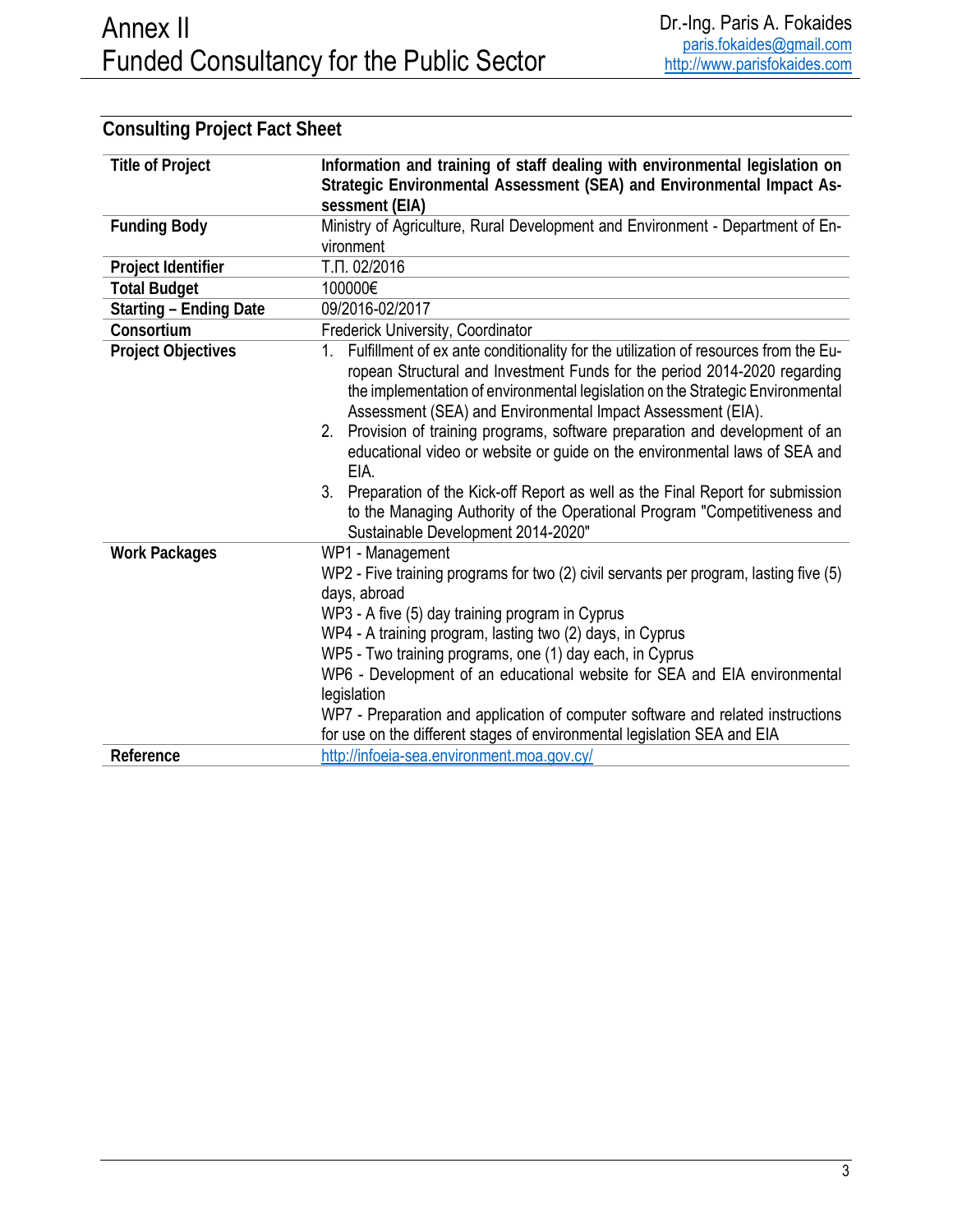## Consulting Project Fact Sheet

| | |
|---|---|
| **Title of Project** | **Information and training of staff dealing with environmental legislation on Strategic Environmental Assessment (SEA) and Environmental Impact Assessment (EIA)** |
| **Funding Body** | Ministry of Agriculture, Rural Development and Environment - Department of Environment |
| **Project Identifier** | Τ.Π. 02/2016 |
| **Total Budget** | 100000€ |
| **Starting – Ending Date** | 09/2016-02/2017 |
| **Consortium** | Frederick University, Coordinator |
| **Project Objectives** | 1. Fulfillment of ex ante conditionality for the utilization of resources from the European Structural and Investment Funds for the period 2014-2020 regarding the implementation of environmental legislation on the Strategic Environmental Assessment (SEA) and Environmental Impact Assessment (EIA).<br>2. Provision of training programs, software preparation and development of an educational video or website or guide on the environmental laws of SEA and EIA.<br>3. Preparation of the Kick-off Report as well as the Final Report for submission to the Managing Authority of the Operational Program "Competitiveness and Sustainable Development 2014-2020" |
| **Work Packages** | WP1 - Management<br>WP2 - Five training programs for two (2) civil servants per program, lasting five (5) days, abroad<br>WP3 - A five (5) day training program in Cyprus<br>WP4 - A training program, lasting two (2) days, in Cyprus<br>WP5 - Two training programs, one (1) day each, in Cyprus<br>WP6 - Development of an educational website for SEA and EIA environmental legislation<br>WP7 - Preparation and application of computer software and related instructions for use on the different stages of environmental legislation SEA and EIA |
| **Reference** | http://infoeia-sea.environment.moa.gov.cy/ |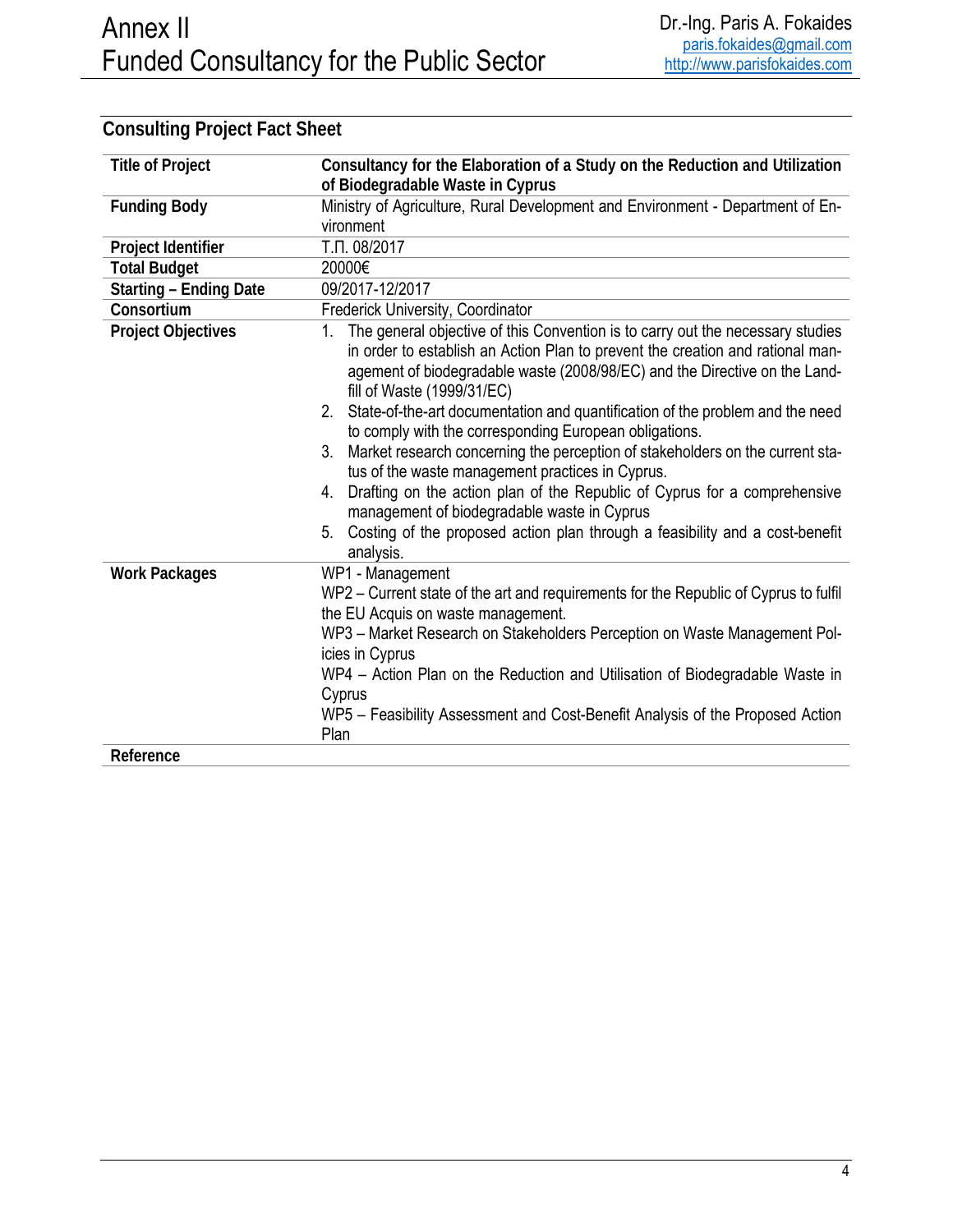## Consulting Project Fact Sheet

| | |
|---|---|
| **Title of Project** | **Consultancy for the Elaboration of a Study on the Reduction and Utilization of Biodegradable Waste in Cyprus** |
| **Funding Body** | Ministry of Agriculture, Rural Development and Environment - Department of Environment |
| **Project Identifier** | Τ.Π. 08/2017 |
| **Total Budget** | 20000€ |
| **Starting – Ending Date** | 09/2017-12/2017 |
| **Consortium** | Frederick University, Coordinator |
| **Project Objectives** | 1. The general objective of this Convention is to carry out the necessary studies in order to establish an Action Plan to prevent the creation and rational management of biodegradable waste (2008/98/EC) and the Directive on the Landfill of Waste (1999/31/EC)<br>2. State-of-the-art documentation and quantification of the problem and the need to comply with the corresponding European obligations.<br>3. Market research concerning the perception of stakeholders on the current status of the waste management practices in Cyprus.<br>4. Drafting on the action plan of the Republic of Cyprus for a comprehensive management of biodegradable waste in Cyprus<br>5. Costing of the proposed action plan through a feasibility and a cost-benefit analysis. |
| **Work Packages** | WP1 - Management<br>WP2 – Current state of the art and requirements for the Republic of Cyprus to fulfil the EU Acquis on waste management.<br>WP3 – Market Research on Stakeholders Perception on Waste Management Policies in Cyprus<br>WP4 – Action Plan on the Reduction and Utilisation of Biodegradable Waste in Cyprus<br>WP5 – Feasibility Assessment and Cost-Benefit Analysis of the Proposed Action Plan |
| **Reference** | |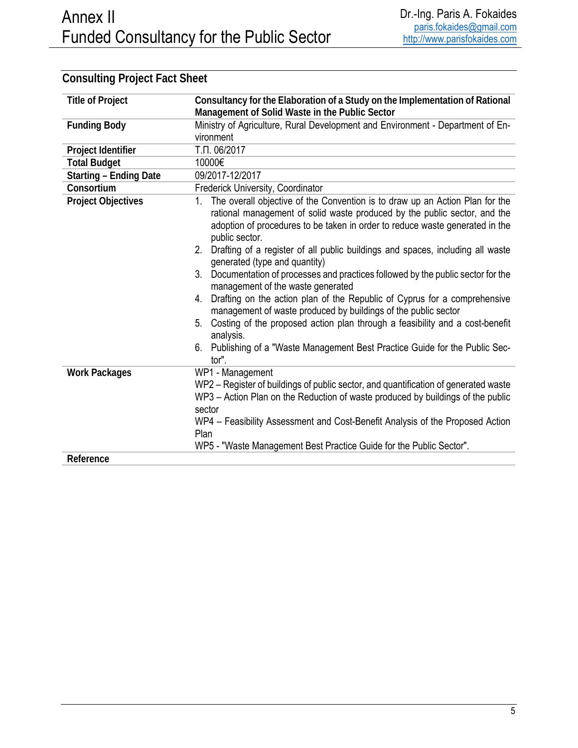## Consulting Project Fact Sheet

| | |
|---|---|
| **Title of Project** | **Consultancy for the Elaboration of a Study on the Implementation of Rational Management of Solid Waste in the Public Sector** |
| **Funding Body** | Ministry of Agriculture, Rural Development and Environment - Department of Environment |
| **Project Identifier** | Τ.Π. 06/2017 |
| **Total Budget** | 10000€ |
| **Starting – Ending Date** | 09/2017-12/2017 |
| **Consortium** | Frederick University, Coordinator |
| **Project Objectives** | 1. The overall objective of the Convention is to draw up an Action Plan for the rational management of solid waste produced by the public sector, and the adoption of procedures to be taken in order to reduce waste generated in the public sector.<br>2. Drafting of a register of all public buildings and spaces, including all waste generated (type and quantity)<br>3. Documentation of processes and practices followed by the public sector for the management of the waste generated<br>4. Drafting on the action plan of the Republic of Cyprus for a comprehensive management of waste produced by buildings of the public sector<br>5. Costing of the proposed action plan through a feasibility and a cost-benefit analysis.<br>6. Publishing of a "Waste Management Best Practice Guide for the Public Sector". |
| **Work Packages** | WP1 - Management<br>WP2 – Register of buildings of public sector, and quantification of generated waste<br>WP3 – Action Plan on the Reduction of waste produced by buildings of the public sector<br>WP4 – Feasibility Assessment and Cost-Benefit Analysis of the Proposed Action Plan<br>WP5 - "Waste Management Best Practice Guide for the Public Sector". |
| **Reference** | |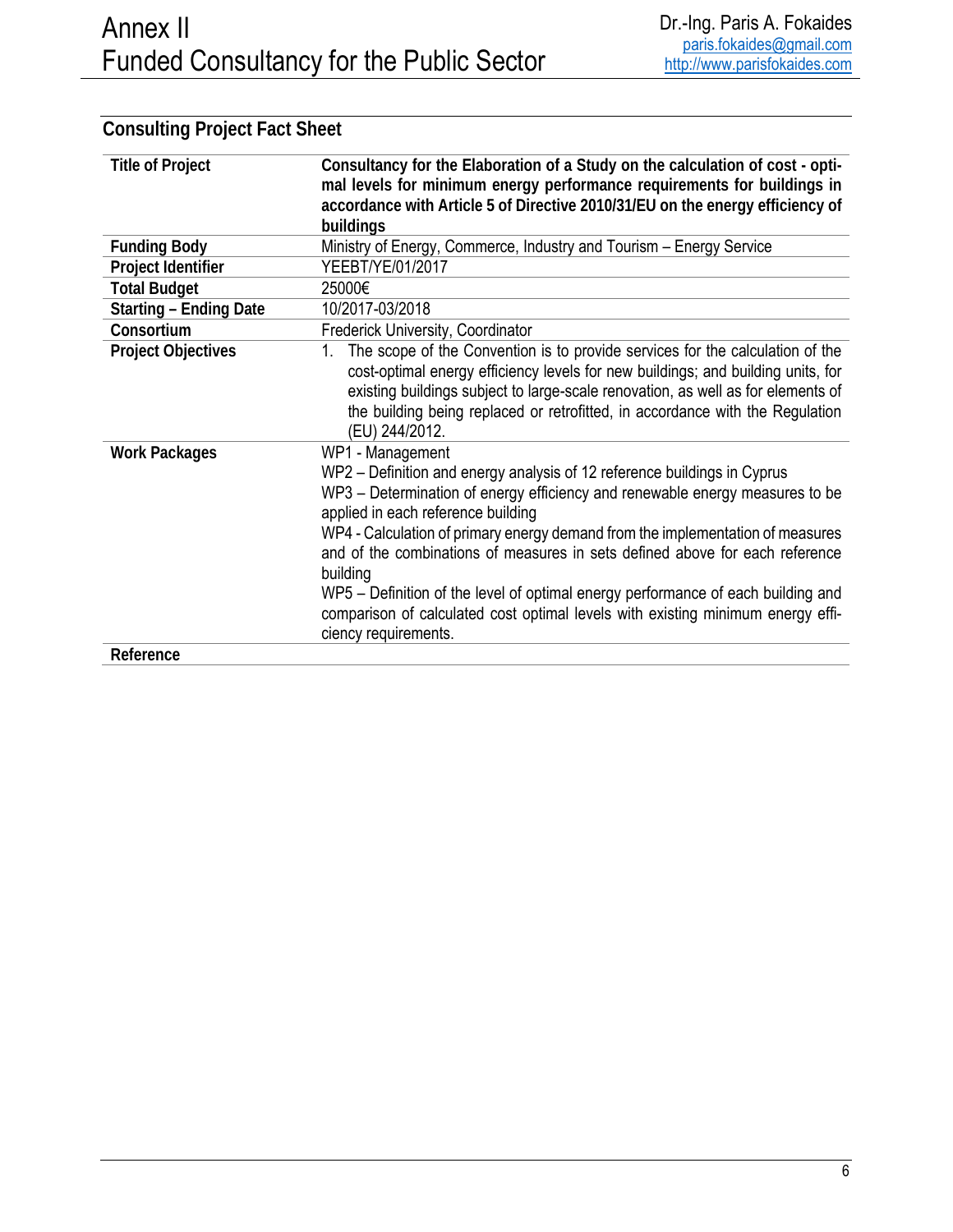## Consulting Project Fact Sheet

| | |
|---|---|
| **Title of Project** | **Consultancy for the Elaboration of a Study on the calculation of cost - optimal levels for minimum energy performance requirements for buildings in accordance with Article 5 of Directive 2010/31/EU on the energy efficiency of buildings** |
| **Funding Body** | Ministry of Energy, Commerce, Industry and Tourism – Energy Service |
| **Project Identifier** | YEEBT/YE/01/2017 |
| **Total Budget** | 25000€ |
| **Starting – Ending Date** | 10/2017-03/2018 |
| **Consortium** | Frederick University, Coordinator |
| **Project Objectives** | 1. The scope of the Convention is to provide services for the calculation of the cost-optimal energy efficiency levels for new buildings; and building units, for existing buildings subject to large-scale renovation, as well as for elements of the building being replaced or retrofitted, in accordance with the Regulation (EU) 244/2012. |
| **Work Packages** | WP1 - Management<br>WP2 – Definition and energy analysis of 12 reference buildings in Cyprus<br>WP3 – Determination of energy efficiency and renewable energy measures to be applied in each reference building<br>WP4 - Calculation of primary energy demand from the implementation of measures and of the combinations of measures in sets defined above for each reference building<br>WP5 – Definition of the level of optimal energy performance of each building and comparison of calculated cost optimal levels with existing minimum energy efficiency requirements. |
| **Reference** | |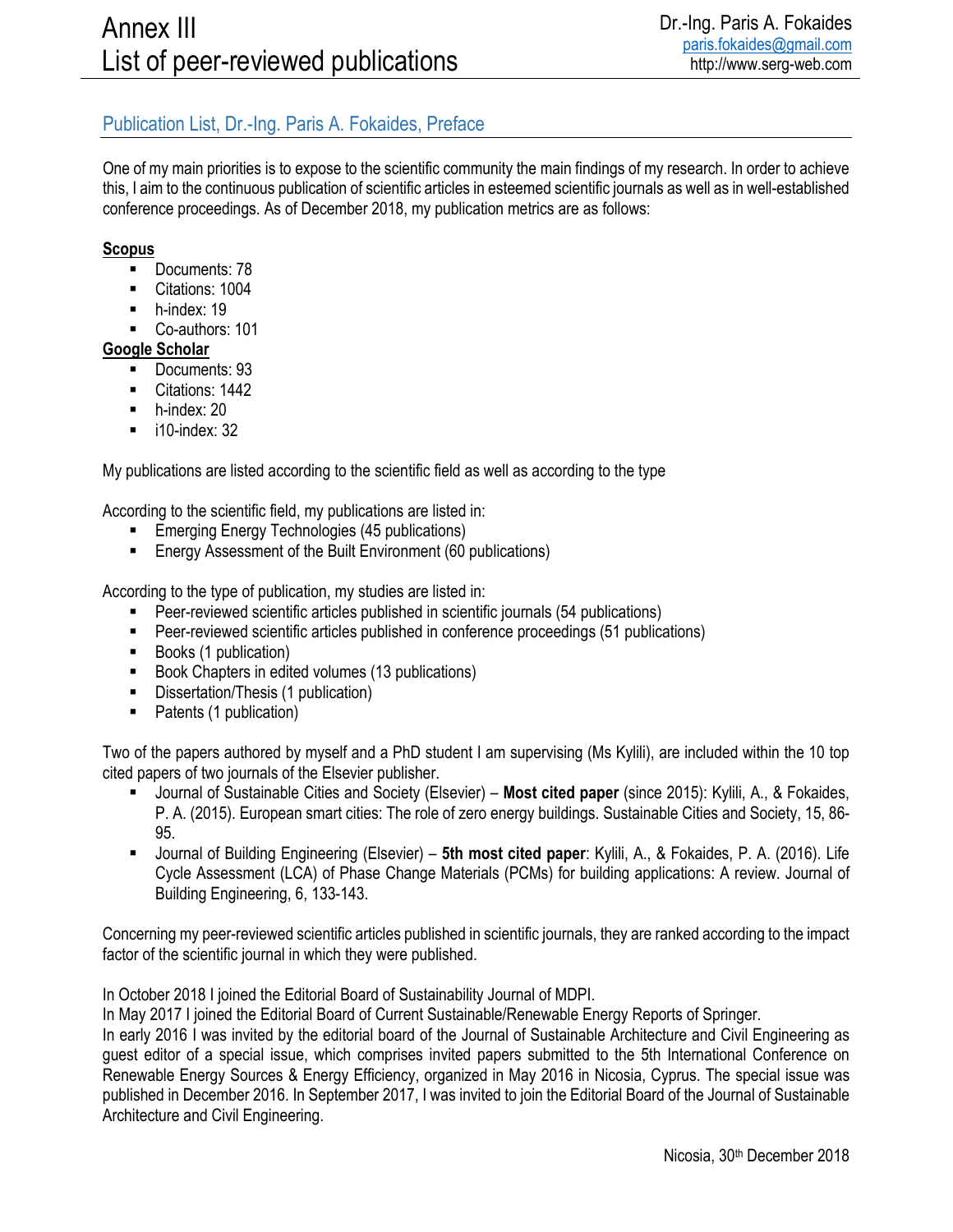# Annex III
# List of peer-reviewed publications

Dr.-Ing. Paris A. Fokaides
paris.fokaides@gmail.com
http://www.serg-web.com

## Publication List, Dr.-Ing. Paris A. Fokaides, Preface

One of my main priorities is to expose to the scientific community the main findings of my research. In order to achieve this, I aim to the continuous publication of scientific articles in esteemed scientific journals as well as in well-established conference proceedings. As of December 2018, my publication metrics are as follows:

**Scopus**

- Documents: 78
- Citations: 1004
- h-index: 19
- Co-authors: 101

**Google Scholar**

- Documents: 93
- Citations: 1442
- h-index: 20
- i10-index: 32

My publications are listed according to the scientific field as well as according to the type

According to the scientific field, my publications are listed in:

- Emerging Energy Technologies (45 publications)
- Energy Assessment of the Built Environment (60 publications)

According to the type of publication, my studies are listed in:

- Peer-reviewed scientific articles published in scientific journals (54 publications)
- Peer-reviewed scientific articles published in conference proceedings (51 publications)
- Books (1 publication)
- Book Chapters in edited volumes (13 publications)
- Dissertation/Thesis (1 publication)
- Patents (1 publication)

Two of the papers authored by myself and a PhD student I am supervising (Ms Kylili), are included within the 10 top cited papers of two journals of the Elsevier publisher.

- Journal of Sustainable Cities and Society (Elsevier) – **Most cited paper** (since 2015): Kylili, A., & Fokaides, P. A. (2015). European smart cities: The role of zero energy buildings. Sustainable Cities and Society, 15, 86-95.
- Journal of Building Engineering (Elsevier) – **5th most cited paper**: Kylili, A., & Fokaides, P. A. (2016). Life Cycle Assessment (LCA) of Phase Change Materials (PCMs) for building applications: A review. Journal of Building Engineering, 6, 133-143.

Concerning my peer-reviewed scientific articles published in scientific journals, they are ranked according to the impact factor of the scientific journal in which they were published.

In October 2018 I joined the Editorial Board of Sustainability Journal of MDPI.
In May 2017 I joined the Editorial Board of Current Sustainable/Renewable Energy Reports of Springer.
In early 2016 I was invited by the editorial board of the Journal of Sustainable Architecture and Civil Engineering as guest editor of a special issue, which comprises invited papers submitted to the 5th International Conference on Renewable Energy Sources & Energy Efficiency, organized in May 2016 in Nicosia, Cyprus. The special issue was published in December 2016. In September 2017, I was invited to join the Editorial Board of the Journal of Sustainable Architecture and Civil Engineering.

Nicosia, 30th December 2018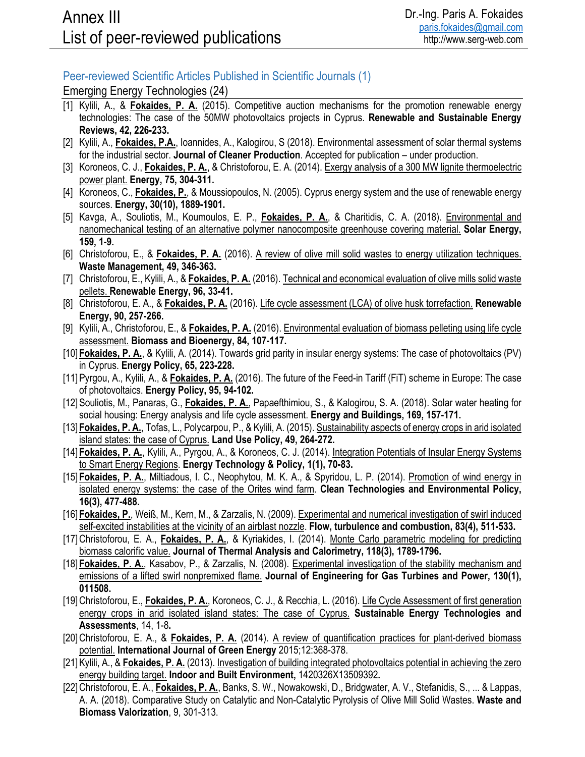# Annex III
# List of peer-reviewed publications

Dr.-Ing. Paris A. Fokaides
paris.fokaides@gmail.com
http://www.serg-web.com

## Peer-reviewed Scientific Articles Published in Scientific Journals (1)

### Emerging Energy Technologies (24)

[1] Kylili, A., & **Fokaides, P. A.** (2015). Competitive auction mechanisms for the promotion renewable energy technologies: The case of the 50MW photovoltaics projects in Cyprus. **Renewable and Sustainable Energy Reviews, 42, 226-233.**

[2] Kylili, A., **Fokaides, P.A.**, Ioannides, A., Kalogirou, S (2018). Environmental assessment of solar thermal systems for the industrial sector. **Journal of Cleaner Production**. Accepted for publication – under production.

[3] Koroneos, C. J., **Fokaides, P. A.**, & Christoforou, E. A. (2014). Exergy analysis of a 300 MW lignite thermoelectric power plant. **Energy, 75, 304-311.**

[4] Koroneos, C., **Fokaides, P.**, & Moussiopoulos, N. (2005). Cyprus energy system and the use of renewable energy sources. **Energy, 30(10), 1889-1901.**

[5] Kavga, A., Souliotis, M., Koumoulos, E. P., **Fokaides, P. A.**, & Charitidis, C. A. (2018). Environmental and nanomechanical testing of an alternative polymer nanocomposite greenhouse covering material. **Solar Energy, 159, 1-9.**

[6] Christoforou, E., & **Fokaides, P. A.** (2016). A review of olive mill solid wastes to energy utilization techniques. **Waste Management, 49, 346-363.**

[7] Christoforou, E., Kylili, A., & **Fokaides, P. A.** (2016). Technical and economical evaluation of olive mills solid waste pellets. **Renewable Energy, 96, 33-41.**

[8] Christoforou, E. A., & **Fokaides, P. A.** (2016). Life cycle assessment (LCA) of olive husk torrefaction. **Renewable Energy, 90, 257-266.**

[9] Kylili, A., Christoforou, E., & **Fokaides, P. A.** (2016). Environmental evaluation of biomass pelleting using life cycle assessment. **Biomass and Bioenergy, 84, 107-117.**

[10] **Fokaides, P. A.**, & Kylili, A. (2014). Towards grid parity in insular energy systems: The case of photovoltaics (PV) in Cyprus. **Energy Policy, 65, 223-228.**

[11] Pyrgou, A., Kylili, A., & **Fokaides, P. A.** (2016). The future of the Feed-in Tariff (FiT) scheme in Europe: The case of photovoltaics. **Energy Policy, 95, 94-102.**

[12] Souliotis, M., Panaras, G., **Fokaides, P. A.**, Papaefthimiou, S., & Kalogirou, S. A. (2018). Solar water heating for social housing: Energy analysis and life cycle assessment. **Energy and Buildings, 169, 157-171.**

[13] **Fokaides, P. A.**, Tofas, L., Polycarpou, P., & Kylili, A. (2015). Sustainability aspects of energy crops in arid isolated island states: the case of Cyprus. **Land Use Policy, 49, 264-272.**

[14] **Fokaides, P. A.**, Kylili, A., Pyrgou, A., & Koroneos, C. J. (2014). Integration Potentials of Insular Energy Systems to Smart Energy Regions. **Energy Technology & Policy, 1(1), 70-83.**

[15] **Fokaides, P. A.**, Miltiadous, I. C., Neophytou, M. K. A., & Spyridou, L. P. (2014). Promotion of wind energy in isolated energy systems: the case of the Orites wind farm. **Clean Technologies and Environmental Policy, 16(3), 477-488.**

[16] **Fokaides, P.**, Weiß, M., Kern, M., & Zarzalis, N. (2009). Experimental and numerical investigation of swirl induced self-excited instabilities at the vicinity of an airblast nozzle. **Flow, turbulence and combustion, 83(4), 511-533.**

[17] Christoforou, E. A., **Fokaides, P. A.**, & Kyriakides, I. (2014). Monte Carlo parametric modeling for predicting biomass calorific value. **Journal of Thermal Analysis and Calorimetry, 118(3), 1789-1796.**

[18] **Fokaides, P. A.**, Kasabov, P., & Zarzalis, N. (2008). Experimental investigation of the stability mechanism and emissions of a lifted swirl nonpremixed flame. **Journal of Engineering for Gas Turbines and Power, 130(1), 011508.**

[19] Christoforou, E., **Fokaides, P. A.**, Koroneos, C. J., & Recchia, L. (2016). Life Cycle Assessment of first generation energy crops in arid isolated island states: The case of Cyprus. **Sustainable Energy Technologies and Assessments**, 14, 1-8**.**

[20] Christoforou, E. A., & **Fokaides, P. A.** (2014). A review of quantification practices for plant-derived biomass potential. **International Journal of Green Energy** 2015;12:368-378.

[21] Kylili, A., & **Fokaides, P. A.** (2013). Investigation of building integrated photovoltaics potential in achieving the zero energy building target. **Indoor and Built Environment,** 1420326X13509392**.**

[22] Christoforou, E. A., **Fokaides, P. A.**, Banks, S. W., Nowakowski, D., Bridgwater, A. V., Stefanidis, S., ... & Lappas, A. A. (2018). Comparative Study on Catalytic and Non-Catalytic Pyrolysis of Olive Mill Solid Wastes. **Waste and Biomass Valorization**, 9, 301-313.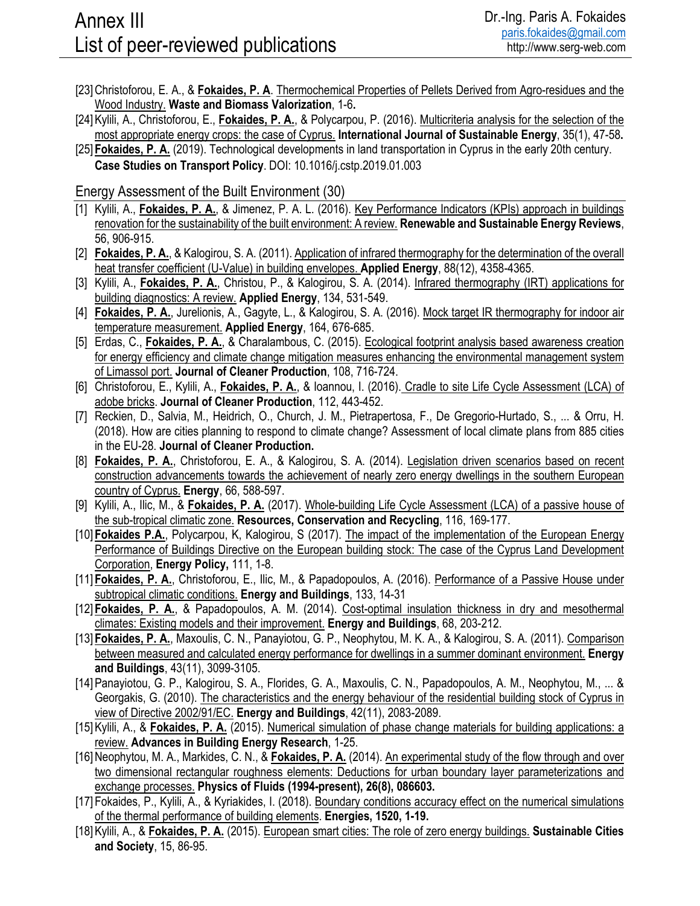[23] Christoforou, E. A., & **Fokaides, P. A**. Thermochemical Properties of Pellets Derived from Agro-residues and the Wood Industry. **Waste and Biomass Valorization**, 1-6**.**

[24] Kylili, A., Christoforou, E., **Fokaides, P. A.**, & Polycarpou, P. (2016). Multicriteria analysis for the selection of the most appropriate energy crops: the case of Cyprus. **International Journal of Sustainable Energy**, 35(1), 47-58**.**

[25] **Fokaides, P. A.** (2019). Technological developments in land transportation in Cyprus in the early 20th century. **Case Studies on Transport Policy**. DOI: 10.1016/j.cstp.2019.01.003

## Energy Assessment of the Built Environment (30)

[1] Kylili, A., **Fokaides, P. A.**, & Jimenez, P. A. L. (2016). Key Performance Indicators (KPIs) approach in buildings renovation for the sustainability of the built environment: A review. **Renewable and Sustainable Energy Reviews**, 56, 906-915.

[2] **Fokaides, P. A.**, & Kalogirou, S. A. (2011). Application of infrared thermography for the determination of the overall heat transfer coefficient (U-Value) in building envelopes. **Applied Energy**, 88(12), 4358-4365.

[3] Kylili, A., **Fokaides, P. A.**, Christou, P., & Kalogirou, S. A. (2014). Infrared thermography (IRT) applications for building diagnostics: A review. **Applied Energy**, 134, 531-549.

[4] **Fokaides, P. A.**, Jurelionis, A., Gagyte, L., & Kalogirou, S. A. (2016). Mock target IR thermography for indoor air temperature measurement. **Applied Energy**, 164, 676-685.

[5] Erdas, C., **Fokaides, P. A.**, & Charalambous, C. (2015). Ecological footprint analysis based awareness creation for energy efficiency and climate change mitigation measures enhancing the environmental management system of Limassol port. **Journal of Cleaner Production**, 108, 716-724.

[6] Christoforou, E., Kylili, A., **Fokaides, P. A.**, & Ioannou, I. (2016). Cradle to site Life Cycle Assessment (LCA) of adobe bricks. **Journal of Cleaner Production**, 112, 443-452.

[7] Reckien, D., Salvia, M., Heidrich, O., Church, J. M., Pietrapertosa, F., De Gregorio-Hurtado, S., ... & Orru, H. (2018). How are cities planning to respond to climate change? Assessment of local climate plans from 885 cities in the EU-28. **Journal of Cleaner Production.**

[8] **Fokaides, P. A.**, Christoforou, E. A., & Kalogirou, S. A. (2014). Legislation driven scenarios based on recent construction advancements towards the achievement of nearly zero energy dwellings in the southern European country of Cyprus. **Energy**, 66, 588-597.

[9] Kylili, A., Ilic, M., & **Fokaides, P. A.** (2017). Whole-building Life Cycle Assessment (LCA) of a passive house of the sub-tropical climatic zone. **Resources, Conservation and Recycling**, 116, 169-177.

[10] **Fokaides P.A.**, Polycarpou, K, Kalogirou, S (2017). The impact of the implementation of the European Energy Performance of Buildings Directive on the European building stock: The case of the Cyprus Land Development Corporation, **Energy Policy,** 111, 1-8.

[11] **Fokaides, P. A.**, Christoforou, E., Ilic, M., & Papadopoulos, A. (2016). Performance of a Passive House under subtropical climatic conditions. **Energy and Buildings**, 133, 14-31

[12] **Fokaides, P. A.**, & Papadopoulos, A. M. (2014). Cost-optimal insulation thickness in dry and mesothermal climates: Existing models and their improvement. **Energy and Buildings**, 68, 203-212.

[13] **Fokaides, P. A.**, Maxoulis, C. N., Panayiotou, G. P., Neophytou, M. K. A., & Kalogirou, S. A. (2011). Comparison between measured and calculated energy performance for dwellings in a summer dominant environment. **Energy and Buildings**, 43(11), 3099-3105.

[14] Panayiotou, G. P., Kalogirou, S. A., Florides, G. A., Maxoulis, C. N., Papadopoulos, A. M., Neophytou, M., ... & Georgakis, G. (2010). The characteristics and the energy behaviour of the residential building stock of Cyprus in view of Directive 2002/91/EC. **Energy and Buildings**, 42(11), 2083-2089.

[15] Kylili, A., & **Fokaides, P. A.** (2015). Numerical simulation of phase change materials for building applications: a review. **Advances in Building Energy Research**, 1-25.

[16] Neophytou, M. A., Markides, C. N., & **Fokaides, P. A.** (2014). An experimental study of the flow through and over two dimensional rectangular roughness elements: Deductions for urban boundary layer parameterizations and exchange processes. **Physics of Fluids (1994-present), 26(8), 086603.**

[17] Fokaides, P., Kylili, A., & Kyriakides, I. (2018). Boundary conditions accuracy effect on the numerical simulations of the thermal performance of building elements. **Energies, 1520, 1-19.**

[18] Kylili, A., & **Fokaides, P. A.** (2015). European smart cities: The role of zero energy buildings. **Sustainable Cities and Society**, 15, 86-95.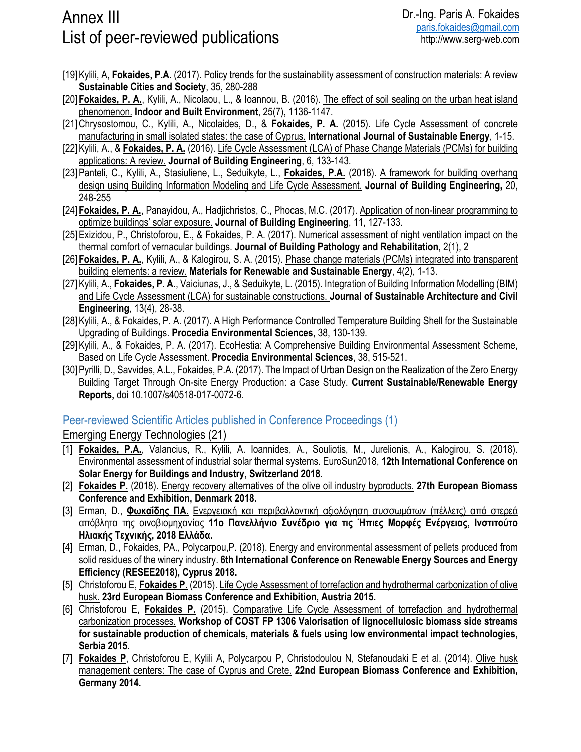[19] Kylili, A, **Fokaides, P.A.** (2017). Policy trends for the sustainability assessment of construction materials: A review **Sustainable Cities and Society**, 35, 280-288

[20] **Fokaides, P. A.**, Kylili, A., Nicolaou, L., & Ioannou, B. (2016). The effect of soil sealing on the urban heat island phenomenon. **Indoor and Built Environment**, 25(7), 1136-1147.

[21] Chrysostomou, C., Kylili, A., Nicolaides, D., & **Fokaides, P. A.** (2015). Life Cycle Assessment of concrete manufacturing in small isolated states: the case of Cyprus. **International Journal of Sustainable Energy**, 1-15.

[22] Kylili, A., & **Fokaides, P. A.** (2016). Life Cycle Assessment (LCA) of Phase Change Materials (PCMs) for building applications: A review. **Journal of Building Engineering**, 6, 133-143.

[23] Panteli, C., Kylili, A., Stasiuliene, L., Seduikyte, L., **Fokaides, P.A.** (2018). A framework for building overhang design using Building Information Modeling and Life Cycle Assessment. **Journal of Building Engineering,** 20, 248-255

[24] **Fokaides, P. A.**, Panayidou, A., Hadjichristos, C., Phocas, M.C. (2017). Application of non-linear programming to optimize buildings' solar exposure. **Journal of Building Engineering**, 11, 127-133.

[25] Exizidou, P., Christoforou, E., & Fokaides, P. A. (2017). Numerical assessment of night ventilation impact on the thermal comfort of vernacular buildings. **Journal of Building Pathology and Rehabilitation**, 2(1), 2

[26] **Fokaides, P. A.**, Kylili, A., & Kalogirou, S. A. (2015). Phase change materials (PCMs) integrated into transparent building elements: a review. **Materials for Renewable and Sustainable Energy**, 4(2), 1-13.

[27] Kylili, A., **Fokaides, P. A.**, Vaiciunas, J., & Seduikyte, L. (2015). Integration of Building Information Modelling (BIM) and Life Cycle Assessment (LCA) for sustainable constructions. **Journal of Sustainable Architecture and Civil Engineering**, 13(4), 28-38.

[28] Kylili, A., & Fokaides, P. A. (2017). A High Performance Controlled Temperature Building Shell for the Sustainable Upgrading of Buildings. **Procedia Environmental Sciences**, 38, 130-139.

[29] Kylili, A., & Fokaides, P. A. (2017). EcoHestia: A Comprehensive Building Environmental Assessment Scheme, Based on Life Cycle Assessment. **Procedia Environmental Sciences**, 38, 515-521.

[30] Pyrilli, D., Savvides, A.L., Fokaides, P.A. (2017). The Impact of Urban Design on the Realization of the Zero Energy Building Target Through On-site Energy Production: a Case Study. **Current Sustainable/Renewable Energy Reports,** doi 10.1007/s40518-017-0072-6.

## Peer-reviewed Scientific Articles published in Conference Proceedings (1)

### Emerging Energy Technologies (21)

[1] **Fokaides, P.A.**, Valancius, R., Kylili, A. Ioannides, A., Souliotis, M., Jurelionis, A., Kalogirou, S. (2018). Environmental assessment of industrial solar thermal systems. EuroSun2018, **12th International Conference on Solar Energy for Buildings and Industry, Switzerland 2018.**

[2] **Fokaides P.** (2018). Energy recovery alternatives of the olive oil industry byproducts. **27th European Biomass Conference and Exhibition, Denmark 2018.**

[3] Erman, D., **Φωκαΐδης ΠΑ.** Ενεργειακή και περιβαλλοντική αξιολόγηση συσσωμάτων (πέλλετς) από στερεά απόβλητα της οινοβιομηχανίας **11ο Πανελλήνιο Συνέδριο για τις Ήπιες Μορφές Ενέργειας, Ινστιτούτο Ηλιακής Τεχνικής, 2018 Ελλάδα.**

[4] Erman, D., Fokaides, PA., Polycarpou,P. (2018). Energy and environmental assessment of pellets produced from solid residues of the winery industry. **6th International Conference on Renewable Energy Sources and Energy Efficiency (RESEE2018), Cyprus 2018.**

[5] Christoforou E, **Fokaides P.** (2015). Life Cycle Assessment of torrefaction and hydrothermal carbonization of olive husk. **23rd European Biomass Conference and Exhibition, Austria 2015.**

[6] Christoforou E, **Fokaides P.** (2015). Comparative Life Cycle Assessment of torrefaction and hydrothermal carbonization processes. **Workshop of COST FP 1306 Valorisation of lignocellulosic biomass side streams for sustainable production of chemicals, materials & fuels using low environmental impact technologies, Serbia 2015.**

[7] **Fokaides P**, Christoforou E, Kylili A, Polycarpou P, Christodoulou N, Stefanoudaki E et al. (2014). Olive husk management centers: The case of Cyprus and Crete. **22nd European Biomass Conference and Exhibition, Germany 2014.**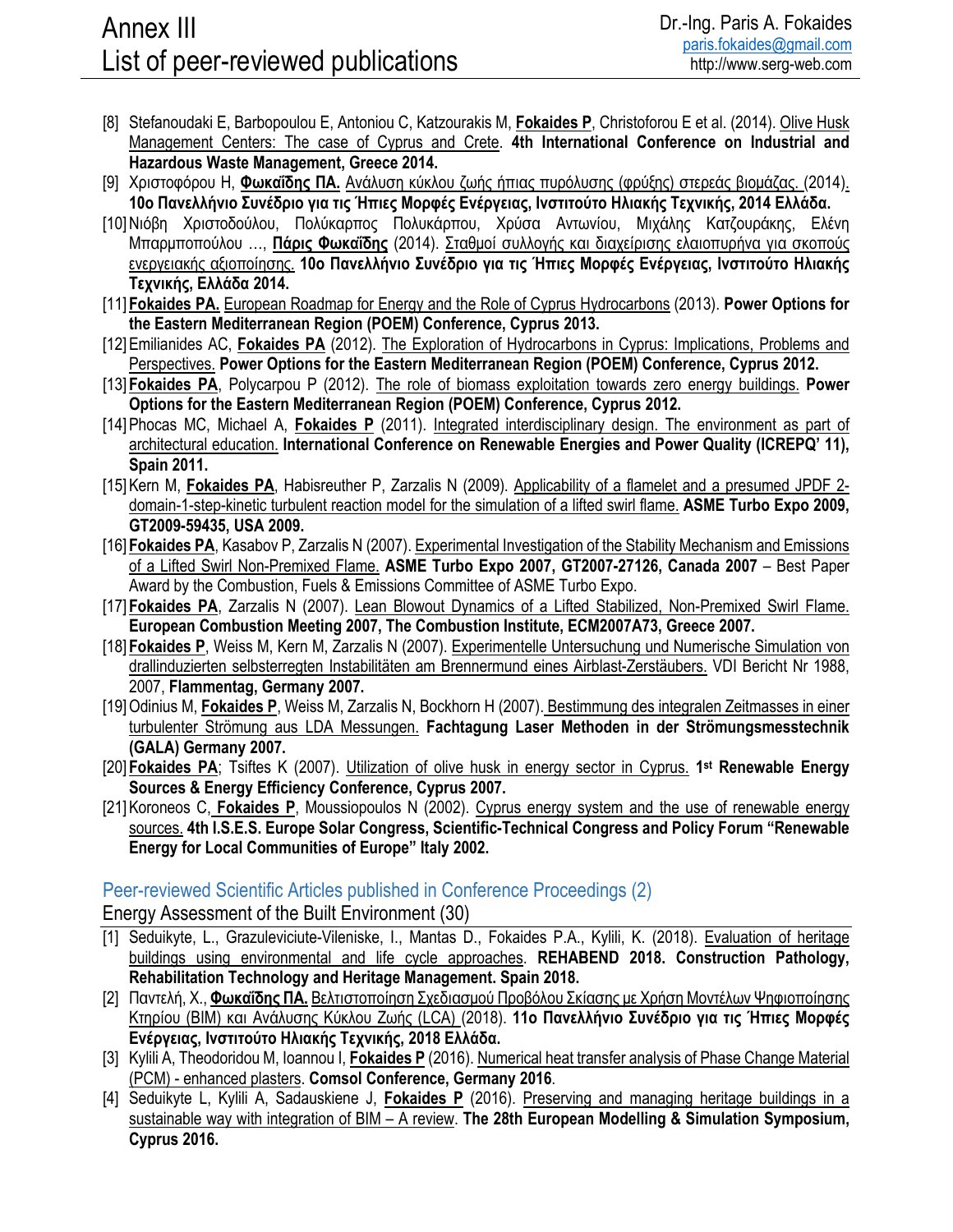[8] Stefanoudaki E, Barbopoulou E, Antoniou C, Katzourakis M, **Fokaides P**, Christoforou E et al. (2014). Olive Husk Management Centers: The case of Cyprus and Crete. **4th International Conference on Industrial and Hazardous Waste Management, Greece 2014.**

[9] Χριστοφόρου Η, **Φωκαΐδης ΠΑ.** Ανάλυση κύκλου ζωής ήπιας πυρόλυσης (φρύξης) στερεάς βιομάζας. (2014). **10ο Πανελλήνιο Συνέδριο για τις Ήπιες Μορφές Ενέργειας, Ινστιτούτο Ηλιακής Τεχνικής, 2014 Ελλάδα.**

[10] Νιόβη Χριστοδούλου, Πολύκαρπος Πολυκάρπου, Χρύσα Αντωνίου, Μιχάλης Κατζουράκης, Ελένη Μπαρμποπούλου …, **Πάρις Φωκαΐδης** (2014). Σταθμοί συλλογής και διαχείρισης ελαιοπυρήνα για σκοπούς ενεργειακής αξιοποίησης. **10ο Πανελλήνιο Συνέδριο για τις Ήπιες Μορφές Ενέργειας, Ινστιτούτο Ηλιακής Τεχνικής, Ελλάδα 2014.**

[11] **Fokaides PA.** European Roadmap for Energy and the Role of Cyprus Hydrocarbons (2013). **Power Options for the Eastern Mediterranean Region (POEM) Conference, Cyprus 2013.**

[12] Emilianides AC, **Fokaides PA** (2012). The Exploration of Hydrocarbons in Cyprus: Implications, Problems and Perspectives. **Power Options for the Eastern Mediterranean Region (POEM) Conference, Cyprus 2012.**

[13] **Fokaides PA**, Polycarpou P (2012). The role of biomass exploitation towards zero energy buildings. **Power Options for the Eastern Mediterranean Region (POEM) Conference, Cyprus 2012.**

[14] Phocas MC, Michael A, **Fokaides P** (2011). Integrated interdisciplinary design. The environment as part of architectural education. **International Conference on Renewable Energies and Power Quality (ICREPQ' 11), Spain 2011.**

[15] Kern M, **Fokaides PA**, Habisreuther P, Zarzalis N (2009). Applicability of a flamelet and a presumed JPDF 2-domain-1-step-kinetic turbulent reaction model for the simulation of a lifted swirl flame. **ASME Turbo Expo 2009, GT2009-59435, USA 2009.**

[16] **Fokaides PA**, Kasabov P, Zarzalis N (2007). Experimental Investigation of the Stability Mechanism and Emissions of a Lifted Swirl Non-Premixed Flame. **ASME Turbo Expo 2007, GT2007-27126, Canada 2007** – Best Paper Award by the Combustion, Fuels & Emissions Committee of ASME Turbo Expo.

[17] **Fokaides PA**, Zarzalis N (2007). Lean Blowout Dynamics of a Lifted Stabilized, Non-Premixed Swirl Flame. **European Combustion Meeting 2007, The Combustion Institute, ECM2007A73, Greece 2007.**

[18] **Fokaides P**, Weiss M, Kern M, Zarzalis N (2007). Experimentelle Untersuchung und Numerische Simulation von drallinduzierten selbsterregten Instabilitäten am Brennermund eines Airblast-Zerstäubers. VDI Bericht Nr 1988, 2007, **Flammentag, Germany 2007.**

[19] Odinius M, **Fokaides P**, Weiss M, Zarzalis N, Bockhorn H (2007). Bestimmung des integralen Zeitmasses in einer turbulenter Strömung aus LDA Messungen. **Fachtagung Laser Methoden in der Strömungsmesstechnik (GALA) Germany 2007.**

[20] **Fokaides PA**; Tsiftes K (2007). Utilization of olive husk in energy sector in Cyprus. **1st Renewable Energy Sources & Energy Efficiency Conference, Cyprus 2007.**

[21] Koroneos C, **Fokaides P**, Moussiopoulos N (2002). Cyprus energy system and the use of renewable energy sources. **4th I.S.E.S. Europe Solar Congress, Scientific-Technical Congress and Policy Forum "Renewable Energy for Local Communities of Europe" Italy 2002.**

## Peer-reviewed Scientific Articles published in Conference Proceedings (2)

### Energy Assessment of the Built Environment (30)

[1] Seduikyte, L., Grazuleviciute-Vileniske, I., Mantas D., Fokaides P.A., Kylili, K. (2018). Evaluation of heritage buildings using environmental and life cycle approaches. **REHABEND 2018. Construction Pathology, Rehabilitation Technology and Heritage Management. Spain 2018.**

[2] Παντελή, Χ., **Φωκαΐδης ΠΑ.** Βελτιστοποίηση Σχεδιασμού Προβόλου Σκίασης με Χρήση Μοντέλων Ψηφιοποίησης Κτηρίου (BIM) και Ανάλυσης Κύκλου Ζωής (LCA) (2018). **11ο Πανελλήνιο Συνέδριο για τις Ήπιες Μορφές Ενέργειας, Ινστιτούτο Ηλιακής Τεχνικής, 2018 Ελλάδα.**

[3] Kylili A, Theodoridou M, Ioannou I, **Fokaides P** (2016). Numerical heat transfer analysis of Phase Change Material (PCM) - enhanced plasters. **Comsol Conference, Germany 2016**.

[4] Seduikyte L, Kylili A, Sadauskiene J, **Fokaides P** (2016). Preserving and managing heritage buildings in a sustainable way with integration of BIM – A review. **The 28th European Modelling & Simulation Symposium, Cyprus 2016.**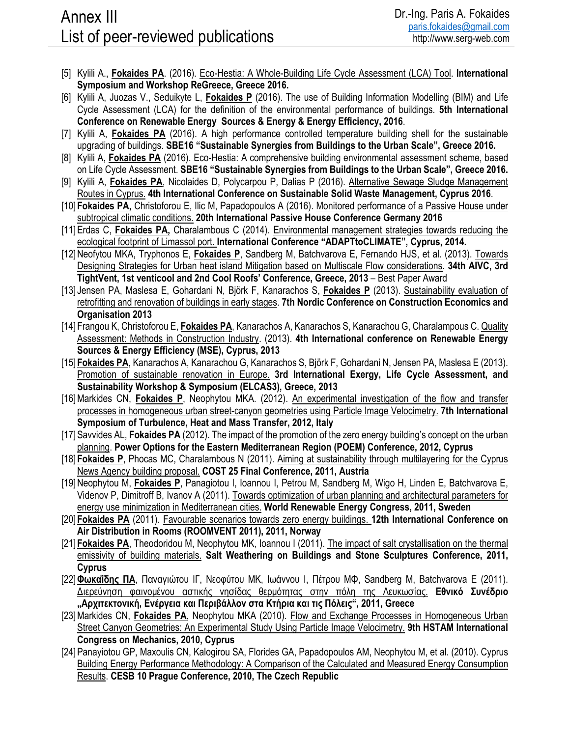[5] Kylili A., **Fokaides PA**. (2016). Eco-Hestia: A Whole-Building Life Cycle Assessment (LCA) Tool. **International Symposium and Workshop ReGreece, Greece 2016.**

[6] Kylili A, Juozas V., Seduikyte L, **Fokaides P** (2016). The use of Building Information Modelling (BIM) and Life Cycle Assessment (LCA) for the definition of the environmental performance of buildings. **5th International Conference on Renewable Energy Sources & Energy & Energy Efficiency, 2016**.

[7] Kylili A, **Fokaides PA** (2016). A high performance controlled temperature building shell for the sustainable upgrading of buildings. **SBE16 "Sustainable Synergies from Buildings to the Urban Scale", Greece 2016.**

[8] Kylili A, **Fokaides PA** (2016). Eco-Hestia: A comprehensive building environmental assessment scheme, based on Life Cycle Assessment. **SBE16 "Sustainable Synergies from Buildings to the Urban Scale", Greece 2016.**

[9] Kylili A, **Fokaides PA**, Nicolaides D, Polycarpou P, Dalias P (2016). Alternative Sewage Sludge Management Routes in Cyprus. **4th International Conference on Sustainable Solid Waste Management, Cyprus 2016**.

[10] **Fokaides PA,** Christoforou E, Ilic M, Papadopoulos A (2016). Monitored performance of a Passive House under subtropical climatic conditions. **20th International Passive House Conference Germany 2016**

[11] Erdas C, **Fokaides PA,** Charalambous C (2014). Environmental management strategies towards reducing the ecological footprint of Limassol port. **International Conference "ADAPTtoCLIMATE", Cyprus, 2014.**

[12] Neofytou MKA, Tryphonos E, **Fokaides P**, Sandberg M, Batchvarova E, Fernando HJS, et al. (2013). Towards Designing Strategies for Urban heat island Mitigation based on Multiscale Flow considerations. **34th AIVC, 3rd TightVent, 1st venticool and 2nd Cool Roofs' Conference, Greece, 2013** – Best Paper Award

[13] Jensen PA, Maslesa E, Gohardani N, Björk F, Kanarachos S, **Fokaides P** (2013). Sustainability evaluation of retrofitting and renovation of buildings in early stages. **7th Nordic Conference on Construction Economics and Organisation 2013**

[14] Frangou K, Christoforou E, **Fokaides PA**, Kanarachos A, Kanarachos S, Kanarachou G, Charalampous C. Quality Assessment: Methods in Construction Industry. (2013). **4th International conference on Renewable Energy Sources & Energy Efficiency (MSE), Cyprus, 2013**

[15] **Fokaides PA**, Kanarachos A, Kanarachou G, Kanarachos S, Björk F, Gohardani N, Jensen PA, Maslesa E (2013). Promotion of sustainable renovation in Europe. **3rd International Exergy, Life Cycle Assessment, and Sustainability Workshop & Symposium (ELCAS3), Greece, 2013**

[16] Markides CN, **Fokaides P**, Neophytou MKA. (2012). An experimental investigation of the flow and transfer processes in homogeneous urban street-canyon geometries using Particle Image Velocimetry. **7th International Symposium of Turbulence, Heat and Mass Transfer, 2012, Italy**

[17] Savvides AL, **Fokaides PA** (2012). The impact of the promotion of the zero energy building's concept on the urban planning. **Power Options for the Eastern Mediterranean Region (POEM) Conference, 2012, Cyprus**

[18] **Fokaides P**, Phocas MC, Charalambous N (2011). Aiming at sustainability through multilayering for the Cyprus News Agency building proposal. **COST 25 Final Conference, 2011, Austria**

[19] Neophytou M, **Fokaides P**, Panagiotou I, Ioannou I, Petrou M, Sandberg M, Wigo H, Linden E, Batchvarova E, Videnov P, Dimitroff B, Ivanov A (2011). Towards optimization of urban planning and architectural parameters for energy use minimization in Mediterranean cities. **World Renewable Energy Congress, 2011, Sweden**

[20] **Fokaides PA** (2011). Favourable scenarios towards zero energy buildings. **12th International Conference on Air Distribution in Rooms (ROOMVENT 2011), 2011, Norway**

[21] **Fokaides PA**, Theodoridou M, Neophytou MK, Ioannou I (2011). The impact of salt crystallisation on the thermal emissivity of building materials. **Salt Weathering on Buildings and Stone Sculptures Conference, 2011, Cyprus**

[22] **Φωκαΐδης ΠΑ**, Παναγιώτου ΙΓ, Νεοφύτου ΜΚ, Ιωάννου Ι, Πέτρου ΜΦ, Sandberg M, Batchvarova E (2011). Διερεύνηση φαινομένου αστικής νησίδας θερμότητας στην πόλη της Λευκωσίας. **Εθνικό Συνέδριο „Αρχιτεκτονική, Ενέργεια και Περιβάλλον στα Κτήρια και τις Πόλεις", 2011, Greece**

[23] Markides CN, **Fokaides PA**, Neophytou MKA (2010). Flow and Exchange Processes in Homogeneous Urban Street Canyon Geometries: An Experimental Study Using Particle Image Velocimetry. **9th HSTAM International Congress on Mechanics, 2010, Cyprus**

[24] Panayiotou GP, Maxoulis CN, Kalogirou SA, Florides GA, Papadopoulos AM, Neophytou M, et al. (2010). Cyprus Building Energy Performance Methodology: A Comparison of the Calculated and Measured Energy Consumption Results. **CESB 10 Prague Conference, 2010, The Czech Republic**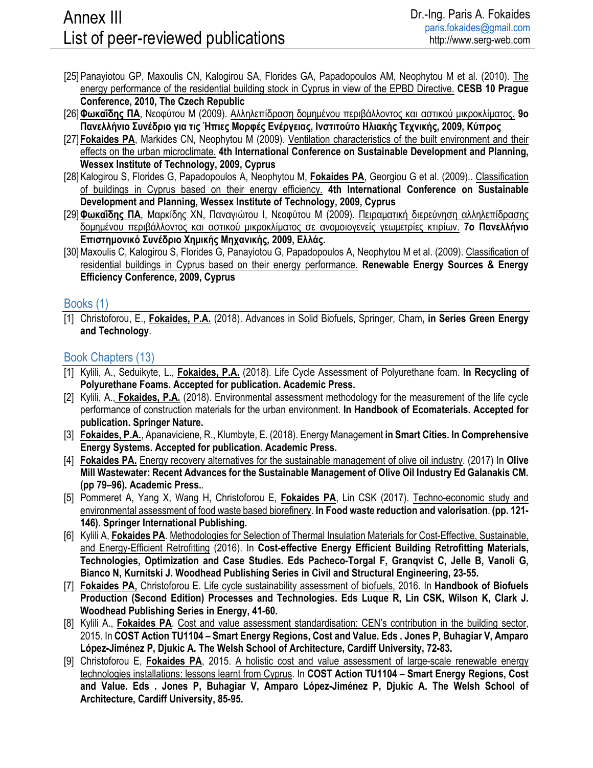[25] Panayiotou GP, Maxoulis CN, Kalogirou SA, Florides GA, Papadopoulos AM, Neophytou M et al. (2010). The energy performance of the residential building stock in Cyprus in view of the EPBD Directive. **CESB 10 Prague Conference, 2010, The Czech Republic**

[26] **Φωκαΐδης ΠΑ**, Νεοφύτου Μ (2009). Αλληλεπίδραση δομημένου περιβάλλοντος και αστικού μικροκλίματος. **9ο Πανελλήνιο Συνέδριο για τις Ήπιες Μορφές Ενέργειας, Ινστιτούτο Ηλιακής Τεχνικής, 2009, Κύπρος**

[27] **Fokaides PA**, Markides CN, Neophytou M (2009). Ventilation characteristics of the built environment and their effects on the urban microclimate. **4th International Conference on Sustainable Development and Planning, Wessex Institute of Technology, 2009, Cyprus**

[28] Kalogirou S, Florides G, Papadopoulos A, Neophytou M, **Fokaides PA**, Georgiou G et al. (2009).. Classification of buildings in Cyprus based on their energy efficiency. **4th International Conference on Sustainable Development and Planning, Wessex Institute of Technology, 2009, Cyprus**

[29] **Φωκαΐδης ΠΑ**, Μαρκίδης ΧΝ, Παναγιώτου Ι, Νεοφύτου Μ (2009). Πειραματική διερεύνηση αλληλεπίδρασης δομημένου περιβάλλοντος και αστικού μικροκλίματος σε ανομοιογενείς γεωμετρίες κτιρίων. **7ο Πανελλήνιο Επιστημονικό Συνέδριο Χημικής Μηχανικής, 2009, Ελλάς.**

[30] Maxoulis C, Kalogirou S, Florides G, Panayiotou G, Papadopoulos A, Neophytou M et al. (2009). Classification of residential buildings in Cyprus based on their energy performance. **Renewable Energy Sources & Energy Efficiency Conference, 2009, Cyprus**

## Books (1)

[1] Christoforou, E., **Fokaides, P.A.** (2018). Advances in Solid Biofuels, Springer, Cham**, in Series Green Energy and Technology**.

## Book Chapters (13)

[1] Kylili, A., Seduikyte, L., **Fokaides, P.A.** (2018). Life Cycle Assessment of Polyurethane foam. **In Recycling of Polyurethane Foams. Accepted for publication. Academic Press.**

[2] Kylili, A., **Fokaides, P.A.** (2018). Environmental assessment methodology for the measurement of the life cycle performance of construction materials for the urban environment. **In Handbook of Ecomaterials. Accepted for publication. Springer Nature.**

[3] **Fokaides, P.A.**, Apanaviciene, R., Klumbyte, E. (2018). Energy Management **in Smart Cities. In Comprehensive Energy Systems. Accepted for publication. Academic Press.**

[4] **Fokaides PA.** Energy recovery alternatives for the sustainable management of olive oil industry. (2017) In **Olive Mill Wastewater: Recent Advances for the Sustainable Management of Olive Oil Industry Ed Galanakis CM. (pp 79–96). Academic Press.**.

[5] Pommeret A, Yang X, Wang H, Christoforou E, **Fokaides PA**, Lin CSK (2017). Techno-economic study and environmental assessment of food waste based biorefinery. **In Food waste reduction and valorisation**. **(pp. 121-146). Springer International Publishing.**

[6] Kylili A, **Fokaides PA**. Methodologies for Selection of Thermal Insulation Materials for Cost-Effective, Sustainable, and Energy-Efficient Retrofitting (2016). In **Cost-effective Energy Efficient Building Retrofitting Materials, Technologies, Optimization and Case Studies. Eds Pacheco-Torgal F, Granqvist C, Jelle B, Vanoli G, Bianco N, Kurnitski J. Woodhead Publishing Series in Civil and Structural Engineering, 23-55.**

[7] **Fokaides PA,** Christoforou E. Life cycle sustainability assessment of biofuels, 2016. In **Handbook of Biofuels Production (Second Edition) Processes and Technologies. Eds Luque R, Lin CSK, Wilson K, Clark J. Woodhead Publishing Series in Energy, 41-60.**

[8] Kylili A., **Fokaides PA**. Cost and value assessment standardisation: CEN's contribution in the building sector, 2015. In **COST Action TU1104 – Smart Energy Regions, Cost and Value. Eds . Jones P, Buhagiar V, Amparo López-Jiménez P, Djukic A. The Welsh School of Architecture, Cardiff University, 72-83.**

[9] Christoforou E, **Fokaides PA**, 2015. A holistic cost and value assessment of large-scale renewable energy technologies installations: lessons learnt from Cyprus. In **COST Action TU1104 – Smart Energy Regions, Cost and Value. Eds . Jones P, Buhagiar V, Amparo López-Jiménez P, Djukic A. The Welsh School of Architecture, Cardiff University, 85-95.**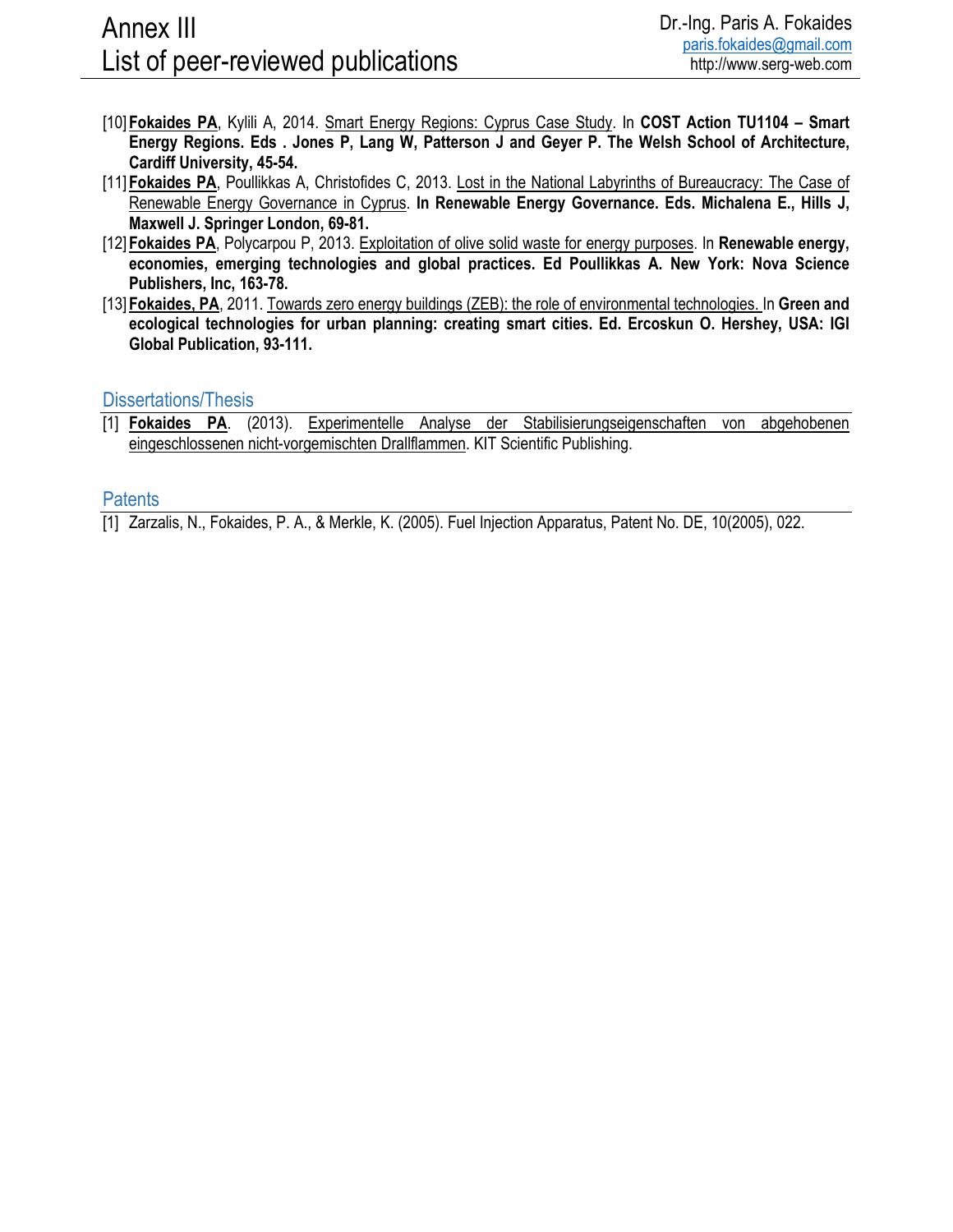[10] **<u>Fokaides PA</u>**, Kylili A, 2014. <u>Smart Energy Regions: Cyprus Case Study</u>. In **COST Action TU1104 – Smart Energy Regions. Eds . Jones P, Lang W, Patterson J and Geyer P. The Welsh School of Architecture, Cardiff University, 45-54.**

[11] **<u>Fokaides PA</u>**, Poullikkas A, Christofides C, 2013. <u>Lost in the National Labyrinths of Bureaucracy: The Case of Renewable Energy Governance in Cyprus</u>. **In Renewable Energy Governance. Eds. Michalena E., Hills J, Maxwell J. Springer London, 69-81.**

[12] **<u>Fokaides PA</u>**, Polycarpou P, 2013. <u>Exploitation of olive solid waste for energy purposes</u>. In **Renewable energy, economies, emerging technologies and global practices. Ed Poullikkas A. New York: Nova Science Publishers, Inc, 163-78.**

[13] **<u>Fokaides, PA</u>**, 2011. <u>Towards zero energy buildings (ZEB): the role of environmental technologies.</u> In **Green and ecological technologies for urban planning: creating smart cities. Ed. Ercoskun O. Hershey, USA: IGI Global Publication, 93-111.**

## Dissertations/Thesis

[1] **<u>Fokaides PA</u>**. (2013). <u>Experimentelle Analyse der Stabilisierungseigenschaften von abgehobenen eingeschlossenen nicht-vorgemischten Drallflammen</u>. KIT Scientific Publishing.

## Patents

[1] Zarzalis, N., Fokaides, P. A., & Merkle, K. (2005). Fuel Injection Apparatus, Patent No. DE, 10(2005), 022.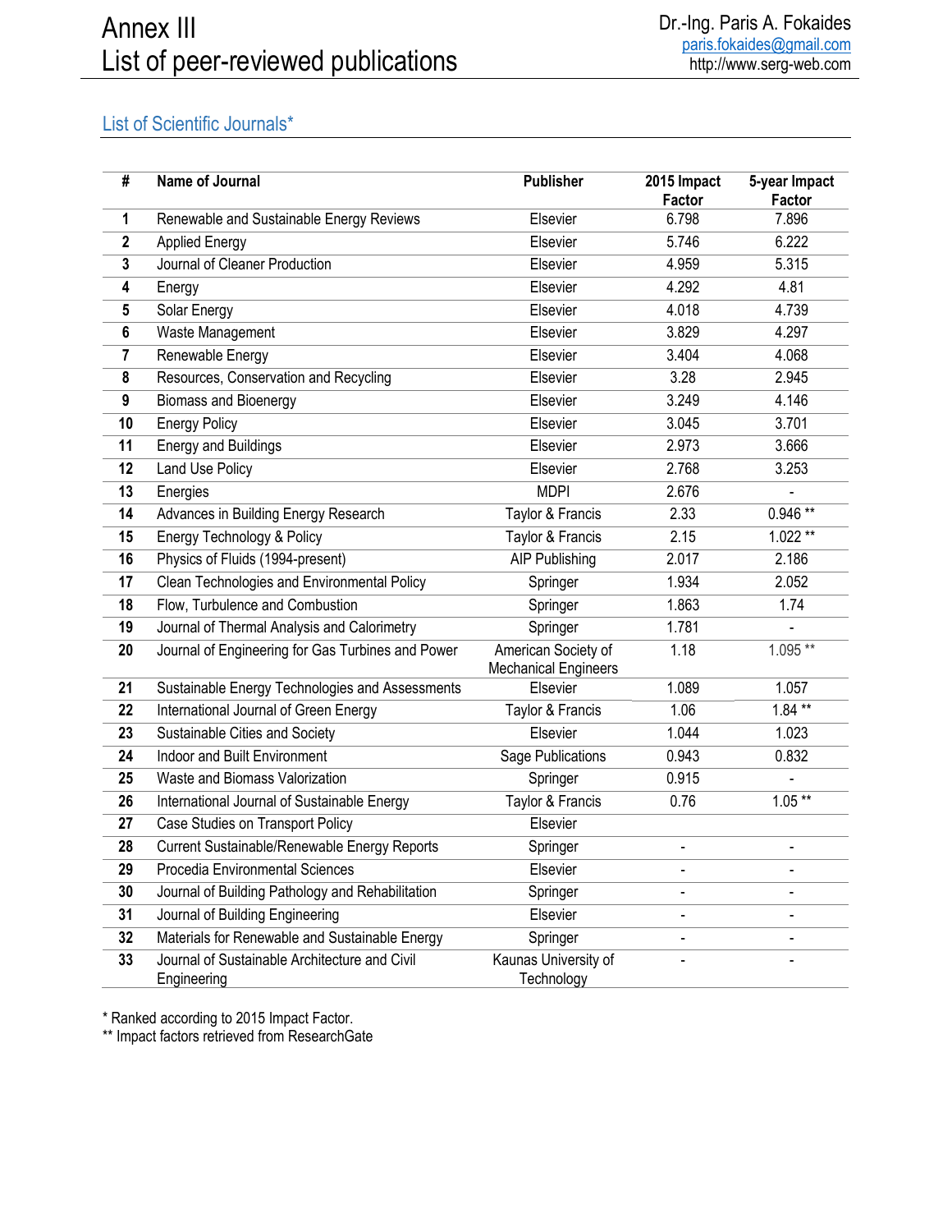# Annex III
# List of peer-reviewed publications

Dr.-Ing. Paris A. Fokaides
paris.fokaides@gmail.com
http://www.serg-web.com

## List of Scientific Journals*

| # | Name of Journal | Publisher | 2015 Impact Factor | 5-year Impact Factor |
|---|---|---|---|---|
| 1 | Renewable and Sustainable Energy Reviews | Elsevier | 6.798 | 7.896 |
| 2 | Applied Energy | Elsevier | 5.746 | 6.222 |
| 3 | Journal of Cleaner Production | Elsevier | 4.959 | 5.315 |
| 4 | Energy | Elsevier | 4.292 | 4.81 |
| 5 | Solar Energy | Elsevier | 4.018 | 4.739 |
| 6 | Waste Management | Elsevier | 3.829 | 4.297 |
| 7 | Renewable Energy | Elsevier | 3.404 | 4.068 |
| 8 | Resources, Conservation and Recycling | Elsevier | 3.28 | 2.945 |
| 9 | Biomass and Bioenergy | Elsevier | 3.249 | 4.146 |
| 10 | Energy Policy | Elsevier | 3.045 | 3.701 |
| 11 | Energy and Buildings | Elsevier | 2.973 | 3.666 |
| 12 | Land Use Policy | Elsevier | 2.768 | 3.253 |
| 13 | Energies | MDPI | 2.676 | - |
| 14 | Advances in Building Energy Research | Taylor & Francis | 2.33 | 0.946 ** |
| 15 | Energy Technology & Policy | Taylor & Francis | 2.15 | 1.022 ** |
| 16 | Physics of Fluids (1994-present) | AIP Publishing | 2.017 | 2.186 |
| 17 | Clean Technologies and Environmental Policy | Springer | 1.934 | 2.052 |
| 18 | Flow, Turbulence and Combustion | Springer | 1.863 | 1.74 |
| 19 | Journal of Thermal Analysis and Calorimetry | Springer | 1.781 | - |
| 20 | Journal of Engineering for Gas Turbines and Power | American Society of Mechanical Engineers | 1.18 | 1.095 ** |
| 21 | Sustainable Energy Technologies and Assessments | Elsevier | 1.089 | 1.057 |
| 22 | International Journal of Green Energy | Taylor & Francis | 1.06 | 1.84 ** |
| 23 | Sustainable Cities and Society | Elsevier | 1.044 | 1.023 |
| 24 | Indoor and Built Environment | Sage Publications | 0.943 | 0.832 |
| 25 | Waste and Biomass Valorization | Springer | 0.915 | - |
| 26 | International Journal of Sustainable Energy | Taylor & Francis | 0.76 | 1.05 ** |
| 27 | Case Studies on Transport Policy | Elsevier | | |
| 28 | Current Sustainable/Renewable Energy Reports | Springer | - | - |
| 29 | Procedia Environmental Sciences | Elsevier | - | - |
| 30 | Journal of Building Pathology and Rehabilitation | Springer | - | - |
| 31 | Journal of Building Engineering | Elsevier | - | - |
| 32 | Materials for Renewable and Sustainable Energy | Springer | - | - |
| 33 | Journal of Sustainable Architecture and Civil Engineering | Kaunas University of Technology | - | - |

\* Ranked according to 2015 Impact Factor.
\** Impact factors retrieved from ResearchGate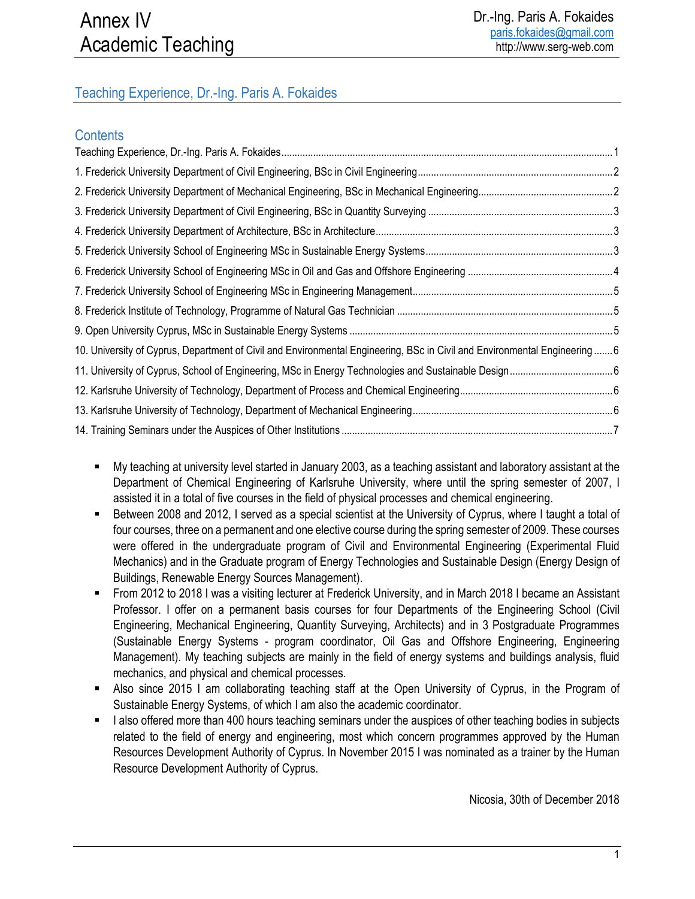# Annex IV
# Academic Teaching

Dr.-Ing. Paris A. Fokaides
paris.fokaides@gmail.com
http://www.serg-web.com

## Teaching Experience, Dr.-Ing. Paris A. Fokaides

### Contents

Teaching Experience, Dr.-Ing. Paris A. Fokaides ........ 1
1. Frederick University Department of Civil Engineering, BSc in Civil Engineering ........ 2
2. Frederick University Department of Mechanical Engineering, BSc in Mechanical Engineering ........ 2
3. Frederick University Department of Civil Engineering, BSc in Quantity Surveying ........ 3
4. Frederick University Department of Architecture, BSc in Architecture ........ 3
5. Frederick University School of Engineering MSc in Sustainable Energy Systems ........ 3
6. Frederick University School of Engineering MSc in Oil and Gas and Offshore Engineering ........ 4
7. Frederick University School of Engineering MSc in Engineering Management ........ 5
8. Frederick Institute of Technology, Programme of Natural Gas Technician ........ 5
9. Open University Cyprus, MSc in Sustainable Energy Systems ........ 5
10. University of Cyprus, Department of Civil and Environmental Engineering, BSc in Civil and Environmental Engineering ........ 6
11. University of Cyprus, School of Engineering, MSc in Energy Technologies and Sustainable Design ........ 6
12. Karlsruhe University of Technology, Department of Process and Chemical Engineering ........ 6
13. Karlsruhe University of Technology, Department of Mechanical Engineering ........ 6
14. Training Seminars under the Auspices of Other Institutions ........ 7

- My teaching at university level started in January 2003, as a teaching assistant and laboratory assistant at the Department of Chemical Engineering of Karlsruhe University, where until the spring semester of 2007, I assisted it in a total of five courses in the field of physical processes and chemical engineering.
- Between 2008 and 2012, I served as a special scientist at the University of Cyprus, where I taught a total of four courses, three on a permanent and one elective course during the spring semester of 2009. These courses were offered in the undergraduate program of Civil and Environmental Engineering (Experimental Fluid Mechanics) and in the Graduate program of Energy Technologies and Sustainable Design (Energy Design of Buildings, Renewable Energy Sources Management).
- From 2012 to 2018 I was a visiting lecturer at Frederick University, and in March 2018 I became an Assistant Professor. I offer on a permanent basis courses for four Departments of the Engineering School (Civil Engineering, Mechanical Engineering, Quantity Surveying, Architects) and in 3 Postgraduate Programmes (Sustainable Energy Systems - program coordinator, Oil Gas and Offshore Engineering, Engineering Management). My teaching subjects are mainly in the field of energy systems and buildings analysis, fluid mechanics, and physical and chemical processes.
- Also since 2015 I am collaborating teaching staff at the Open University of Cyprus, in the Program of Sustainable Energy Systems, of which I am also the academic coordinator.
- I also offered more than 400 hours teaching seminars under the auspices of other teaching bodies in subjects related to the field of energy and engineering, most which concern programmes approved by the Human Resources Development Authority of Cyprus. In November 2015 I was nominated as a trainer by the Human Resource Development Authority of Cyprus.

Nicosia, 30th of December 2018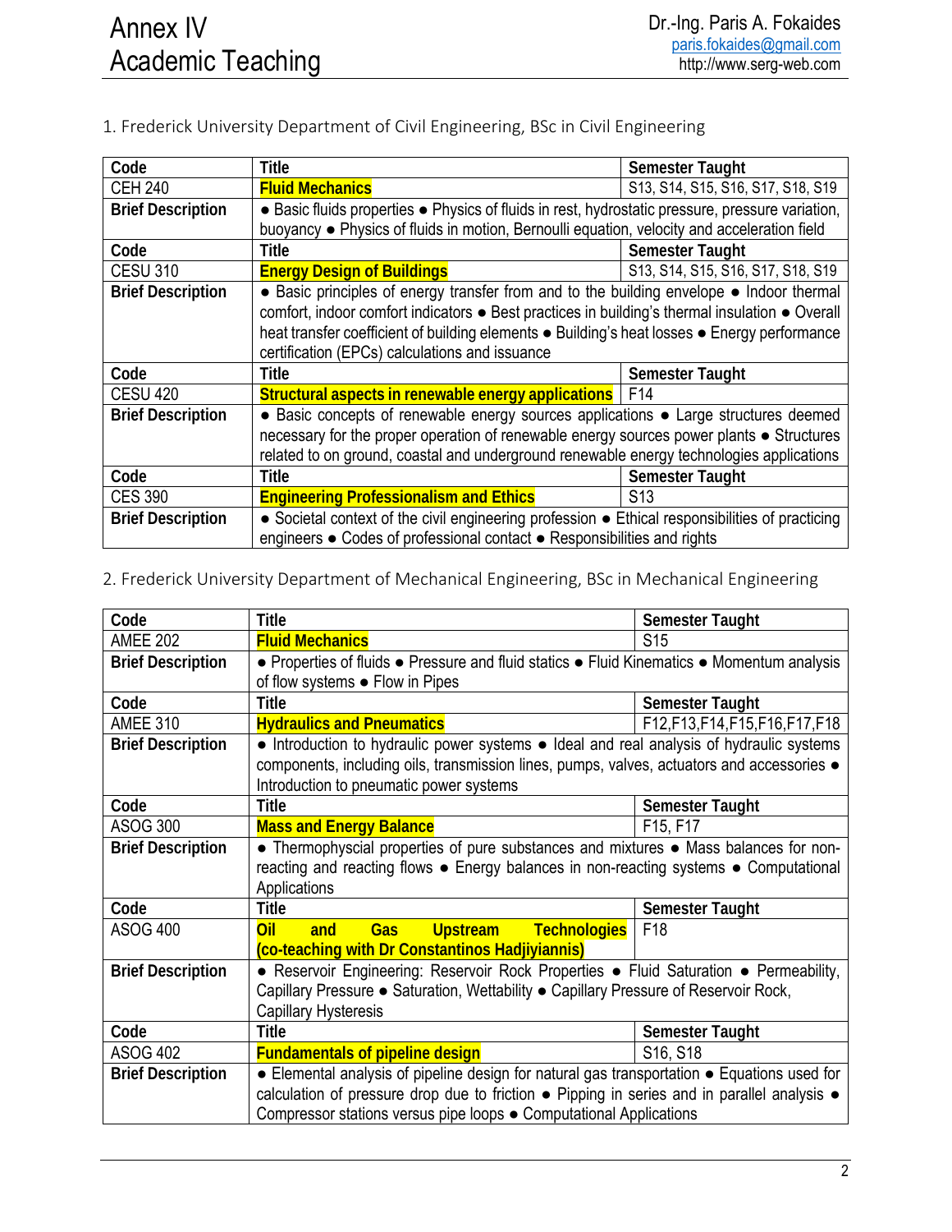# Annex IV
# Academic Teaching

Dr.-Ing. Paris A. Fokaides
paris.fokaides@gmail.com
http://www.serg-web.com

1. Frederick University Department of Civil Engineering, BSc in Civil Engineering

| Code | Title | Semester Taught |
|---|---|---|
| CEH 240 | **Fluid Mechanics** | S13, S14, S15, S16, S17, S18, S19 |
| **Brief Description** | ● Basic fluids properties ● Physics of fluids in rest, hydrostatic pressure, pressure variation, buoyancy ● Physics of fluids in motion, Bernoulli equation, velocity and acceleration field | |
| **Code** | **Title** | **Semester Taught** |
| CESU 310 | **Energy Design of Buildings** | S13, S14, S15, S16, S17, S18, S19 |
| **Brief Description** | ● Basic principles of energy transfer from and to the building envelope ● Indoor thermal comfort, indoor comfort indicators ● Best practices in building's thermal insulation ● Overall heat transfer coefficient of building elements ● Building's heat losses ● Energy performance certification (EPCs) calculations and issuance | |
| **Code** | **Title** | **Semester Taught** |
| CESU 420 | **Structural aspects in renewable energy applications** | F14 |
| **Brief Description** | ● Basic concepts of renewable energy sources applications ● Large structures deemed necessary for the proper operation of renewable energy sources power plants ● Structures related to on ground, coastal and underground renewable energy technologies applications | |
| **Code** | **Title** | **Semester Taught** |
| CES 390 | **Engineering Professionalism and Ethics** | S13 |
| **Brief Description** | ● Societal context of the civil engineering profession ● Ethical responsibilities of practicing engineers ● Codes of professional contact ● Responsibilities and rights | |

2. Frederick University Department of Mechanical Engineering, BSc in Mechanical Engineering

| Code | Title | Semester Taught |
|---|---|---|
| AMEE 202 | **Fluid Mechanics** | S15 |
| **Brief Description** | ● Properties of fluids ● Pressure and fluid statics ● Fluid Kinematics ● Momentum analysis of flow systems ● Flow in Pipes | |
| **Code** | **Title** | **Semester Taught** |
| AMEE 310 | **Hydraulics and Pneumatics** | F12,F13,F14,F15,F16,F17,F18 |
| **Brief Description** | ● Introduction to hydraulic power systems ● Ideal and real analysis of hydraulic systems components, including oils, transmission lines, pumps, valves, actuators and accessories ● Introduction to pneumatic power systems | |
| **Code** | **Title** | **Semester Taught** |
| ASOG 300 | **Mass and Energy Balance** | F15, F17 |
| **Brief Description** | ● Thermophyscial properties of pure substances and mixtures ● Mass balances for non-reacting and reacting flows ● Energy balances in non-reacting systems ● Computational Applications | |
| **Code** | **Title** | **Semester Taught** |
| ASOG 400 | **Oil and Gas Upstream Technologies (co-teaching with Dr Constantinos Hadjiyiannis)** | F18 |
| **Brief Description** | ● Reservoir Engineering: Reservoir Rock Properties ● Fluid Saturation ● Permeability, Capillary Pressure ● Saturation, Wettability ● Capillary Pressure of Reservoir Rock, Capillary Hysteresis | |
| **Code** | **Title** | **Semester Taught** |
| ASOG 402 | **Fundamentals of pipeline design** | S16, S18 |
| **Brief Description** | ● Elemental analysis of pipeline design for natural gas transportation ● Equations used for calculation of pressure drop due to friction ● Pipping in series and in parallel analysis ● Compressor stations versus pipe loops ● Computational Applications | |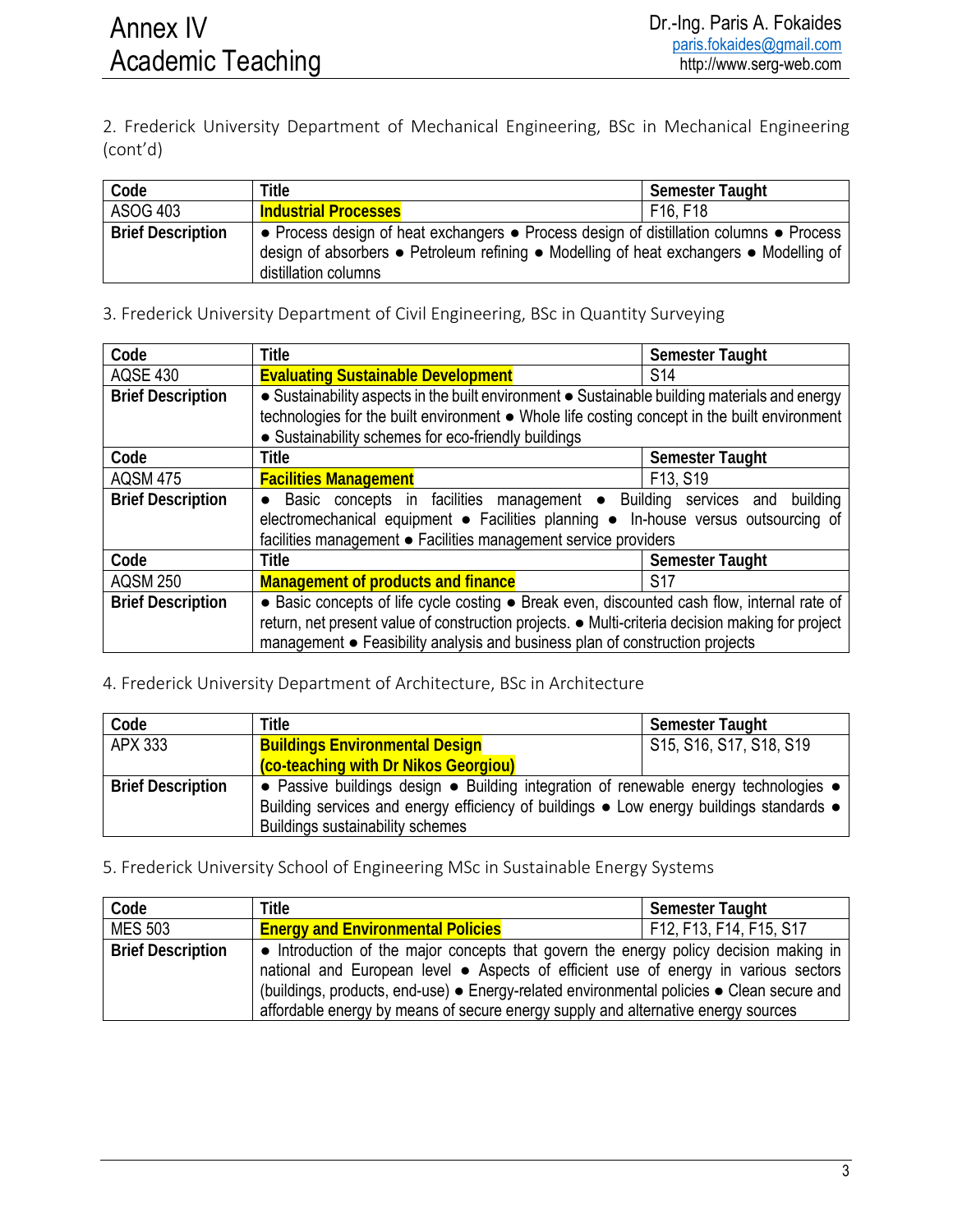2. Frederick University Department of Mechanical Engineering, BSc in Mechanical Engineering (cont'd)

| Code | Title | Semester Taught |
|---|---|---|
| ASOG 403 | **Industrial Processes** | F16, F18 |
| **Brief Description** | ● Process design of heat exchangers ● Process design of distillation columns ● Process design of absorbers ● Petroleum refining ● Modelling of heat exchangers ● Modelling of distillation columns | |

3. Frederick University Department of Civil Engineering, BSc in Quantity Surveying

| Code | Title | Semester Taught |
|---|---|---|
| AQSE 430 | **Evaluating Sustainable Development** | S14 |
| **Brief Description** | ● Sustainability aspects in the built environment ● Sustainable building materials and energy technologies for the built environment ● Whole life costing concept in the built environment ● Sustainability schemes for eco-friendly buildings | |
| **Code** | **Title** | **Semester Taught** |
| AQSM 475 | **Facilities Management** | F13, S19 |
| **Brief Description** | ● Basic concepts in facilities management ● Building services and building electromechanical equipment ● Facilities planning ● In-house versus outsourcing of facilities management ● Facilities management service providers | |
| **Code** | **Title** | **Semester Taught** |
| AQSM 250 | **Management of products and finance** | S17 |
| **Brief Description** | ● Basic concepts of life cycle costing ● Break even, discounted cash flow, internal rate of return, net present value of construction projects. ● Multi-criteria decision making for project management ● Feasibility analysis and business plan of construction projects | |

4. Frederick University Department of Architecture, BSc in Architecture

| Code | Title | Semester Taught |
|---|---|---|
| APX 333 | **Buildings Environmental Design (co-teaching with Dr Nikos Georgiou)** | S15, S16, S17, S18, S19 |
| **Brief Description** | ● Passive buildings design ● Building integration of renewable energy technologies ● Building services and energy efficiency of buildings ● Low energy buildings standards ● Buildings sustainability schemes | |

5. Frederick University School of Engineering MSc in Sustainable Energy Systems

| Code | Title | Semester Taught |
|---|---|---|
| MES 503 | **Energy and Environmental Policies** | F12, F13, F14, F15, S17 |
| **Brief Description** | ● Introduction of the major concepts that govern the energy policy decision making in national and European level ● Aspects of efficient use of energy in various sectors (buildings, products, end-use) ● Energy-related environmental policies ● Clean secure and affordable energy by means of secure energy supply and alternative energy sources | |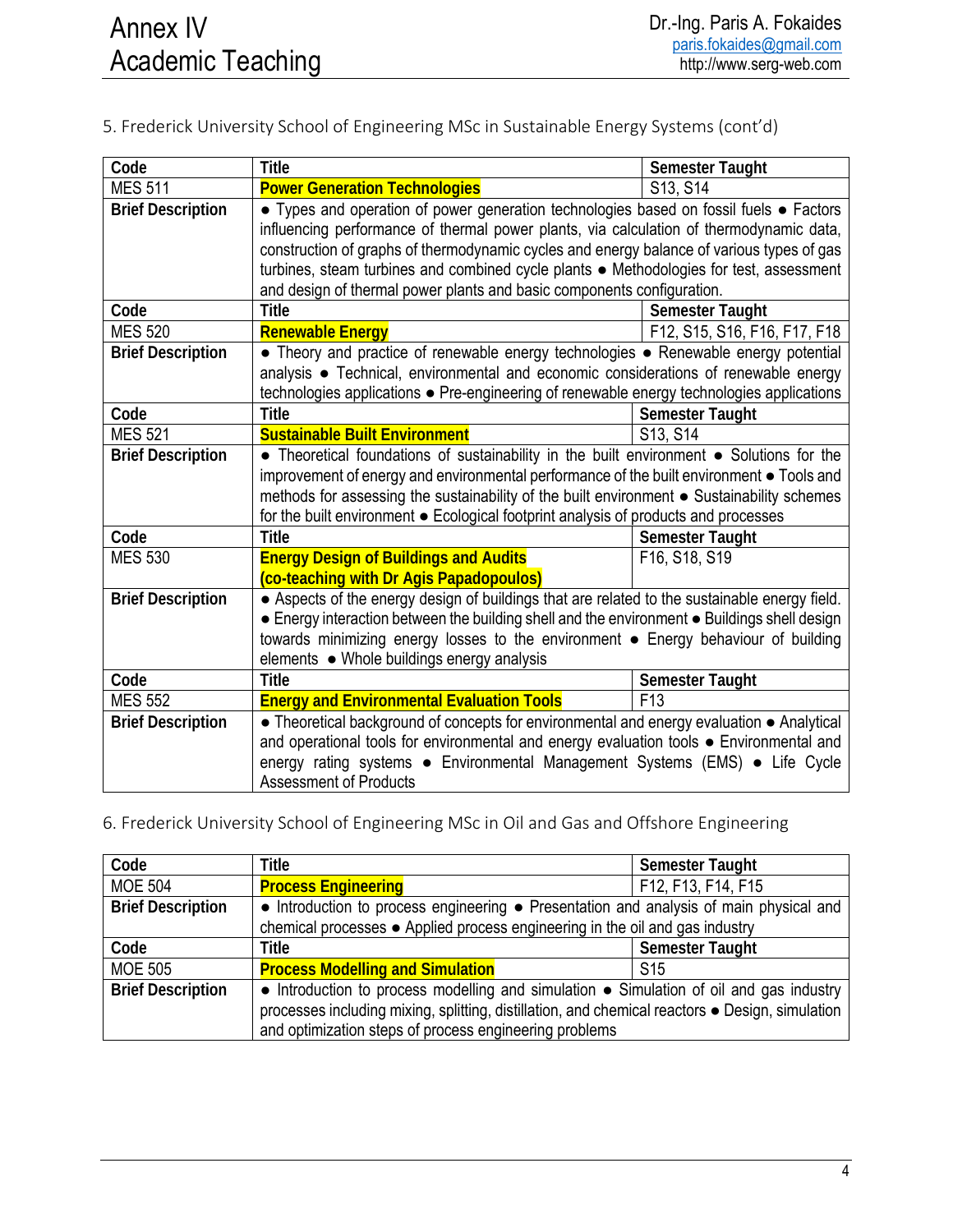5. Frederick University School of Engineering MSc in Sustainable Energy Systems (cont'd)

| Code | Title | Semester Taught |
|---|---|---|
| MES 511 | **Power Generation Technologies** | S13, S14 |
| **Brief Description** | ● Types and operation of power generation technologies based on fossil fuels ● Factors influencing performance of thermal power plants, via calculation of thermodynamic data, construction of graphs of thermodynamic cycles and energy balance of various types of gas turbines, steam turbines and combined cycle plants ● Methodologies for test, assessment and design of thermal power plants and basic components configuration. | |
| **Code** | **Title** | **Semester Taught** |
| MES 520 | **Renewable Energy** | F12, S15, S16, F16, F17, F18 |
| **Brief Description** | ● Theory and practice of renewable energy technologies ● Renewable energy potential analysis ● Technical, environmental and economic considerations of renewable energy technologies applications ● Pre-engineering of renewable energy technologies applications | |
| **Code** | **Title** | **Semester Taught** |
| MES 521 | **Sustainable Built Environment** | S13, S14 |
| **Brief Description** | ● Theoretical foundations of sustainability in the built environment ● Solutions for the improvement of energy and environmental performance of the built environment ● Tools and methods for assessing the sustainability of the built environment ● Sustainability schemes for the built environment ● Ecological footprint analysis of products and processes | |
| **Code** | **Title** | **Semester Taught** |
| MES 530 | **Energy Design of Buildings and Audits (co-teaching with Dr Agis Papadopoulos)** | F16, S18, S19 |
| **Brief Description** | ● Aspects of the energy design of buildings that are related to the sustainable energy field. ● Energy interaction between the building shell and the environment ● Buildings shell design towards minimizing energy losses to the environment ● Energy behaviour of building elements ● Whole buildings energy analysis | |
| **Code** | **Title** | **Semester Taught** |
| MES 552 | **Energy and Environmental Evaluation Tools** | F13 |
| **Brief Description** | ● Theoretical background of concepts for environmental and energy evaluation ● Analytical and operational tools for environmental and energy evaluation tools ● Environmental and energy rating systems ● Environmental Management Systems (EMS) ● Life Cycle Assessment of Products | |

6. Frederick University School of Engineering MSc in Oil and Gas and Offshore Engineering

| Code | Title | Semester Taught |
|---|---|---|
| MOE 504 | **Process Engineering** | F12, F13, F14, F15 |
| **Brief Description** | ● Introduction to process engineering ● Presentation and analysis of main physical and chemical processes ● Applied process engineering in the oil and gas industry | |
| **Code** | **Title** | **Semester Taught** |
| MOE 505 | **Process Modelling and Simulation** | S15 |
| **Brief Description** | ● Introduction to process modelling and simulation ● Simulation of oil and gas industry processes including mixing, splitting, distillation, and chemical reactors ● Design, simulation and optimization steps of process engineering problems | |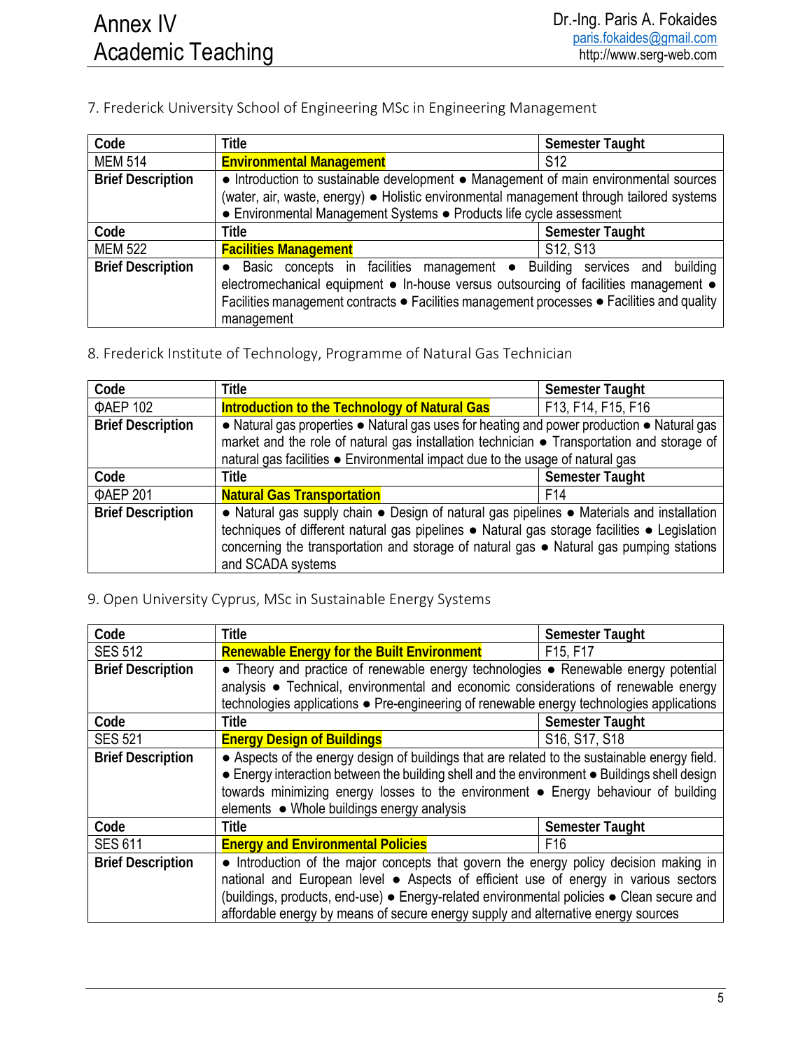7. Frederick University School of Engineering MSc in Engineering Management

| Code | Title | Semester Taught |
|---|---|---|
| MEM 514 | **Environmental Management** | S12 |
| **Brief Description** | ● Introduction to sustainable development ● Management of main environmental sources (water, air, waste, energy) ● Holistic environmental management through tailored systems ● Environmental Management Systems ● Products life cycle assessment | |
| **Code** | **Title** | **Semester Taught** |
| MEM 522 | **Facilities Management** | S12, S13 |
| **Brief Description** | ● Basic concepts in facilities management ● Building services and building electromechanical equipment ● In-house versus outsourcing of facilities management ● Facilities management contracts ● Facilities management processes ● Facilities and quality management | |

8. Frederick Institute of Technology, Programme of Natural Gas Technician

| Code | Title | Semester Taught |
|---|---|---|
| ΦΑΕΡ 102 | **Introduction to the Technology of Natural Gas** | F13, F14, F15, F16 |
| **Brief Description** | ● Natural gas properties ● Natural gas uses for heating and power production ● Natural gas market and the role of natural gas installation technician ● Transportation and storage of natural gas facilities ● Environmental impact due to the usage of natural gas | |
| **Code** | **Title** | **Semester Taught** |
| ΦΑΕΡ 201 | **Natural Gas Transportation** | F14 |
| **Brief Description** | ● Natural gas supply chain ● Design of natural gas pipelines ● Materials and installation techniques of different natural gas pipelines ● Natural gas storage facilities ● Legislation concerning the transportation and storage of natural gas ● Natural gas pumping stations and SCADA systems | |

9. Open University Cyprus, MSc in Sustainable Energy Systems

| Code | Title | Semester Taught |
|---|---|---|
| SES 512 | **Renewable Energy for the Built Environment** | F15, F17 |
| **Brief Description** | ● Theory and practice of renewable energy technologies ● Renewable energy potential analysis ● Technical, environmental and economic considerations of renewable energy technologies applications ● Pre-engineering of renewable energy technologies applications | |
| **Code** | **Title** | **Semester Taught** |
| SES 521 | **Energy Design of Buildings** | S16, S17, S18 |
| **Brief Description** | ● Aspects of the energy design of buildings that are related to the sustainable energy field. ● Energy interaction between the building shell and the environment ● Buildings shell design towards minimizing energy losses to the environment ● Energy behaviour of building elements ● Whole buildings energy analysis | |
| **Code** | **Title** | **Semester Taught** |
| SES 611 | **Energy and Environmental Policies** | F16 |
| **Brief Description** | ● Introduction of the major concepts that govern the energy policy decision making in national and European level ● Aspects of efficient use of energy in various sectors (buildings, products, end-use) ● Energy-related environmental policies ● Clean secure and affordable energy by means of secure energy supply and alternative energy sources | |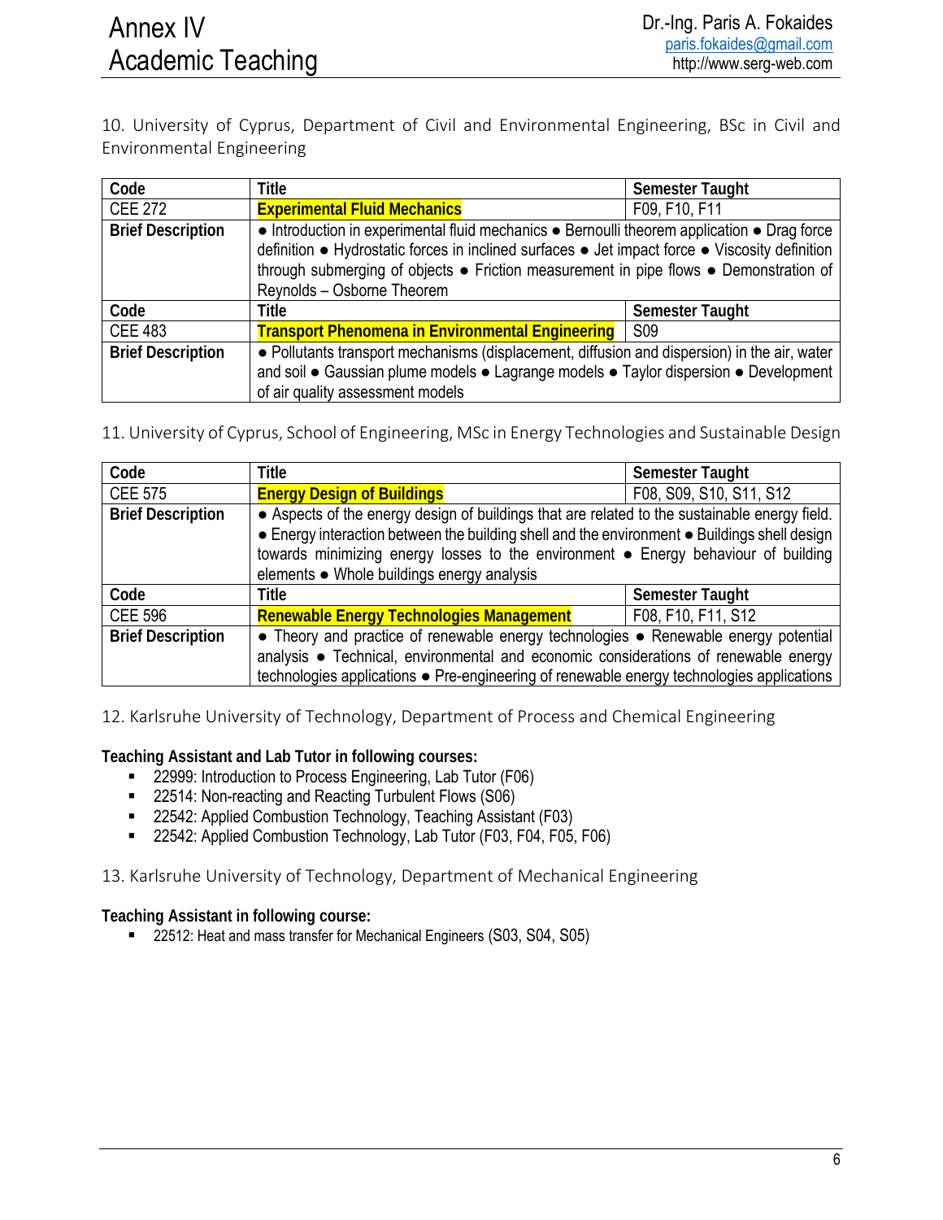10. University of Cyprus, Department of Civil and Environmental Engineering, BSc in Civil and Environmental Engineering

| Code | Title | Semester Taught |
|---|---|---|
| CEE 272 | **Experimental Fluid Mechanics** | F09, F10, F11 |
| **Brief Description** | ● Introduction in experimental fluid mechanics ● Bernoulli theorem application ● Drag force definition ● Hydrostatic forces in inclined surfaces ● Jet impact force ● Viscosity definition through submerging of objects ● Friction measurement in pipe flows ● Demonstration of Reynolds – Osborne Theorem | |
| **Code** | **Title** | **Semester Taught** |
| CEE 483 | **Transport Phenomena in Environmental Engineering** | S09 |
| **Brief Description** | ● Pollutants transport mechanisms (displacement, diffusion and dispersion) in the air, water and soil ● Gaussian plume models ● Lagrange models ● Taylor dispersion ● Development of air quality assessment models | |

11. University of Cyprus, School of Engineering, MSc in Energy Technologies and Sustainable Design

| Code | Title | Semester Taught |
|---|---|---|
| CEE 575 | **Energy Design of Buildings** | F08, S09, S10, S11, S12 |
| **Brief Description** | ● Aspects of the energy design of buildings that are related to the sustainable energy field. ● Energy interaction between the building shell and the environment ● Buildings shell design towards minimizing energy losses to the environment ● Energy behaviour of building elements ● Whole buildings energy analysis | |
| **Code** | **Title** | **Semester Taught** |
| CEE 596 | **Renewable Energy Technologies Management** | F08, F10, F11, S12 |
| **Brief Description** | ● Theory and practice of renewable energy technologies ● Renewable energy potential analysis ● Technical, environmental and economic considerations of renewable energy technologies applications ● Pre-engineering of renewable energy technologies applications | |

12. Karlsruhe University of Technology, Department of Process and Chemical Engineering

**Teaching Assistant and Lab Tutor in following courses:**

- 22999: Introduction to Process Engineering, Lab Tutor (F06)
- 22514: Non-reacting and Reacting Turbulent Flows (S06)
- 22542: Applied Combustion Technology, Teaching Assistant (F03)
- 22542: Applied Combustion Technology, Lab Tutor (F03, F04, F05, F06)

13. Karlsruhe University of Technology, Department of Mechanical Engineering

**Teaching Assistant in following course:**

- 22512: Heat and mass transfer for Mechanical Engineers (S03, S04, S05)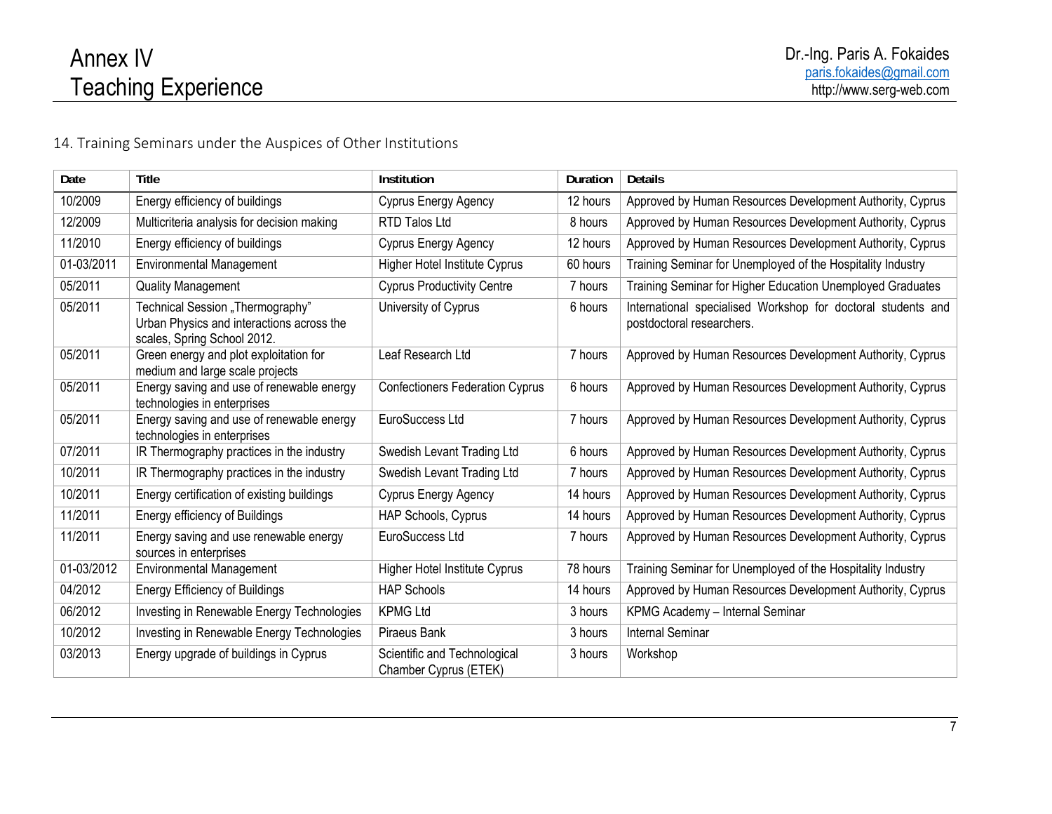# Annex IV
# Teaching Experience

Dr.-Ing. Paris A. Fokaides
paris.fokaides@gmail.com
http://www.serg-web.com

## 14. Training Seminars under the Auspices of Other Institutions

| Date | Title | Institution | Duration | Details |
|---|---|---|---|---|
| 10/2009 | Energy efficiency of buildings | Cyprus Energy Agency | 12 hours | Approved by Human Resources Development Authority, Cyprus |
| 12/2009 | Multicriteria analysis for decision making | RTD Talos Ltd | 8 hours | Approved by Human Resources Development Authority, Cyprus |
| 11/2010 | Energy efficiency of buildings | Cyprus Energy Agency | 12 hours | Approved by Human Resources Development Authority, Cyprus |
| 01-03/2011 | Environmental Management | Higher Hotel Institute Cyprus | 60 hours | Training Seminar for Unemployed of the Hospitality Industry |
| 05/2011 | Quality Management | Cyprus Productivity Centre | 7 hours | Training Seminar for Higher Education Unemployed Graduates |
| 05/2011 | Technical Session „Thermography" Urban Physics and interactions across the scales, Spring School 2012. | University of Cyprus | 6 hours | International specialised Workshop for doctoral students and postdoctoral researchers. |
| 05/2011 | Green energy and plot exploitation for medium and large scale projects | Leaf Research Ltd | 7 hours | Approved by Human Resources Development Authority, Cyprus |
| 05/2011 | Energy saving and use of renewable energy technologies in enterprises | Confectioners Federation Cyprus | 6 hours | Approved by Human Resources Development Authority, Cyprus |
| 05/2011 | Energy saving and use of renewable energy technologies in enterprises | EuroSuccess Ltd | 7 hours | Approved by Human Resources Development Authority, Cyprus |
| 07/2011 | IR Thermography practices in the industry | Swedish Levant Trading Ltd | 6 hours | Approved by Human Resources Development Authority, Cyprus |
| 10/2011 | IR Thermography practices in the industry | Swedish Levant Trading Ltd | 7 hours | Approved by Human Resources Development Authority, Cyprus |
| 10/2011 | Energy certification of existing buildings | Cyprus Energy Agency | 14 hours | Approved by Human Resources Development Authority, Cyprus |
| 11/2011 | Energy efficiency of Buildings | HAP Schools, Cyprus | 14 hours | Approved by Human Resources Development Authority, Cyprus |
| 11/2011 | Energy saving and use renewable energy sources in enterprises | EuroSuccess Ltd | 7 hours | Approved by Human Resources Development Authority, Cyprus |
| 01-03/2012 | Environmental Management | Higher Hotel Institute Cyprus | 78 hours | Training Seminar for Unemployed of the Hospitality Industry |
| 04/2012 | Energy Efficiency of Buildings | HAP Schools | 14 hours | Approved by Human Resources Development Authority, Cyprus |
| 06/2012 | Investing in Renewable Energy Technologies | KPMG Ltd | 3 hours | KPMG Academy – Internal Seminar |
| 10/2012 | Investing in Renewable Energy Technologies | Piraeus Bank | 3 hours | Internal Seminar |
| 03/2013 | Energy upgrade of buildings in Cyprus | Scientific and Technological Chamber Cyprus (ETEK) | 3 hours | Workshop |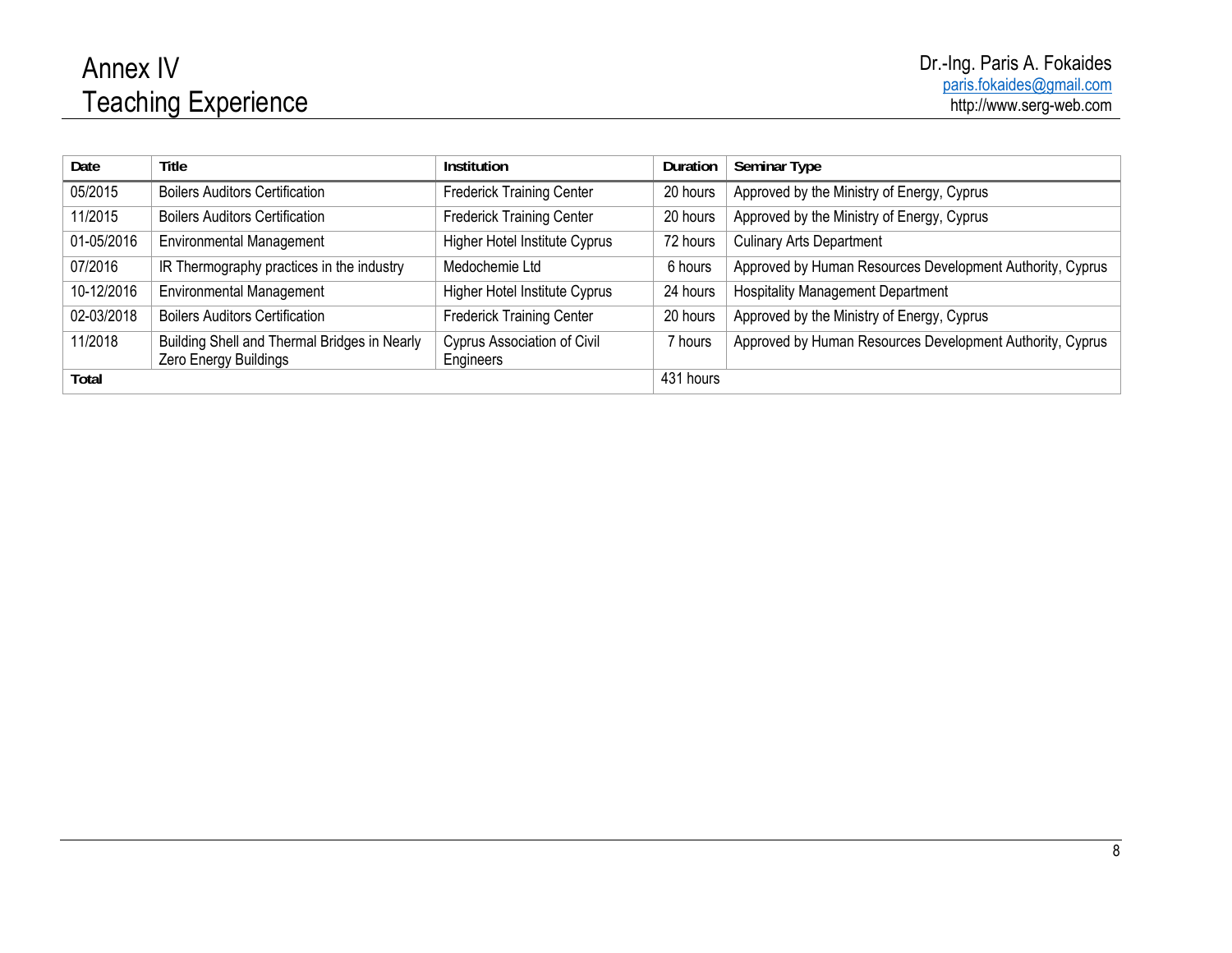# Annex IV
# Teaching Experience

| Date | Title | Institution | Duration | Seminar Type |
|---|---|---|---|---|
| 05/2015 | Boilers Auditors Certification | Frederick Training Center | 20 hours | Approved by the Ministry of Energy, Cyprus |
| 11/2015 | Boilers Auditors Certification | Frederick Training Center | 20 hours | Approved by the Ministry of Energy, Cyprus |
| 01-05/2016 | Environmental Management | Higher Hotel Institute Cyprus | 72 hours | Culinary Arts Department |
| 07/2016 | IR Thermography practices in the industry | Medochemie Ltd | 6 hours | Approved by Human Resources Development Authority, Cyprus |
| 10-12/2016 | Environmental Management | Higher Hotel Institute Cyprus | 24 hours | Hospitality Management Department |
| 02-03/2018 | Boilers Auditors Certification | Frederick Training Center | 20 hours | Approved by the Ministry of Energy, Cyprus |
| 11/2018 | Building Shell and Thermal Bridges in Nearly Zero Energy Buildings | Cyprus Association of Civil Engineers | 7 hours | Approved by Human Resources Development Authority, Cyprus |
| **Total** | | | 431 hours | |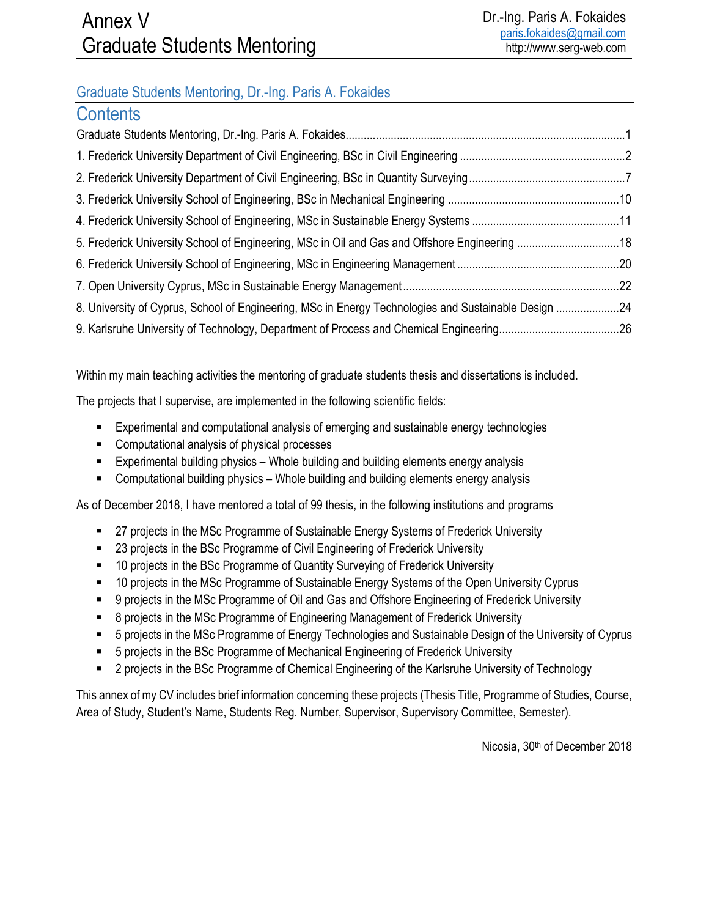# Annex V
# Graduate Students Mentoring

## Graduate Students Mentoring, Dr.-Ing. Paris A. Fokaides

## Contents

Graduate Students Mentoring, Dr.-Ing. Paris A. Fokaides ..... 1
1. Frederick University Department of Civil Engineering, BSc in Civil Engineering ..... 2
2. Frederick University Department of Civil Engineering, BSc in Quantity Surveying ..... 7
3. Frederick University School of Engineering, BSc in Mechanical Engineering ..... 10
4. Frederick University School of Engineering, MSc in Sustainable Energy Systems ..... 11
5. Frederick University School of Engineering, MSc in Oil and Gas and Offshore Engineering ..... 18
6. Frederick University School of Engineering, MSc in Engineering Management ..... 20
7. Open University Cyprus, MSc in Sustainable Energy Management ..... 22
8. University of Cyprus, School of Engineering, MSc in Energy Technologies and Sustainable Design ..... 24
9. Karlsruhe University of Technology, Department of Process and Chemical Engineering ..... 26

Within my main teaching activities the mentoring of graduate students thesis and dissertations is included.

The projects that I supervise, are implemented in the following scientific fields:

- Experimental and computational analysis of emerging and sustainable energy technologies
- Computational analysis of physical processes
- Experimental building physics – Whole building and building elements energy analysis
- Computational building physics – Whole building and building elements energy analysis

As of December 2018, I have mentored a total of 99 thesis, in the following institutions and programs

- 27 projects in the MSc Programme of Sustainable Energy Systems of Frederick University
- 23 projects in the BSc Programme of Civil Engineering of Frederick University
- 10 projects in the BSc Programme of Quantity Surveying of Frederick University
- 10 projects in the MSc Programme of Sustainable Energy Systems of the Open University Cyprus
- 9 projects in the MSc Programme of Oil and Gas and Offshore Engineering of Frederick University
- 8 projects in the MSc Programme of Engineering Management of Frederick University
- 5 projects in the MSc Programme of Energy Technologies and Sustainable Design of the University of Cyprus
- 5 projects in the BSc Programme of Mechanical Engineering of Frederick University
- 2 projects in the BSc Programme of Chemical Engineering of the Karlsruhe University of Technology

This annex of my CV includes brief information concerning these projects (Thesis Title, Programme of Studies, Course, Area of Study, Student's Name, Students Reg. Number, Supervisor, Supervisory Committee, Semester).

Nicosia, 30th of December 2018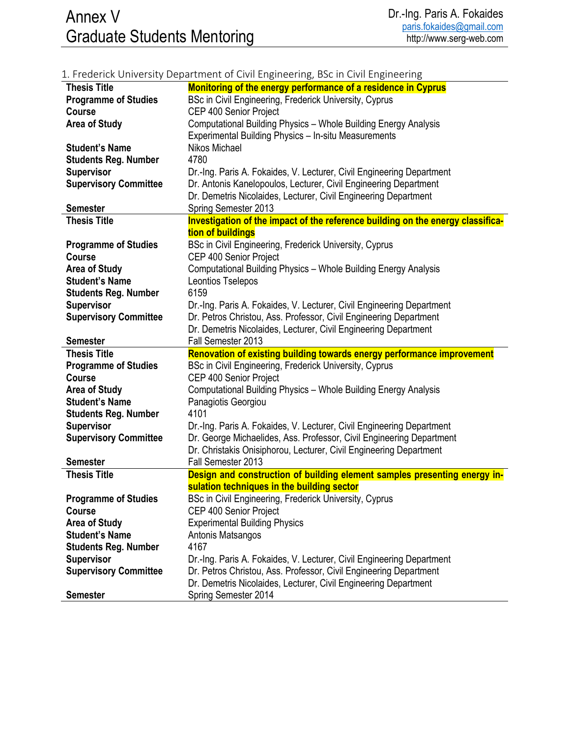# Annex V
# Graduate Students Mentoring

Dr.-Ing. Paris A. Fokaides
paris.fokaides@gmail.com
http://www.serg-web.com

## 1. Frederick University Department of Civil Engineering, BSc in Civil Engineering

| | |
|---|---|
| **Thesis Title** | **Monitoring of the energy performance of a residence in Cyprus** |
| **Programme of Studies** | BSc in Civil Engineering, Frederick University, Cyprus |
| **Course** | CEP 400 Senior Project |
| **Area of Study** | Computational Building Physics – Whole Building Energy Analysis<br>Experimental Building Physics – In-situ Measurements |
| **Student's Name** | Nikos Michael |
| **Students Reg. Number** | 4780 |
| **Supervisor** | Dr.-Ing. Paris A. Fokaides, V. Lecturer, Civil Engineering Department |
| **Supervisory Committee** | Dr. Antonis Kanelopoulos, Lecturer, Civil Engineering Department<br>Dr. Demetris Nicolaides, Lecturer, Civil Engineering Department |
| **Semester** | Spring Semester 2013 |
| **Thesis Title** | **Investigation of the impact of the reference building on the energy classification of buildings** |
| **Programme of Studies** | BSc in Civil Engineering, Frederick University, Cyprus |
| **Course** | CEP 400 Senior Project |
| **Area of Study** | Computational Building Physics – Whole Building Energy Analysis |
| **Student's Name** | Leontios Tselepos |
| **Students Reg. Number** | 6159 |
| **Supervisor** | Dr.-Ing. Paris A. Fokaides, V. Lecturer, Civil Engineering Department |
| **Supervisory Committee** | Dr. Petros Christou, Ass. Professor, Civil Engineering Department<br>Dr. Demetris Nicolaides, Lecturer, Civil Engineering Department |
| **Semester** | Fall Semester 2013 |
| **Thesis Title** | **Renovation of existing building towards energy performance improvement** |
| **Programme of Studies** | BSc in Civil Engineering, Frederick University, Cyprus |
| **Course** | CEP 400 Senior Project |
| **Area of Study** | Computational Building Physics – Whole Building Energy Analysis |
| **Student's Name** | Panagiotis Georgiou |
| **Students Reg. Number** | 4101 |
| **Supervisor** | Dr.-Ing. Paris A. Fokaides, V. Lecturer, Civil Engineering Department |
| **Supervisory Committee** | Dr. George Michaelides, Ass. Professor, Civil Engineering Department<br>Dr. Christakis Onisiphorou, Lecturer, Civil Engineering Department |
| **Semester** | Fall Semester 2013 |
| **Thesis Title** | **Design and construction of building element samples presenting energy insulation techniques in the building sector** |
| **Programme of Studies** | BSc in Civil Engineering, Frederick University, Cyprus |
| **Course** | CEP 400 Senior Project |
| **Area of Study** | Experimental Building Physics |
| **Student's Name** | Antonis Matsangos |
| **Students Reg. Number** | 4167 |
| **Supervisor** | Dr.-Ing. Paris A. Fokaides, V. Lecturer, Civil Engineering Department |
| **Supervisory Committee** | Dr. Petros Christou, Ass. Professor, Civil Engineering Department<br>Dr. Demetris Nicolaides, Lecturer, Civil Engineering Department |
| **Semester** | Spring Semester 2014 |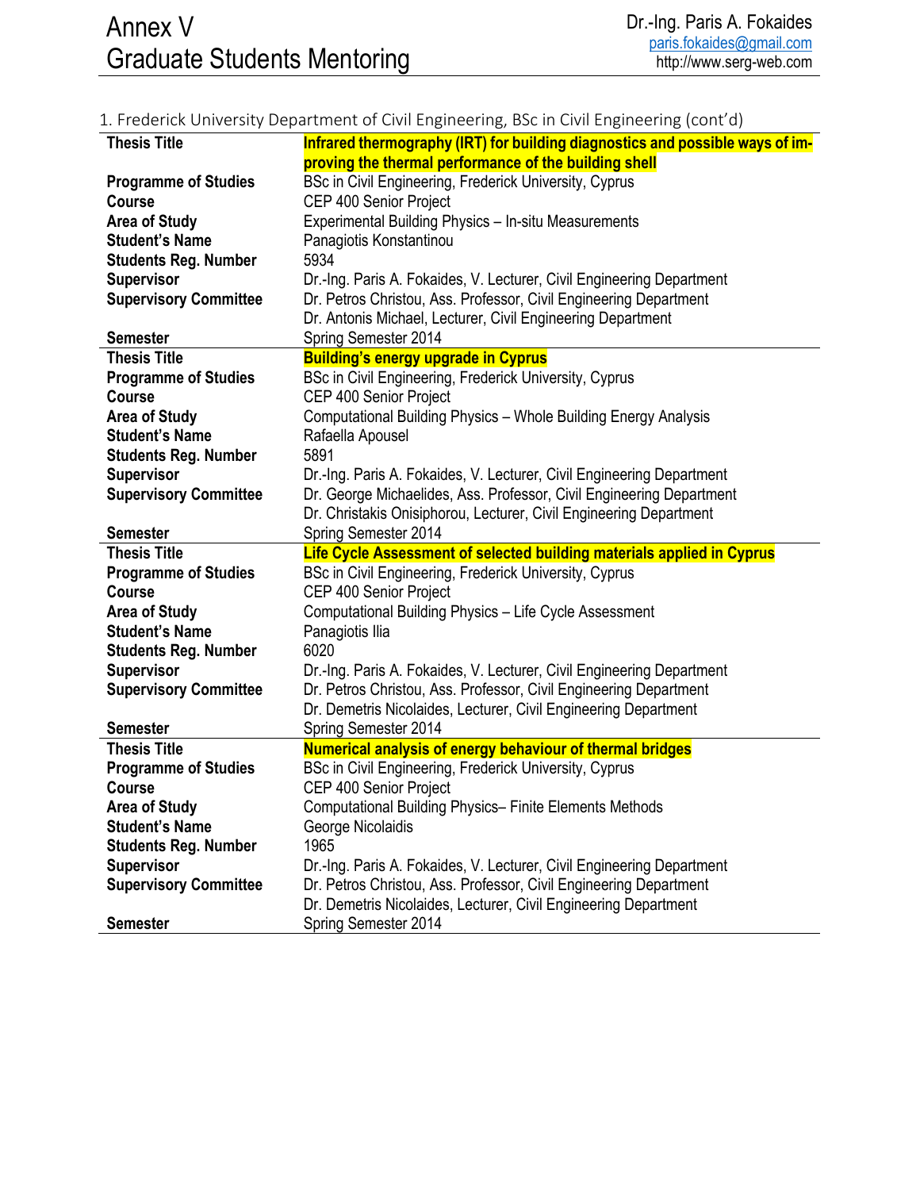1. Frederick University Department of Civil Engineering, BSc in Civil Engineering (cont'd)

| | |
|---|---|
| **Thesis Title** | **Infrared thermography (IRT) for building diagnostics and possible ways of improving the thermal performance of the building shell** |
| **Programme of Studies** | BSc in Civil Engineering, Frederick University, Cyprus |
| **Course** | CEP 400 Senior Project |
| **Area of Study** | Experimental Building Physics – In-situ Measurements |
| **Student's Name** | Panagiotis Konstantinou |
| **Students Reg. Number** | 5934 |
| **Supervisor** | Dr.-Ing. Paris A. Fokaides, V. Lecturer, Civil Engineering Department |
| **Supervisory Committee** | Dr. Petros Christou, Ass. Professor, Civil Engineering Department<br>Dr. Antonis Michael, Lecturer, Civil Engineering Department |
| **Semester** | Spring Semester 2014 |
| **Thesis Title** | **Building's energy upgrade in Cyprus** |
| **Programme of Studies** | BSc in Civil Engineering, Frederick University, Cyprus |
| **Course** | CEP 400 Senior Project |
| **Area of Study** | Computational Building Physics – Whole Building Energy Analysis |
| **Student's Name** | Rafaella Apousel |
| **Students Reg. Number** | 5891 |
| **Supervisor** | Dr.-Ing. Paris A. Fokaides, V. Lecturer, Civil Engineering Department |
| **Supervisory Committee** | Dr. George Michaelides, Ass. Professor, Civil Engineering Department<br>Dr. Christakis Onisiphorou, Lecturer, Civil Engineering Department |
| **Semester** | Spring Semester 2014 |
| **Thesis Title** | **Life Cycle Assessment of selected building materials applied in Cyprus** |
| **Programme of Studies** | BSc in Civil Engineering, Frederick University, Cyprus |
| **Course** | CEP 400 Senior Project |
| **Area of Study** | Computational Building Physics – Life Cycle Assessment |
| **Student's Name** | Panagiotis Ilia |
| **Students Reg. Number** | 6020 |
| **Supervisor** | Dr.-Ing. Paris A. Fokaides, V. Lecturer, Civil Engineering Department |
| **Supervisory Committee** | Dr. Petros Christou, Ass. Professor, Civil Engineering Department<br>Dr. Demetris Nicolaides, Lecturer, Civil Engineering Department |
| **Semester** | Spring Semester 2014 |
| **Thesis Title** | **Numerical analysis of energy behaviour of thermal bridges** |
| **Programme of Studies** | BSc in Civil Engineering, Frederick University, Cyprus |
| **Course** | CEP 400 Senior Project |
| **Area of Study** | Computational Building Physics– Finite Elements Methods |
| **Student's Name** | George Nicolaidis |
| **Students Reg. Number** | 1965 |
| **Supervisor** | Dr.-Ing. Paris A. Fokaides, V. Lecturer, Civil Engineering Department |
| **Supervisory Committee** | Dr. Petros Christou, Ass. Professor, Civil Engineering Department<br>Dr. Demetris Nicolaides, Lecturer, Civil Engineering Department |
| **Semester** | Spring Semester 2014 |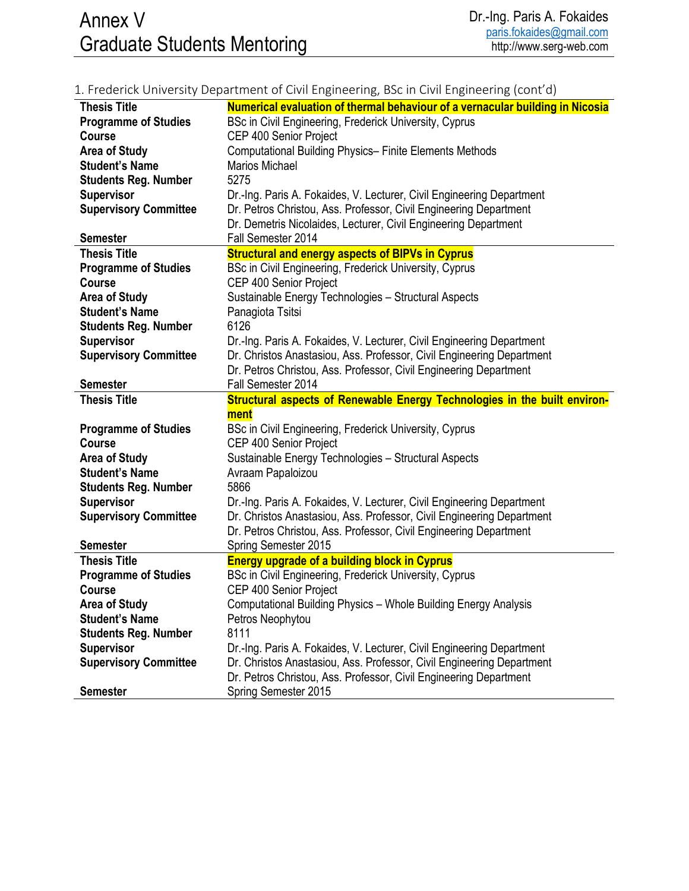## 1. Frederick University Department of Civil Engineering, BSc in Civil Engineering (cont'd)

| | |
|---|---|
| **Thesis Title** | **Numerical evaluation of thermal behaviour of a vernacular building in Nicosia** |
| **Programme of Studies** | BSc in Civil Engineering, Frederick University, Cyprus |
| **Course** | CEP 400 Senior Project |
| **Area of Study** | Computational Building Physics– Finite Elements Methods |
| **Student's Name** | Marios Michael |
| **Students Reg. Number** | 5275 |
| **Supervisor** | Dr.-Ing. Paris A. Fokaides, V. Lecturer, Civil Engineering Department |
| **Supervisory Committee** | Dr. Petros Christou, Ass. Professor, Civil Engineering Department<br>Dr. Demetris Nicolaides, Lecturer, Civil Engineering Department |
| **Semester** | Fall Semester 2014 |
| **Thesis Title** | **Structural and energy aspects of BIPVs in Cyprus** |
| **Programme of Studies** | BSc in Civil Engineering, Frederick University, Cyprus |
| **Course** | CEP 400 Senior Project |
| **Area of Study** | Sustainable Energy Technologies – Structural Aspects |
| **Student's Name** | Panagiota Tsitsi |
| **Students Reg. Number** | 6126 |
| **Supervisor** | Dr.-Ing. Paris A. Fokaides, V. Lecturer, Civil Engineering Department |
| **Supervisory Committee** | Dr. Christos Anastasiou, Ass. Professor, Civil Engineering Department<br>Dr. Petros Christou, Ass. Professor, Civil Engineering Department |
| **Semester** | Fall Semester 2014 |
| **Thesis Title** | **Structural aspects of Renewable Energy Technologies in the built environment** |
| **Programme of Studies** | BSc in Civil Engineering, Frederick University, Cyprus |
| **Course** | CEP 400 Senior Project |
| **Area of Study** | Sustainable Energy Technologies – Structural Aspects |
| **Student's Name** | Avraam Papaloizou |
| **Students Reg. Number** | 5866 |
| **Supervisor** | Dr.-Ing. Paris A. Fokaides, V. Lecturer, Civil Engineering Department |
| **Supervisory Committee** | Dr. Christos Anastasiou, Ass. Professor, Civil Engineering Department<br>Dr. Petros Christou, Ass. Professor, Civil Engineering Department |
| **Semester** | Spring Semester 2015 |
| **Thesis Title** | **Energy upgrade of a building block in Cyprus** |
| **Programme of Studies** | BSc in Civil Engineering, Frederick University, Cyprus |
| **Course** | CEP 400 Senior Project |
| **Area of Study** | Computational Building Physics – Whole Building Energy Analysis |
| **Student's Name** | Petros Neophytou |
| **Students Reg. Number** | 8111 |
| **Supervisor** | Dr.-Ing. Paris A. Fokaides, V. Lecturer, Civil Engineering Department |
| **Supervisory Committee** | Dr. Christos Anastasiou, Ass. Professor, Civil Engineering Department<br>Dr. Petros Christou, Ass. Professor, Civil Engineering Department |
| **Semester** | Spring Semester 2015 |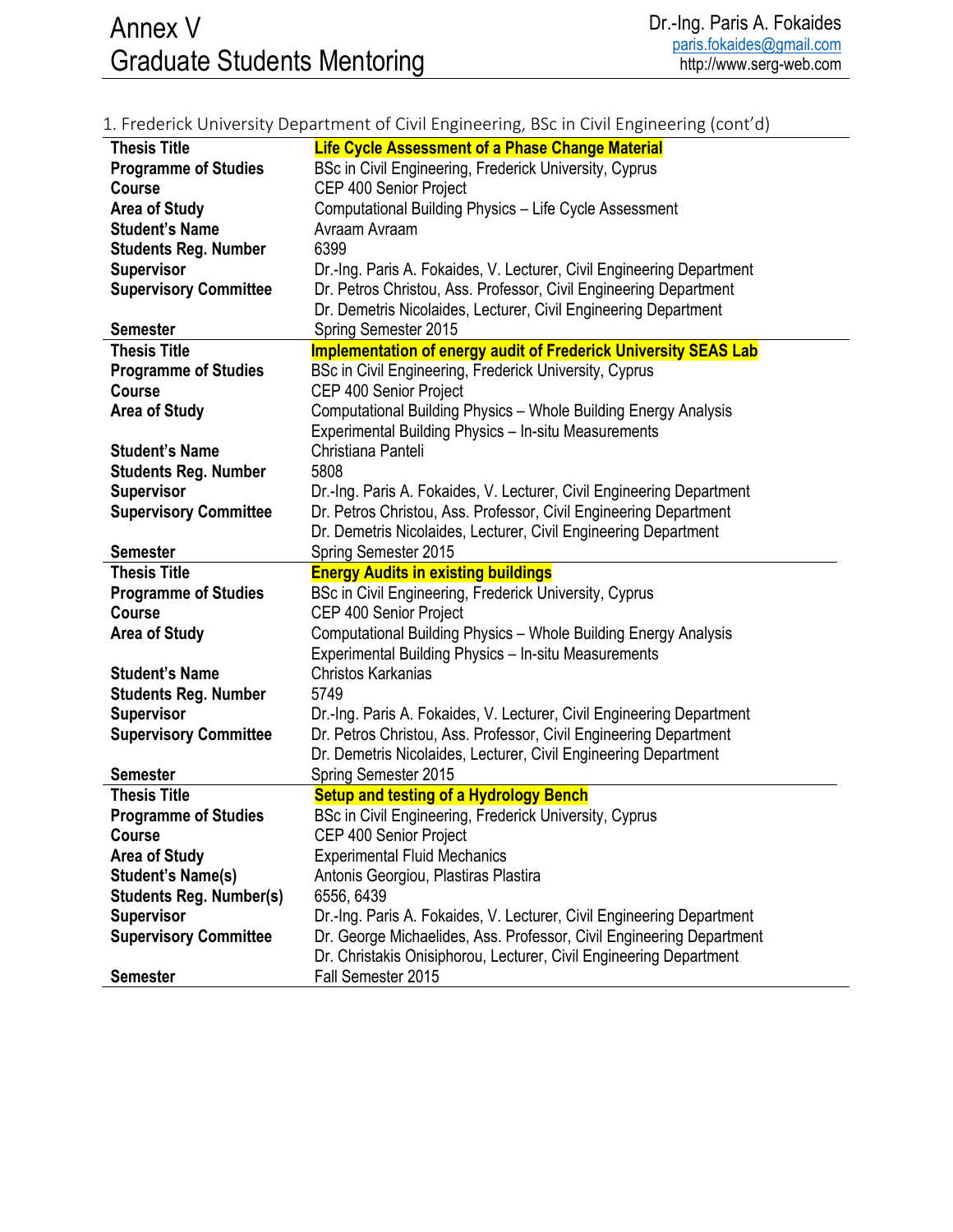## 1. Frederick University Department of Civil Engineering, BSc in Civil Engineering (cont'd)

| | |
|---|---|
| **Thesis Title** | **Life Cycle Assessment of a Phase Change Material** |
| **Programme of Studies** | BSc in Civil Engineering, Frederick University, Cyprus |
| **Course** | CEP 400 Senior Project |
| **Area of Study** | Computational Building Physics – Life Cycle Assessment |
| **Student's Name** | Avraam Avraam |
| **Students Reg. Number** | 6399 |
| **Supervisor** | Dr.-Ing. Paris A. Fokaides, V. Lecturer, Civil Engineering Department |
| **Supervisory Committee** | Dr. Petros Christou, Ass. Professor, Civil Engineering Department<br>Dr. Demetris Nicolaides, Lecturer, Civil Engineering Department |
| **Semester** | Spring Semester 2015 |

| | |
|---|---|
| **Thesis Title** | **Implementation of energy audit of Frederick University SEAS Lab** |
| **Programme of Studies** | BSc in Civil Engineering, Frederick University, Cyprus |
| **Course** | CEP 400 Senior Project |
| **Area of Study** | Computational Building Physics – Whole Building Energy Analysis<br>Experimental Building Physics – In-situ Measurements |
| **Student's Name** | Christiana Panteli |
| **Students Reg. Number** | 5808 |
| **Supervisor** | Dr.-Ing. Paris A. Fokaides, V. Lecturer, Civil Engineering Department |
| **Supervisory Committee** | Dr. Petros Christou, Ass. Professor, Civil Engineering Department<br>Dr. Demetris Nicolaides, Lecturer, Civil Engineering Department |
| **Semester** | Spring Semester 2015 |

| | |
|---|---|
| **Thesis Title** | **Energy Audits in existing buildings** |
| **Programme of Studies** | BSc in Civil Engineering, Frederick University, Cyprus |
| **Course** | CEP 400 Senior Project |
| **Area of Study** | Computational Building Physics – Whole Building Energy Analysis<br>Experimental Building Physics – In-situ Measurements |
| **Student's Name** | Christos Karkanias |
| **Students Reg. Number** | 5749 |
| **Supervisor** | Dr.-Ing. Paris A. Fokaides, V. Lecturer, Civil Engineering Department |
| **Supervisory Committee** | Dr. Petros Christou, Ass. Professor, Civil Engineering Department<br>Dr. Demetris Nicolaides, Lecturer, Civil Engineering Department |
| **Semester** | Spring Semester 2015 |

| | |
|---|---|
| **Thesis Title** | **Setup and testing of a Hydrology Bench** |
| **Programme of Studies** | BSc in Civil Engineering, Frederick University, Cyprus |
| **Course** | CEP 400 Senior Project |
| **Area of Study** | Experimental Fluid Mechanics |
| **Student's Name(s)** | Antonis Georgiou, Plastiras Plastira |
| **Students Reg. Number(s)** | 6556, 6439 |
| **Supervisor** | Dr.-Ing. Paris A. Fokaides, V. Lecturer, Civil Engineering Department |
| **Supervisory Committee** | Dr. George Michaelides, Ass. Professor, Civil Engineering Department<br>Dr. Christakis Onisiphorou, Lecturer, Civil Engineering Department |
| **Semester** | Fall Semester 2015 |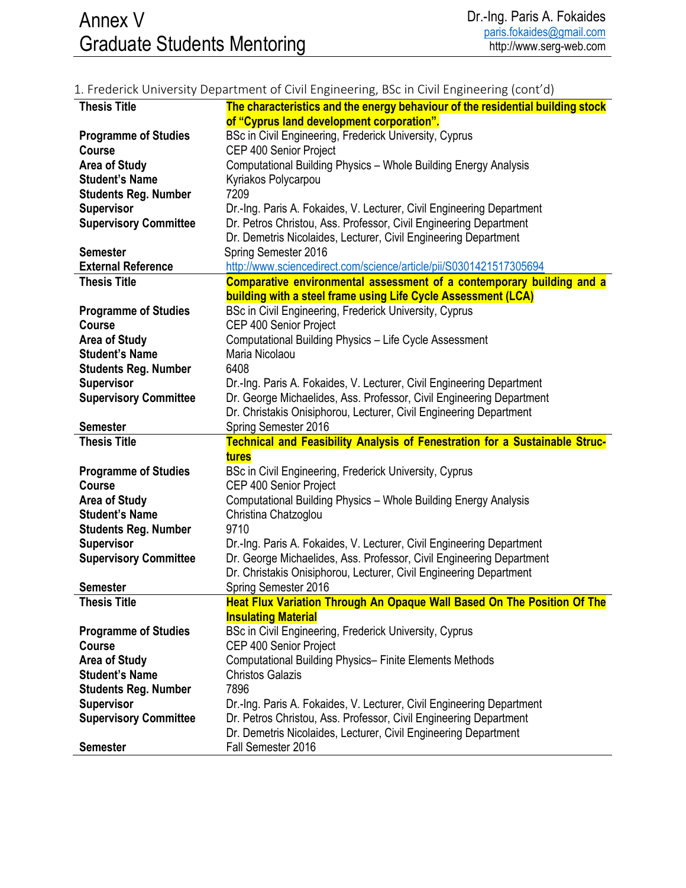## 1. Frederick University Department of Civil Engineering, BSc in Civil Engineering (cont'd)

| | |
|---|---|
| **Thesis Title** | **The characteristics and the energy behaviour of the residential building stock of "Cyprus land development corporation".** |
| **Programme of Studies** | BSc in Civil Engineering, Frederick University, Cyprus |
| **Course** | CEP 400 Senior Project |
| **Area of Study** | Computational Building Physics – Whole Building Energy Analysis |
| **Student's Name** | Kyriakos Polycarpou |
| **Students Reg. Number** | 7209 |
| **Supervisor** | Dr.-Ing. Paris A. Fokaides, V. Lecturer, Civil Engineering Department |
| **Supervisory Committee** | Dr. Petros Christou, Ass. Professor, Civil Engineering Department<br>Dr. Demetris Nicolaides, Lecturer, Civil Engineering Department |
| **Semester** | Spring Semester 2016 |
| **External Reference** | http://www.sciencedirect.com/science/article/pii/S0301421517305694 |
| **Thesis Title** | **Comparative environmental assessment of a contemporary building and a building with a steel frame using Life Cycle Assessment (LCA)** |
| **Programme of Studies** | BSc in Civil Engineering, Frederick University, Cyprus |
| **Course** | CEP 400 Senior Project |
| **Area of Study** | Computational Building Physics – Life Cycle Assessment |
| **Student's Name** | Maria Nicolaou |
| **Students Reg. Number** | 6408 |
| **Supervisor** | Dr.-Ing. Paris A. Fokaides, V. Lecturer, Civil Engineering Department |
| **Supervisory Committee** | Dr. George Michaelides, Ass. Professor, Civil Engineering Department<br>Dr. Christakis Onisiphorou, Lecturer, Civil Engineering Department |
| **Semester** | Spring Semester 2016 |
| **Thesis Title** | **Technical and Feasibility Analysis of Fenestration for a Sustainable Structures** |
| **Programme of Studies** | BSc in Civil Engineering, Frederick University, Cyprus |
| **Course** | CEP 400 Senior Project |
| **Area of Study** | Computational Building Physics – Whole Building Energy Analysis |
| **Student's Name** | Christina Chatzoglou |
| **Students Reg. Number** | 9710 |
| **Supervisor** | Dr.-Ing. Paris A. Fokaides, V. Lecturer, Civil Engineering Department |
| **Supervisory Committee** | Dr. George Michaelides, Ass. Professor, Civil Engineering Department<br>Dr. Christakis Onisiphorou, Lecturer, Civil Engineering Department |
| **Semester** | Spring Semester 2016 |
| **Thesis Title** | **Heat Flux Variation Through An Opaque Wall Based On The Position Of The Insulating Material** |
| **Programme of Studies** | BSc in Civil Engineering, Frederick University, Cyprus |
| **Course** | CEP 400 Senior Project |
| **Area of Study** | Computational Building Physics– Finite Elements Methods |
| **Student's Name** | Christos Galazis |
| **Students Reg. Number** | 7896 |
| **Supervisor** | Dr.-Ing. Paris A. Fokaides, V. Lecturer, Civil Engineering Department |
| **Supervisory Committee** | Dr. Petros Christou, Ass. Professor, Civil Engineering Department<br>Dr. Demetris Nicolaides, Lecturer, Civil Engineering Department |
| **Semester** | Fall Semester 2016 |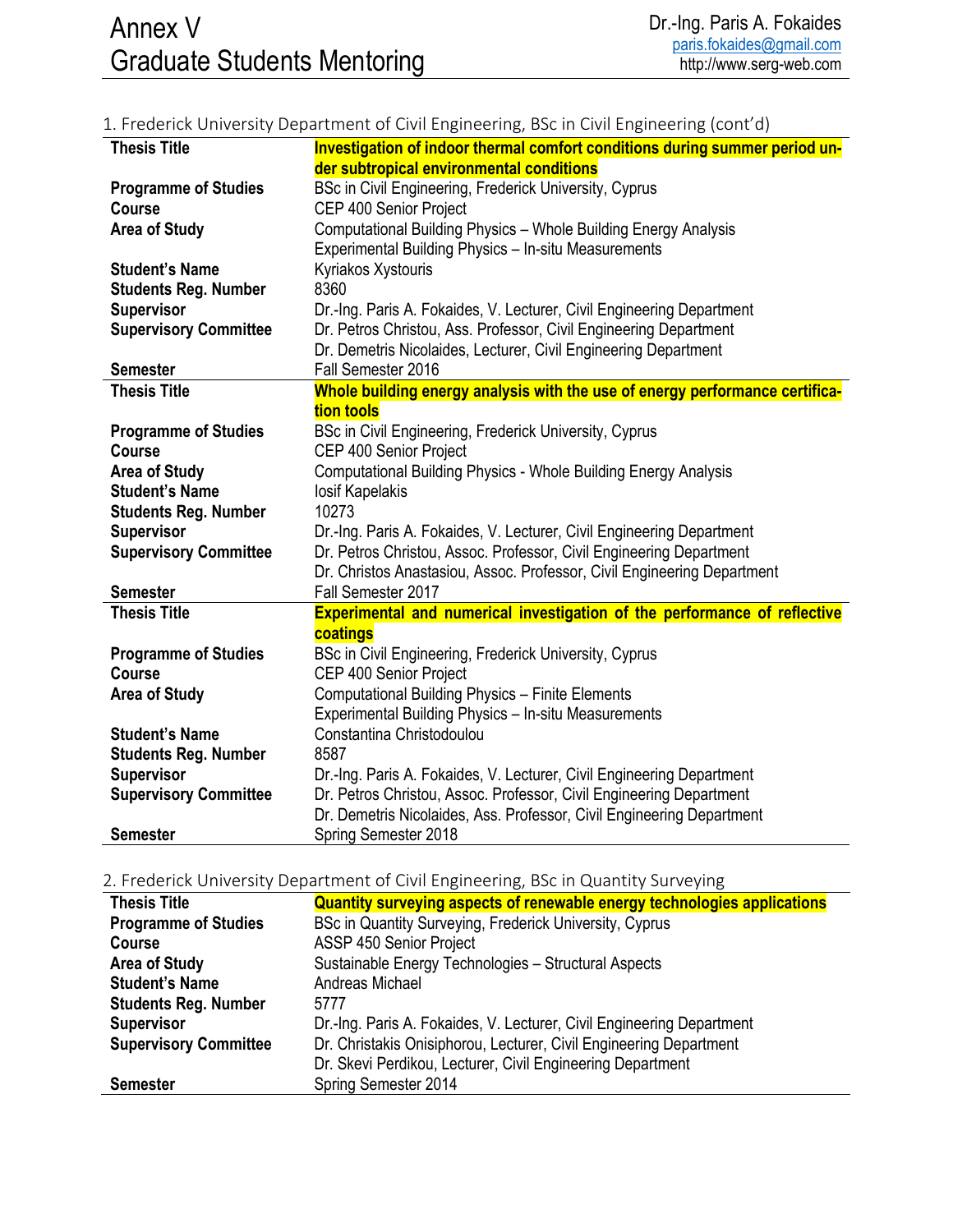1. Frederick University Department of Civil Engineering, BSc in Civil Engineering (cont'd)

| | |
|---|---|
| **Thesis Title** | **Investigation of indoor thermal comfort conditions during summer period under subtropical environmental conditions** |
| **Programme of Studies** | BSc in Civil Engineering, Frederick University, Cyprus |
| **Course** | CEP 400 Senior Project |
| **Area of Study** | Computational Building Physics – Whole Building Energy Analysis<br>Experimental Building Physics – In-situ Measurements |
| **Student's Name** | Kyriakos Xystouris |
| **Students Reg. Number** | 8360 |
| **Supervisor** | Dr.-Ing. Paris A. Fokaides, V. Lecturer, Civil Engineering Department |
| **Supervisory Committee** | Dr. Petros Christou, Ass. Professor, Civil Engineering Department<br>Dr. Demetris Nicolaides, Lecturer, Civil Engineering Department |
| **Semester** | Fall Semester 2016 |
| **Thesis Title** | **Whole building energy analysis with the use of energy performance certification tools** |
| **Programme of Studies** | BSc in Civil Engineering, Frederick University, Cyprus |
| **Course** | CEP 400 Senior Project |
| **Area of Study** | Computational Building Physics - Whole Building Energy Analysis |
| **Student's Name** | Iosif Kapelakis |
| **Students Reg. Number** | 10273 |
| **Supervisor** | Dr.-Ing. Paris A. Fokaides, V. Lecturer, Civil Engineering Department |
| **Supervisory Committee** | Dr. Petros Christou, Assoc. Professor, Civil Engineering Department<br>Dr. Christos Anastasiou, Assoc. Professor, Civil Engineering Department |
| **Semester** | Fall Semester 2017 |
| **Thesis Title** | **Experimental and numerical investigation of the performance of reflective coatings** |
| **Programme of Studies** | BSc in Civil Engineering, Frederick University, Cyprus |
| **Course** | CEP 400 Senior Project |
| **Area of Study** | Computational Building Physics – Finite Elements<br>Experimental Building Physics – In-situ Measurements |
| **Student's Name** | Constantina Christodoulou |
| **Students Reg. Number** | 8587 |
| **Supervisor** | Dr.-Ing. Paris A. Fokaides, V. Lecturer, Civil Engineering Department |
| **Supervisory Committee** | Dr. Petros Christou, Assoc. Professor, Civil Engineering Department<br>Dr. Demetris Nicolaides, Ass. Professor, Civil Engineering Department |
| **Semester** | Spring Semester 2018 |

2. Frederick University Department of Civil Engineering, BSc in Quantity Surveying

| | |
|---|---|
| **Thesis Title** | **Quantity surveying aspects of renewable energy technologies applications** |
| **Programme of Studies** | BSc in Quantity Surveying, Frederick University, Cyprus |
| **Course** | ASSP 450 Senior Project |
| **Area of Study** | Sustainable Energy Technologies – Structural Aspects |
| **Student's Name** | Andreas Michael |
| **Students Reg. Number** | 5777 |
| **Supervisor** | Dr.-Ing. Paris A. Fokaides, V. Lecturer, Civil Engineering Department |
| **Supervisory Committee** | Dr. Christakis Onisiphorou, Lecturer, Civil Engineering Department<br>Dr. Skevi Perdikou, Lecturer, Civil Engineering Department |
| **Semester** | Spring Semester 2014 |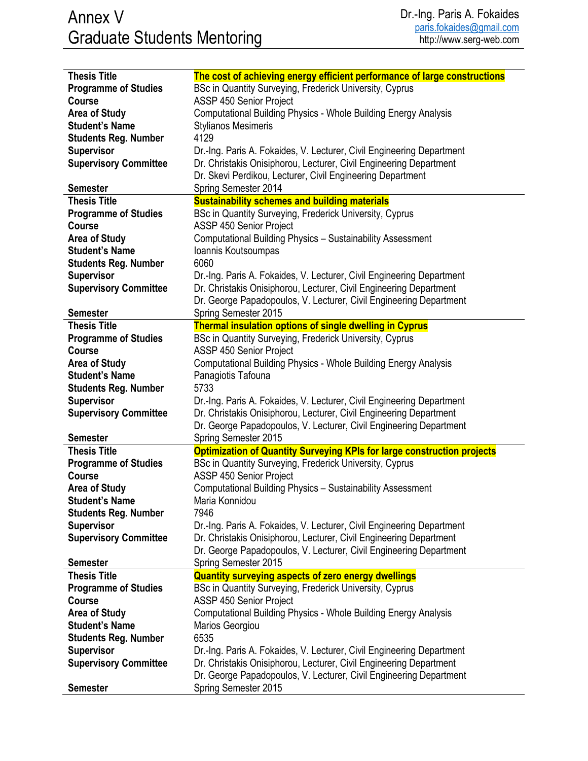# Annex V
# Graduate Students Mentoring

| | |
|---|---|
| **Thesis Title** | **The cost of achieving energy efficient performance of large constructions** |
| **Programme of Studies** | BSc in Quantity Surveying, Frederick University, Cyprus |
| **Course** | ASSP 450 Senior Project |
| **Area of Study** | Computational Building Physics - Whole Building Energy Analysis |
| **Student's Name** | Stylianos Mesimeris |
| **Students Reg. Number** | 4129 |
| **Supervisor** | Dr.-Ing. Paris A. Fokaides, V. Lecturer, Civil Engineering Department |
| **Supervisory Committee** | Dr. Christakis Onisiphorou, Lecturer, Civil Engineering Department<br>Dr. Skevi Perdikou, Lecturer, Civil Engineering Department |
| **Semester** | Spring Semester 2014 |
| **Thesis Title** | **Sustainability schemes and building materials** |
| **Programme of Studies** | BSc in Quantity Surveying, Frederick University, Cyprus |
| **Course** | ASSP 450 Senior Project |
| **Area of Study** | Computational Building Physics – Sustainability Assessment |
| **Student's Name** | Ioannis Koutsoumpas |
| **Students Reg. Number** | 6060 |
| **Supervisor** | Dr.-Ing. Paris A. Fokaides, V. Lecturer, Civil Engineering Department |
| **Supervisory Committee** | Dr. Christakis Onisiphorou, Lecturer, Civil Engineering Department<br>Dr. George Papadopoulos, V. Lecturer, Civil Engineering Department |
| **Semester** | Spring Semester 2015 |
| **Thesis Title** | **Thermal insulation options of single dwelling in Cyprus** |
| **Programme of Studies** | BSc in Quantity Surveying, Frederick University, Cyprus |
| **Course** | ASSP 450 Senior Project |
| **Area of Study** | Computational Building Physics - Whole Building Energy Analysis |
| **Student's Name** | Panagiotis Tafouna |
| **Students Reg. Number** | 5733 |
| **Supervisor** | Dr.-Ing. Paris A. Fokaides, V. Lecturer, Civil Engineering Department |
| **Supervisory Committee** | Dr. Christakis Onisiphorou, Lecturer, Civil Engineering Department<br>Dr. George Papadopoulos, V. Lecturer, Civil Engineering Department |
| **Semester** | Spring Semester 2015 |
| **Thesis Title** | **Optimization of Quantity Surveying KPIs for large construction projects** |
| **Programme of Studies** | BSc in Quantity Surveying, Frederick University, Cyprus |
| **Course** | ASSP 450 Senior Project |
| **Area of Study** | Computational Building Physics – Sustainability Assessment |
| **Student's Name** | Maria Konnidou |
| **Students Reg. Number** | 7946 |
| **Supervisor** | Dr.-Ing. Paris A. Fokaides, V. Lecturer, Civil Engineering Department |
| **Supervisory Committee** | Dr. Christakis Onisiphorou, Lecturer, Civil Engineering Department<br>Dr. George Papadopoulos, V. Lecturer, Civil Engineering Department |
| **Semester** | Spring Semester 2015 |
| **Thesis Title** | **Quantity surveying aspects of zero energy dwellings** |
| **Programme of Studies** | BSc in Quantity Surveying, Frederick University, Cyprus |
| **Course** | ASSP 450 Senior Project |
| **Area of Study** | Computational Building Physics - Whole Building Energy Analysis |
| **Student's Name** | Marios Georgiou |
| **Students Reg. Number** | 6535 |
| **Supervisor** | Dr.-Ing. Paris A. Fokaides, V. Lecturer, Civil Engineering Department |
| **Supervisory Committee** | Dr. Christakis Onisiphorou, Lecturer, Civil Engineering Department<br>Dr. George Papadopoulos, V. Lecturer, Civil Engineering Department |
| **Semester** | Spring Semester 2015 |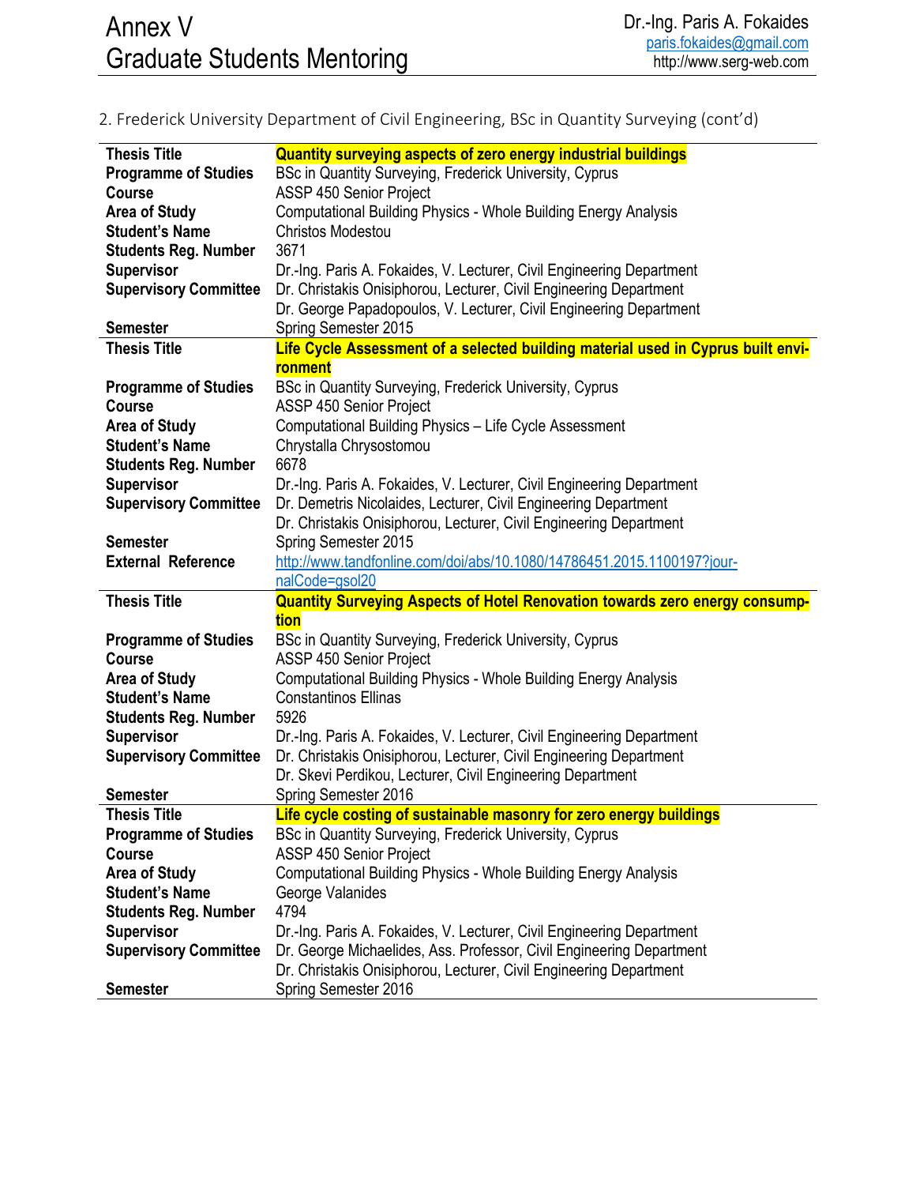## 2. Frederick University Department of Civil Engineering, BSc in Quantity Surveying (cont'd)

| | |
|---|---|
| **Thesis Title** | **Quantity surveying aspects of zero energy industrial buildings** |
| **Programme of Studies** | BSc in Quantity Surveying, Frederick University, Cyprus |
| **Course** | ASSP 450 Senior Project |
| **Area of Study** | Computational Building Physics - Whole Building Energy Analysis |
| **Student's Name** | Christos Modestou |
| **Students Reg. Number** | 3671 |
| **Supervisor** | Dr.-Ing. Paris A. Fokaides, V. Lecturer, Civil Engineering Department |
| **Supervisory Committee** | Dr. Christakis Onisiphorou, Lecturer, Civil Engineering Department<br>Dr. George Papadopoulos, V. Lecturer, Civil Engineering Department |
| **Semester** | Spring Semester 2015 |

| | |
|---|---|
| **Thesis Title** | **Life Cycle Assessment of a selected building material used in Cyprus built environment** |
| **Programme of Studies** | BSc in Quantity Surveying, Frederick University, Cyprus |
| **Course** | ASSP 450 Senior Project |
| **Area of Study** | Computational Building Physics – Life Cycle Assessment |
| **Student's Name** | Chrystalla Chrysostomou |
| **Students Reg. Number** | 6678 |
| **Supervisor** | Dr.-Ing. Paris A. Fokaides, V. Lecturer, Civil Engineering Department |
| **Supervisory Committee** | Dr. Demetris Nicolaides, Lecturer, Civil Engineering Department<br>Dr. Christakis Onisiphorou, Lecturer, Civil Engineering Department |
| **Semester** | Spring Semester 2015 |
| **External Reference** | http://www.tandfonline.com/doi/abs/10.1080/14786451.2015.1100197?journalCode=gsol20 |

| | |
|---|---|
| **Thesis Title** | **Quantity Surveying Aspects of Hotel Renovation towards zero energy consumption** |
| **Programme of Studies** | BSc in Quantity Surveying, Frederick University, Cyprus |
| **Course** | ASSP 450 Senior Project |
| **Area of Study** | Computational Building Physics - Whole Building Energy Analysis |
| **Student's Name** | Constantinos Ellinas |
| **Students Reg. Number** | 5926 |
| **Supervisor** | Dr.-Ing. Paris A. Fokaides, V. Lecturer, Civil Engineering Department |
| **Supervisory Committee** | Dr. Christakis Onisiphorou, Lecturer, Civil Engineering Department<br>Dr. Skevi Perdikou, Lecturer, Civil Engineering Department |
| **Semester** | Spring Semester 2016 |

| | |
|---|---|
| **Thesis Title** | **Life cycle costing of sustainable masonry for zero energy buildings** |
| **Programme of Studies** | BSc in Quantity Surveying, Frederick University, Cyprus |
| **Course** | ASSP 450 Senior Project |
| **Area of Study** | Computational Building Physics - Whole Building Energy Analysis |
| **Student's Name** | George Valanides |
| **Students Reg. Number** | 4794 |
| **Supervisor** | Dr.-Ing. Paris A. Fokaides, V. Lecturer, Civil Engineering Department |
| **Supervisory Committee** | Dr. George Michaelides, Ass. Professor, Civil Engineering Department<br>Dr. Christakis Onisiphorou, Lecturer, Civil Engineering Department |
| **Semester** | Spring Semester 2016 |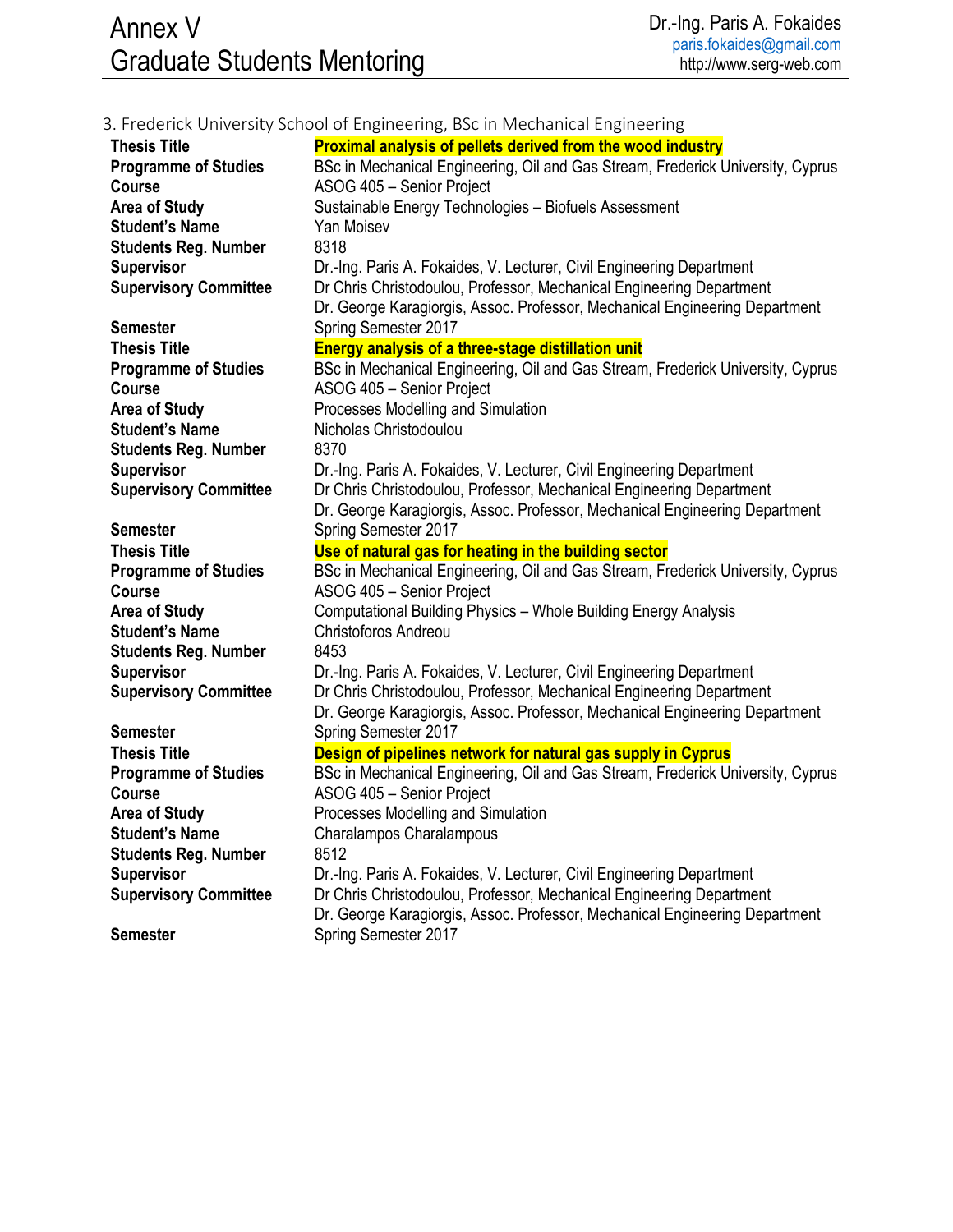## 3. Frederick University School of Engineering, BSc in Mechanical Engineering

| | |
|---|---|
| **Thesis Title** | **Proximal analysis of pellets derived from the wood industry** |
| **Programme of Studies** | BSc in Mechanical Engineering, Oil and Gas Stream, Frederick University, Cyprus |
| **Course** | ASOG 405 – Senior Project |
| **Area of Study** | Sustainable Energy Technologies – Biofuels Assessment |
| **Student's Name** | Yan Moisev |
| **Students Reg. Number** | 8318 |
| **Supervisor** | Dr.-Ing. Paris A. Fokaides, V. Lecturer, Civil Engineering Department |
| **Supervisory Committee** | Dr Chris Christodoulou, Professor, Mechanical Engineering Department<br>Dr. George Karagiorgis, Assoc. Professor, Mechanical Engineering Department |
| **Semester** | Spring Semester 2017 |
| **Thesis Title** | **Energy analysis of a three-stage distillation unit** |
| **Programme of Studies** | BSc in Mechanical Engineering, Oil and Gas Stream, Frederick University, Cyprus |
| **Course** | ASOG 405 – Senior Project |
| **Area of Study** | Processes Modelling and Simulation |
| **Student's Name** | Nicholas Christodoulou |
| **Students Reg. Number** | 8370 |
| **Supervisor** | Dr.-Ing. Paris A. Fokaides, V. Lecturer, Civil Engineering Department |
| **Supervisory Committee** | Dr Chris Christodoulou, Professor, Mechanical Engineering Department<br>Dr. George Karagiorgis, Assoc. Professor, Mechanical Engineering Department |
| **Semester** | Spring Semester 2017 |
| **Thesis Title** | **Use of natural gas for heating in the building sector** |
| **Programme of Studies** | BSc in Mechanical Engineering, Oil and Gas Stream, Frederick University, Cyprus |
| **Course** | ASOG 405 – Senior Project |
| **Area of Study** | Computational Building Physics – Whole Building Energy Analysis |
| **Student's Name** | Christoforos Andreou |
| **Students Reg. Number** | 8453 |
| **Supervisor** | Dr.-Ing. Paris A. Fokaides, V. Lecturer, Civil Engineering Department |
| **Supervisory Committee** | Dr Chris Christodoulou, Professor, Mechanical Engineering Department<br>Dr. George Karagiorgis, Assoc. Professor, Mechanical Engineering Department |
| **Semester** | Spring Semester 2017 |
| **Thesis Title** | **Design of pipelines network for natural gas supply in Cyprus** |
| **Programme of Studies** | BSc in Mechanical Engineering, Oil and Gas Stream, Frederick University, Cyprus |
| **Course** | ASOG 405 – Senior Project |
| **Area of Study** | Processes Modelling and Simulation |
| **Student's Name** | Charalampos Charalampous |
| **Students Reg. Number** | 8512 |
| **Supervisor** | Dr.-Ing. Paris A. Fokaides, V. Lecturer, Civil Engineering Department |
| **Supervisory Committee** | Dr Chris Christodoulou, Professor, Mechanical Engineering Department<br>Dr. George Karagiorgis, Assoc. Professor, Mechanical Engineering Department |
| **Semester** | Spring Semester 2017 |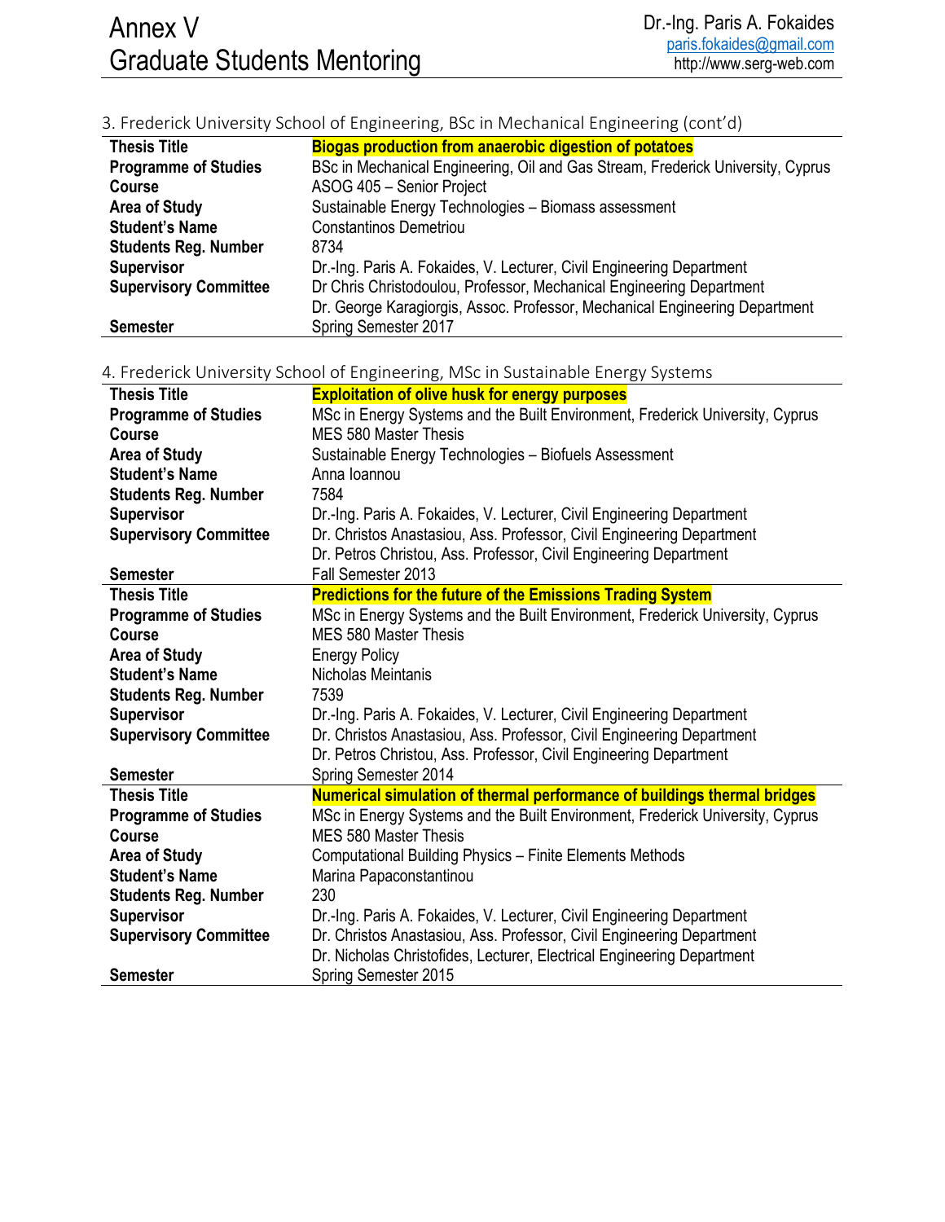### 3. Frederick University School of Engineering, BSc in Mechanical Engineering (cont'd)

| | |
|---|---|
| **Thesis Title** | **Biogas production from anaerobic digestion of potatoes** |
| **Programme of Studies** | BSc in Mechanical Engineering, Oil and Gas Stream, Frederick University, Cyprus |
| **Course** | ASOG 405 – Senior Project |
| **Area of Study** | Sustainable Energy Technologies – Biomass assessment |
| **Student's Name** | Constantinos Demetriou |
| **Students Reg. Number** | 8734 |
| **Supervisor** | Dr.-Ing. Paris A. Fokaides, V. Lecturer, Civil Engineering Department |
| **Supervisory Committee** | Dr Chris Christodoulou, Professor, Mechanical Engineering Department<br>Dr. George Karagiorgis, Assoc. Professor, Mechanical Engineering Department |
| **Semester** | Spring Semester 2017 |

### 4. Frederick University School of Engineering, MSc in Sustainable Energy Systems

| | |
|---|---|
| **Thesis Title** | **Exploitation of olive husk for energy purposes** |
| **Programme of Studies** | MSc in Energy Systems and the Built Environment, Frederick University, Cyprus |
| **Course** | MES 580 Master Thesis |
| **Area of Study** | Sustainable Energy Technologies – Biofuels Assessment |
| **Student's Name** | Anna Ioannou |
| **Students Reg. Number** | 7584 |
| **Supervisor** | Dr.-Ing. Paris A. Fokaides, V. Lecturer, Civil Engineering Department |
| **Supervisory Committee** | Dr. Christos Anastasiou, Ass. Professor, Civil Engineering Department<br>Dr. Petros Christou, Ass. Professor, Civil Engineering Department |
| **Semester** | Fall Semester 2013 |
| **Thesis Title** | **Predictions for the future of the Emissions Trading System** |
| **Programme of Studies** | MSc in Energy Systems and the Built Environment, Frederick University, Cyprus |
| **Course** | MES 580 Master Thesis |
| **Area of Study** | Energy Policy |
| **Student's Name** | Nicholas Meintanis |
| **Students Reg. Number** | 7539 |
| **Supervisor** | Dr.-Ing. Paris A. Fokaides, V. Lecturer, Civil Engineering Department |
| **Supervisory Committee** | Dr. Christos Anastasiou, Ass. Professor, Civil Engineering Department<br>Dr. Petros Christou, Ass. Professor, Civil Engineering Department |
| **Semester** | Spring Semester 2014 |
| **Thesis Title** | **Numerical simulation of thermal performance of buildings thermal bridges** |
| **Programme of Studies** | MSc in Energy Systems and the Built Environment, Frederick University, Cyprus |
| **Course** | MES 580 Master Thesis |
| **Area of Study** | Computational Building Physics – Finite Elements Methods |
| **Student's Name** | Marina Papaconstantinou |
| **Students Reg. Number** | 230 |
| **Supervisor** | Dr.-Ing. Paris A. Fokaides, V. Lecturer, Civil Engineering Department |
| **Supervisory Committee** | Dr. Christos Anastasiou, Ass. Professor, Civil Engineering Department<br>Dr. Nicholas Christofides, Lecturer, Electrical Engineering Department |
| **Semester** | Spring Semester 2015 |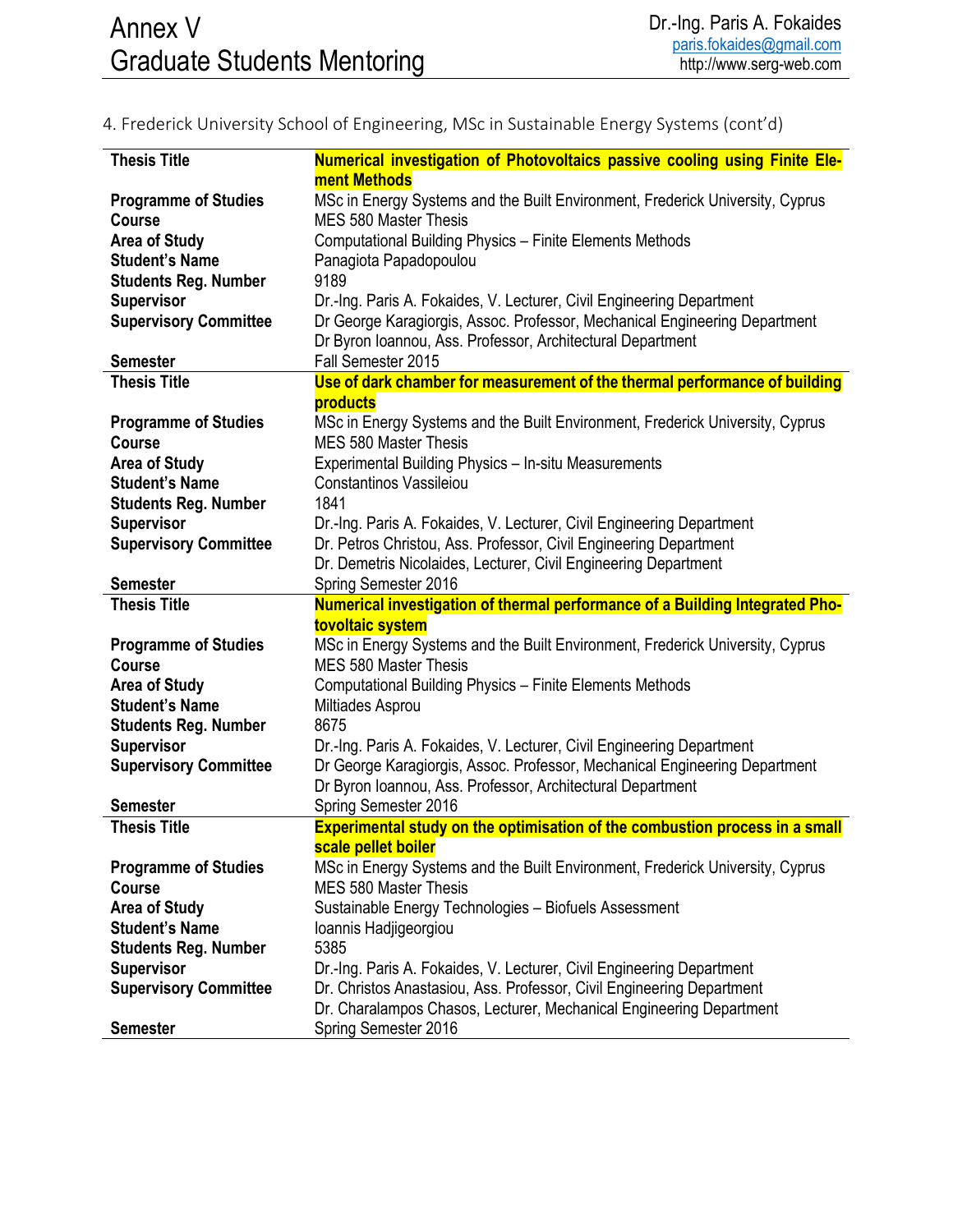4. Frederick University School of Engineering, MSc in Sustainable Energy Systems (cont'd)

| | |
|---|---|
| **Thesis Title** | **Numerical investigation of Photovoltaics passive cooling using Finite Element Methods** |
| **Programme of Studies** | MSc in Energy Systems and the Built Environment, Frederick University, Cyprus |
| **Course** | MES 580 Master Thesis |
| **Area of Study** | Computational Building Physics – Finite Elements Methods |
| **Student's Name** | Panagiota Papadopoulou |
| **Students Reg. Number** | 9189 |
| **Supervisor** | Dr.-Ing. Paris A. Fokaides, V. Lecturer, Civil Engineering Department |
| **Supervisory Committee** | Dr George Karagiorgis, Assoc. Professor, Mechanical Engineering Department<br>Dr Byron Ioannou, Ass. Professor, Architectural Department |
| **Semester** | Fall Semester 2015 |
| **Thesis Title** | **Use of dark chamber for measurement of the thermal performance of building products** |
| **Programme of Studies** | MSc in Energy Systems and the Built Environment, Frederick University, Cyprus |
| **Course** | MES 580 Master Thesis |
| **Area of Study** | Experimental Building Physics – In-situ Measurements |
| **Student's Name** | Constantinos Vassileiou |
| **Students Reg. Number** | 1841 |
| **Supervisor** | Dr.-Ing. Paris A. Fokaides, V. Lecturer, Civil Engineering Department |
| **Supervisory Committee** | Dr. Petros Christou, Ass. Professor, Civil Engineering Department<br>Dr. Demetris Nicolaides, Lecturer, Civil Engineering Department |
| **Semester** | Spring Semester 2016 |
| **Thesis Title** | **Numerical investigation of thermal performance of a Building Integrated Photovoltaic system** |
| **Programme of Studies** | MSc in Energy Systems and the Built Environment, Frederick University, Cyprus |
| **Course** | MES 580 Master Thesis |
| **Area of Study** | Computational Building Physics – Finite Elements Methods |
| **Student's Name** | Miltiades Asprou |
| **Students Reg. Number** | 8675 |
| **Supervisor** | Dr.-Ing. Paris A. Fokaides, V. Lecturer, Civil Engineering Department |
| **Supervisory Committee** | Dr George Karagiorgis, Assoc. Professor, Mechanical Engineering Department<br>Dr Byron Ioannou, Ass. Professor, Architectural Department |
| **Semester** | Spring Semester 2016 |
| **Thesis Title** | **Experimental study on the optimisation of the combustion process in a small scale pellet boiler** |
| **Programme of Studies** | MSc in Energy Systems and the Built Environment, Frederick University, Cyprus |
| **Course** | MES 580 Master Thesis |
| **Area of Study** | Sustainable Energy Technologies – Biofuels Assessment |
| **Student's Name** | Ioannis Hadjigeorgiou |
| **Students Reg. Number** | 5385 |
| **Supervisor** | Dr.-Ing. Paris A. Fokaides, V. Lecturer, Civil Engineering Department |
| **Supervisory Committee** | Dr. Christos Anastasiou, Ass. Professor, Civil Engineering Department<br>Dr. Charalampos Chasos, Lecturer, Mechanical Engineering Department |
| **Semester** | Spring Semester 2016 |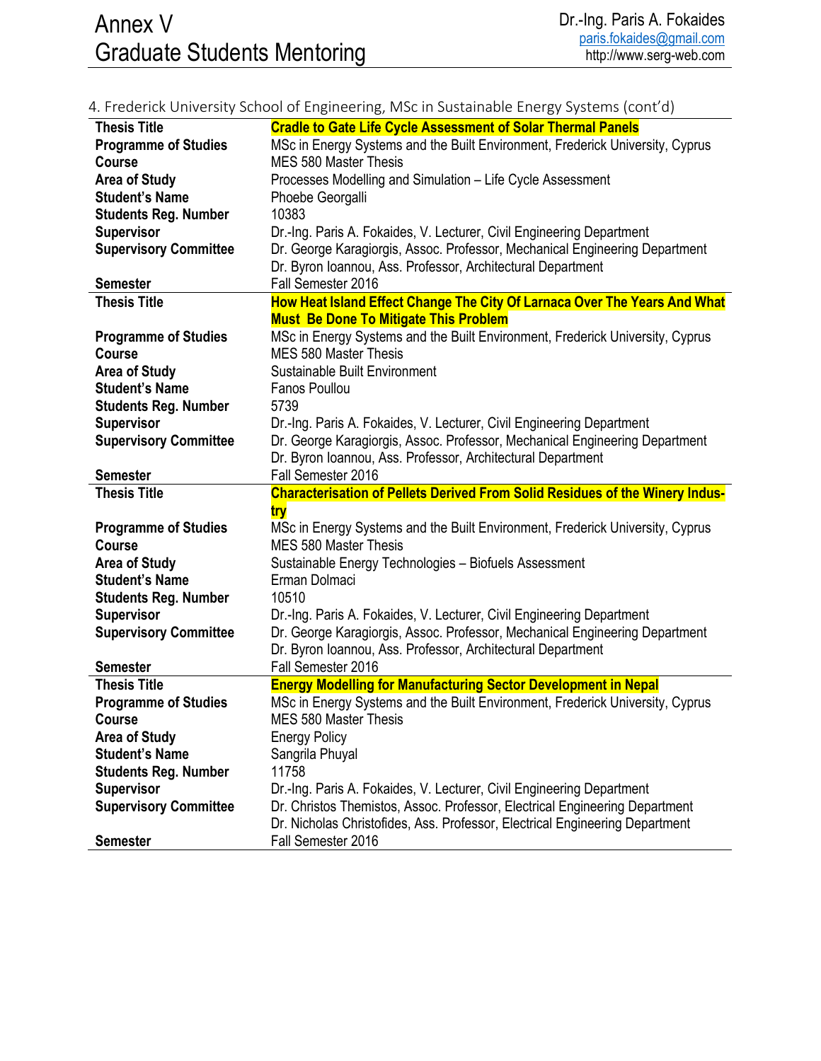4. Frederick University School of Engineering, MSc in Sustainable Energy Systems (cont'd)

| | |
|---|---|
| **Thesis Title** | **Cradle to Gate Life Cycle Assessment of Solar Thermal Panels** |
| **Programme of Studies** | MSc in Energy Systems and the Built Environment, Frederick University, Cyprus |
| **Course** | MES 580 Master Thesis |
| **Area of Study** | Processes Modelling and Simulation – Life Cycle Assessment |
| **Student's Name** | Phoebe Georgalli |
| **Students Reg. Number** | 10383 |
| **Supervisor** | Dr.-Ing. Paris A. Fokaides, V. Lecturer, Civil Engineering Department |
| **Supervisory Committee** | Dr. George Karagiorgis, Assoc. Professor, Mechanical Engineering Department<br>Dr. Byron Ioannou, Ass. Professor, Architectural Department |
| **Semester** | Fall Semester 2016 |
| **Thesis Title** | **How Heat Island Effect Change The City Of Larnaca Over The Years And What Must Be Done To Mitigate This Problem** |
| **Programme of Studies** | MSc in Energy Systems and the Built Environment, Frederick University, Cyprus |
| **Course** | MES 580 Master Thesis |
| **Area of Study** | Sustainable Built Environment |
| **Student's Name** | Fanos Poullou |
| **Students Reg. Number** | 5739 |
| **Supervisor** | Dr.-Ing. Paris A. Fokaides, V. Lecturer, Civil Engineering Department |
| **Supervisory Committee** | Dr. George Karagiorgis, Assoc. Professor, Mechanical Engineering Department<br>Dr. Byron Ioannou, Ass. Professor, Architectural Department |
| **Semester** | Fall Semester 2016 |
| **Thesis Title** | **Characterisation of Pellets Derived From Solid Residues of the Winery Industry** |
| **Programme of Studies** | MSc in Energy Systems and the Built Environment, Frederick University, Cyprus |
| **Course** | MES 580 Master Thesis |
| **Area of Study** | Sustainable Energy Technologies – Biofuels Assessment |
| **Student's Name** | Erman Dolmaci |
| **Students Reg. Number** | 10510 |
| **Supervisor** | Dr.-Ing. Paris A. Fokaides, V. Lecturer, Civil Engineering Department |
| **Supervisory Committee** | Dr. George Karagiorgis, Assoc. Professor, Mechanical Engineering Department<br>Dr. Byron Ioannou, Ass. Professor, Architectural Department |
| **Semester** | Fall Semester 2016 |
| **Thesis Title** | **Energy Modelling for Manufacturing Sector Development in Nepal** |
| **Programme of Studies** | MSc in Energy Systems and the Built Environment, Frederick University, Cyprus |
| **Course** | MES 580 Master Thesis |
| **Area of Study** | Energy Policy |
| **Student's Name** | Sangrila Phuyal |
| **Students Reg. Number** | 11758 |
| **Supervisor** | Dr.-Ing. Paris A. Fokaides, V. Lecturer, Civil Engineering Department |
| **Supervisory Committee** | Dr. Christos Themistos, Assoc. Professor, Electrical Engineering Department<br>Dr. Nicholas Christofides, Ass. Professor, Electrical Engineering Department |
| **Semester** | Fall Semester 2016 |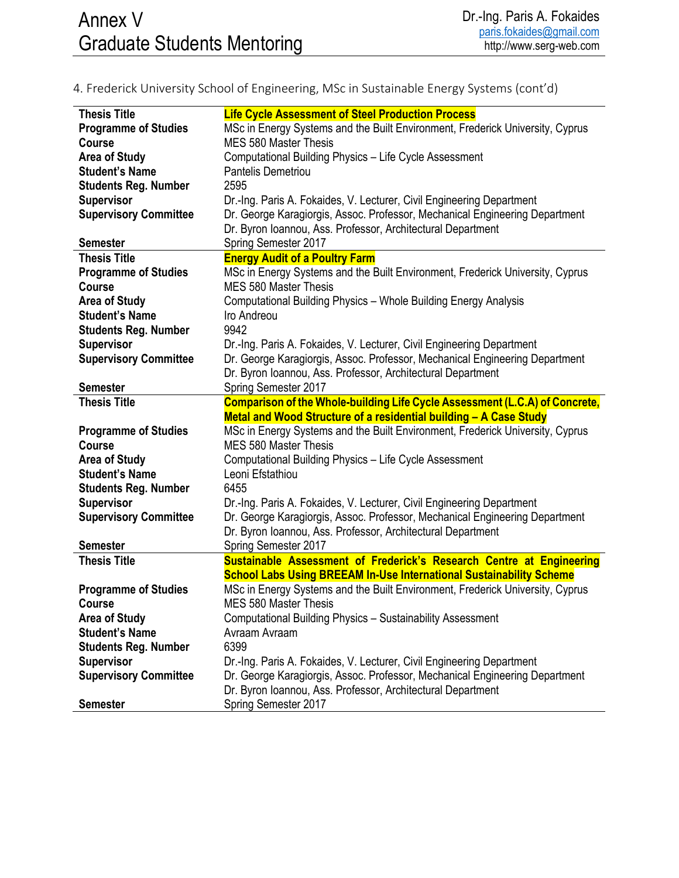4. Frederick University School of Engineering, MSc in Sustainable Energy Systems (cont'd)

| | |
|---|---|
| **Thesis Title** | **Life Cycle Assessment of Steel Production Process** |
| **Programme of Studies** | MSc in Energy Systems and the Built Environment, Frederick University, Cyprus |
| **Course** | MES 580 Master Thesis |
| **Area of Study** | Computational Building Physics – Life Cycle Assessment |
| **Student's Name** | Pantelis Demetriou |
| **Students Reg. Number** | 2595 |
| **Supervisor** | Dr.-Ing. Paris A. Fokaides, V. Lecturer, Civil Engineering Department |
| **Supervisory Committee** | Dr. George Karagiorgis, Assoc. Professor, Mechanical Engineering Department<br>Dr. Byron Ioannou, Ass. Professor, Architectural Department |
| **Semester** | Spring Semester 2017 |
| **Thesis Title** | **Energy Audit of a Poultry Farm** |
| **Programme of Studies** | MSc in Energy Systems and the Built Environment, Frederick University, Cyprus |
| **Course** | MES 580 Master Thesis |
| **Area of Study** | Computational Building Physics – Whole Building Energy Analysis |
| **Student's Name** | Iro Andreou |
| **Students Reg. Number** | 9942 |
| **Supervisor** | Dr.-Ing. Paris A. Fokaides, V. Lecturer, Civil Engineering Department |
| **Supervisory Committee** | Dr. George Karagiorgis, Assoc. Professor, Mechanical Engineering Department<br>Dr. Byron Ioannou, Ass. Professor, Architectural Department |
| **Semester** | Spring Semester 2017 |
| **Thesis Title** | **Comparison of the Whole-building Life Cycle Assessment (L.C.A) of Concrete, Metal and Wood Structure of a residential building – A Case Study** |
| **Programme of Studies** | MSc in Energy Systems and the Built Environment, Frederick University, Cyprus |
| **Course** | MES 580 Master Thesis |
| **Area of Study** | Computational Building Physics – Life Cycle Assessment |
| **Student's Name** | Leoni Efstathiou |
| **Students Reg. Number** | 6455 |
| **Supervisor** | Dr.-Ing. Paris A. Fokaides, V. Lecturer, Civil Engineering Department |
| **Supervisory Committee** | Dr. George Karagiorgis, Assoc. Professor, Mechanical Engineering Department<br>Dr. Byron Ioannou, Ass. Professor, Architectural Department |
| **Semester** | Spring Semester 2017 |
| **Thesis Title** | **Sustainable Assessment of Frederick's Research Centre at Engineering School Labs Using BREEAM In-Use International Sustainability Scheme** |
| **Programme of Studies** | MSc in Energy Systems and the Built Environment, Frederick University, Cyprus |
| **Course** | MES 580 Master Thesis |
| **Area of Study** | Computational Building Physics – Sustainability Assessment |
| **Student's Name** | Avraam Avraam |
| **Students Reg. Number** | 6399 |
| **Supervisor** | Dr.-Ing. Paris A. Fokaides, V. Lecturer, Civil Engineering Department |
| **Supervisory Committee** | Dr. George Karagiorgis, Assoc. Professor, Mechanical Engineering Department<br>Dr. Byron Ioannou, Ass. Professor, Architectural Department |
| **Semester** | Spring Semester 2017 |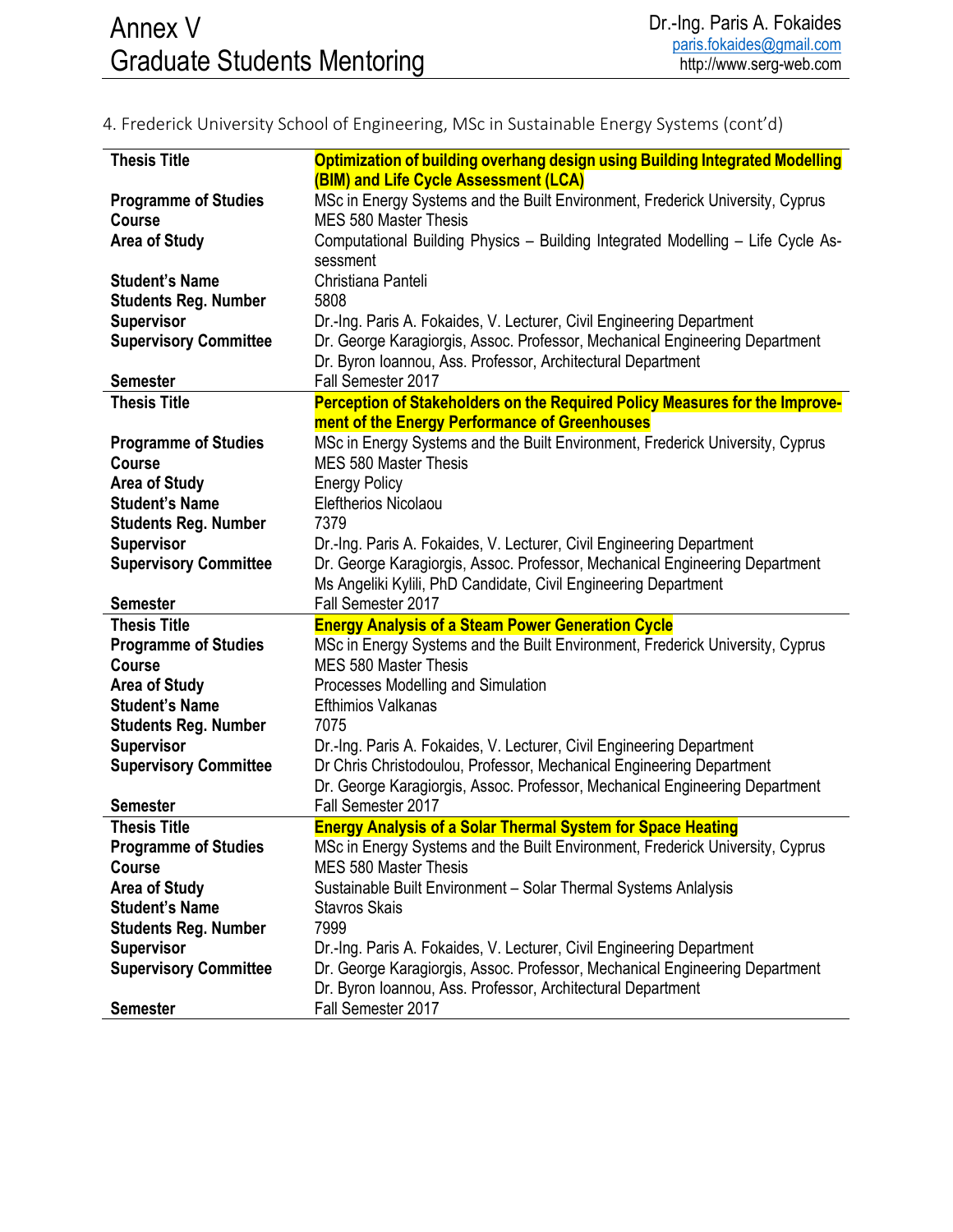4. Frederick University School of Engineering, MSc in Sustainable Energy Systems (cont'd)

| | |
|---|---|
| **Thesis Title** | **Optimization of building overhang design using Building Integrated Modelling (BIM) and Life Cycle Assessment (LCA)** |
| **Programme of Studies** | MSc in Energy Systems and the Built Environment, Frederick University, Cyprus |
| **Course** | MES 580 Master Thesis |
| **Area of Study** | Computational Building Physics – Building Integrated Modelling – Life Cycle Assessment |
| **Student's Name** | Christiana Panteli |
| **Students Reg. Number** | 5808 |
| **Supervisor** | Dr.-Ing. Paris A. Fokaides, V. Lecturer, Civil Engineering Department |
| **Supervisory Committee** | Dr. George Karagiorgis, Assoc. Professor, Mechanical Engineering Department<br>Dr. Byron Ioannou, Ass. Professor, Architectural Department |
| **Semester** | Fall Semester 2017 |
| **Thesis Title** | **Perception of Stakeholders on the Required Policy Measures for the Improvement of the Energy Performance of Greenhouses** |
| **Programme of Studies** | MSc in Energy Systems and the Built Environment, Frederick University, Cyprus |
| **Course** | MES 580 Master Thesis |
| **Area of Study** | Energy Policy |
| **Student's Name** | Eleftherios Nicolaou |
| **Students Reg. Number** | 7379 |
| **Supervisor** | Dr.-Ing. Paris A. Fokaides, V. Lecturer, Civil Engineering Department |
| **Supervisory Committee** | Dr. George Karagiorgis, Assoc. Professor, Mechanical Engineering Department<br>Ms Angeliki Kylili, PhD Candidate, Civil Engineering Department |
| **Semester** | Fall Semester 2017 |
| **Thesis Title** | **Energy Analysis of a Steam Power Generation Cycle** |
| **Programme of Studies** | MSc in Energy Systems and the Built Environment, Frederick University, Cyprus |
| **Course** | MES 580 Master Thesis |
| **Area of Study** | Processes Modelling and Simulation |
| **Student's Name** | Efthimios Valkanas |
| **Students Reg. Number** | 7075 |
| **Supervisor** | Dr.-Ing. Paris A. Fokaides, V. Lecturer, Civil Engineering Department |
| **Supervisory Committee** | Dr Chris Christodoulou, Professor, Mechanical Engineering Department<br>Dr. George Karagiorgis, Assoc. Professor, Mechanical Engineering Department |
| **Semester** | Fall Semester 2017 |
| **Thesis Title** | **Energy Analysis of a Solar Thermal System for Space Heating** |
| **Programme of Studies** | MSc in Energy Systems and the Built Environment, Frederick University, Cyprus |
| **Course** | MES 580 Master Thesis |
| **Area of Study** | Sustainable Built Environment – Solar Thermal Systems Anlalysis |
| **Student's Name** | Stavros Skais |
| **Students Reg. Number** | 7999 |
| **Supervisor** | Dr.-Ing. Paris A. Fokaides, V. Lecturer, Civil Engineering Department |
| **Supervisory Committee** | Dr. George Karagiorgis, Assoc. Professor, Mechanical Engineering Department<br>Dr. Byron Ioannou, Ass. Professor, Architectural Department |
| **Semester** | Fall Semester 2017 |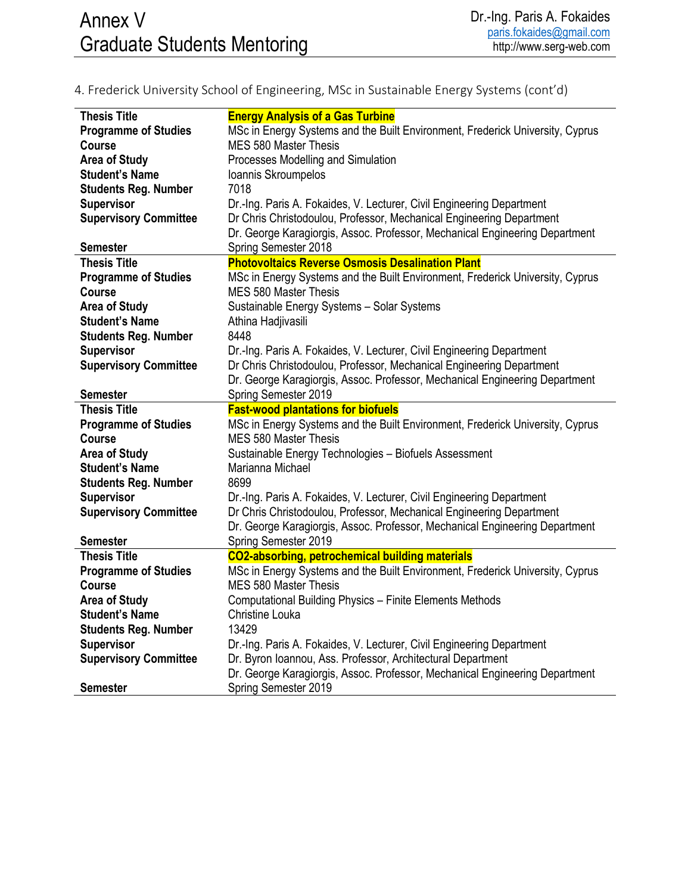4. Frederick University School of Engineering, MSc in Sustainable Energy Systems (cont'd)

| | |
|---|---|
| **Thesis Title** | **Energy Analysis of a Gas Turbine** |
| **Programme of Studies** | MSc in Energy Systems and the Built Environment, Frederick University, Cyprus |
| **Course** | MES 580 Master Thesis |
| **Area of Study** | Processes Modelling and Simulation |
| **Student's Name** | Ioannis Skroumpelos |
| **Students Reg. Number** | 7018 |
| **Supervisor** | Dr.-Ing. Paris A. Fokaides, V. Lecturer, Civil Engineering Department |
| **Supervisory Committee** | Dr Chris Christodoulou, Professor, Mechanical Engineering Department |
| | Dr. George Karagiorgis, Assoc. Professor, Mechanical Engineering Department |
| **Semester** | Spring Semester 2018 |
| **Thesis Title** | **Photovoltaics Reverse Osmosis Desalination Plant** |
| **Programme of Studies** | MSc in Energy Systems and the Built Environment, Frederick University, Cyprus |
| **Course** | MES 580 Master Thesis |
| **Area of Study** | Sustainable Energy Systems – Solar Systems |
| **Student's Name** | Athina Hadjivasili |
| **Students Reg. Number** | 8448 |
| **Supervisor** | Dr.-Ing. Paris A. Fokaides, V. Lecturer, Civil Engineering Department |
| **Supervisory Committee** | Dr Chris Christodoulou, Professor, Mechanical Engineering Department |
| | Dr. George Karagiorgis, Assoc. Professor, Mechanical Engineering Department |
| **Semester** | Spring Semester 2019 |
| **Thesis Title** | **Fast-wood plantations for biofuels** |
| **Programme of Studies** | MSc in Energy Systems and the Built Environment, Frederick University, Cyprus |
| **Course** | MES 580 Master Thesis |
| **Area of Study** | Sustainable Energy Technologies – Biofuels Assessment |
| **Student's Name** | Marianna Michael |
| **Students Reg. Number** | 8699 |
| **Supervisor** | Dr.-Ing. Paris A. Fokaides, V. Lecturer, Civil Engineering Department |
| **Supervisory Committee** | Dr Chris Christodoulou, Professor, Mechanical Engineering Department |
| | Dr. George Karagiorgis, Assoc. Professor, Mechanical Engineering Department |
| **Semester** | Spring Semester 2019 |
| **Thesis Title** | **CO2-absorbing, petrochemical building materials** |
| **Programme of Studies** | MSc in Energy Systems and the Built Environment, Frederick University, Cyprus |
| **Course** | MES 580 Master Thesis |
| **Area of Study** | Computational Building Physics – Finite Elements Methods |
| **Student's Name** | Christine Louka |
| **Students Reg. Number** | 13429 |
| **Supervisor** | Dr.-Ing. Paris A. Fokaides, V. Lecturer, Civil Engineering Department |
| **Supervisory Committee** | Dr. Byron Ioannou, Ass. Professor, Architectural Department |
| | Dr. George Karagiorgis, Assoc. Professor, Mechanical Engineering Department |
| **Semester** | Spring Semester 2019 |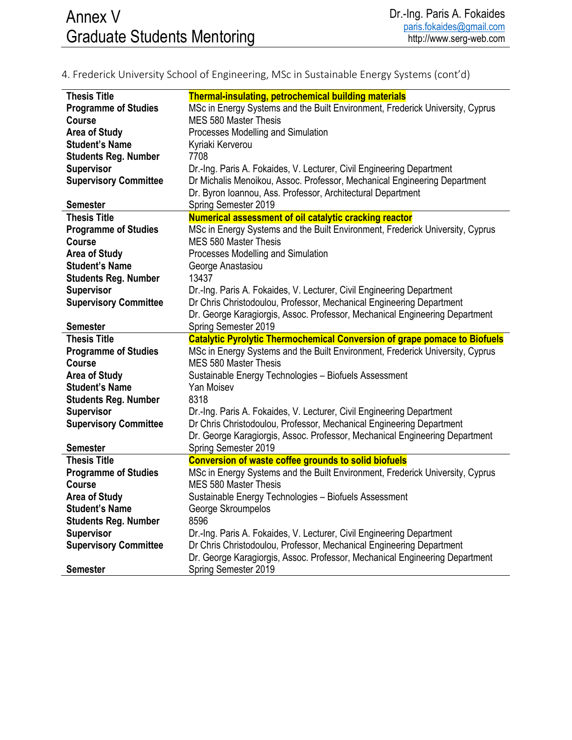4. Frederick University School of Engineering, MSc in Sustainable Energy Systems (cont'd)

| | |
|---|---|
| **Thesis Title** | **Thermal-insulating, petrochemical building materials** |
| **Programme of Studies** | MSc in Energy Systems and the Built Environment, Frederick University, Cyprus |
| **Course** | MES 580 Master Thesis |
| **Area of Study** | Processes Modelling and Simulation |
| **Student's Name** | Kyriaki Kerverou |
| **Students Reg. Number** | 7708 |
| **Supervisor** | Dr.-Ing. Paris A. Fokaides, V. Lecturer, Civil Engineering Department |
| **Supervisory Committee** | Dr Michalis Menoikou, Assoc. Professor, Mechanical Engineering Department |
| | Dr. Byron Ioannou, Ass. Professor, Architectural Department |
| **Semester** | Spring Semester 2019 |
| **Thesis Title** | **Numerical assessment of oil catalytic cracking reactor** |
| **Programme of Studies** | MSc in Energy Systems and the Built Environment, Frederick University, Cyprus |
| **Course** | MES 580 Master Thesis |
| **Area of Study** | Processes Modelling and Simulation |
| **Student's Name** | George Anastasiou |
| **Students Reg. Number** | 13437 |
| **Supervisor** | Dr.-Ing. Paris A. Fokaides, V. Lecturer, Civil Engineering Department |
| **Supervisory Committee** | Dr Chris Christodoulou, Professor, Mechanical Engineering Department |
| | Dr. George Karagiorgis, Assoc. Professor, Mechanical Engineering Department |
| **Semester** | Spring Semester 2019 |
| **Thesis Title** | **Catalytic Pyrolytic Thermochemical Conversion of grape pomace to Biofuels** |
| **Programme of Studies** | MSc in Energy Systems and the Built Environment, Frederick University, Cyprus |
| **Course** | MES 580 Master Thesis |
| **Area of Study** | Sustainable Energy Technologies – Biofuels Assessment |
| **Student's Name** | Yan Moisev |
| **Students Reg. Number** | 8318 |
| **Supervisor** | Dr.-Ing. Paris A. Fokaides, V. Lecturer, Civil Engineering Department |
| **Supervisory Committee** | Dr Chris Christodoulou, Professor, Mechanical Engineering Department |
| | Dr. George Karagiorgis, Assoc. Professor, Mechanical Engineering Department |
| **Semester** | Spring Semester 2019 |
| **Thesis Title** | **Conversion of waste coffee grounds to solid biofuels** |
| **Programme of Studies** | MSc in Energy Systems and the Built Environment, Frederick University, Cyprus |
| **Course** | MES 580 Master Thesis |
| **Area of Study** | Sustainable Energy Technologies – Biofuels Assessment |
| **Student's Name** | George Skroumpelos |
| **Students Reg. Number** | 8596 |
| **Supervisor** | Dr.-Ing. Paris A. Fokaides, V. Lecturer, Civil Engineering Department |
| **Supervisory Committee** | Dr Chris Christodoulou, Professor, Mechanical Engineering Department |
| | Dr. George Karagiorgis, Assoc. Professor, Mechanical Engineering Department |
| **Semester** | Spring Semester 2019 |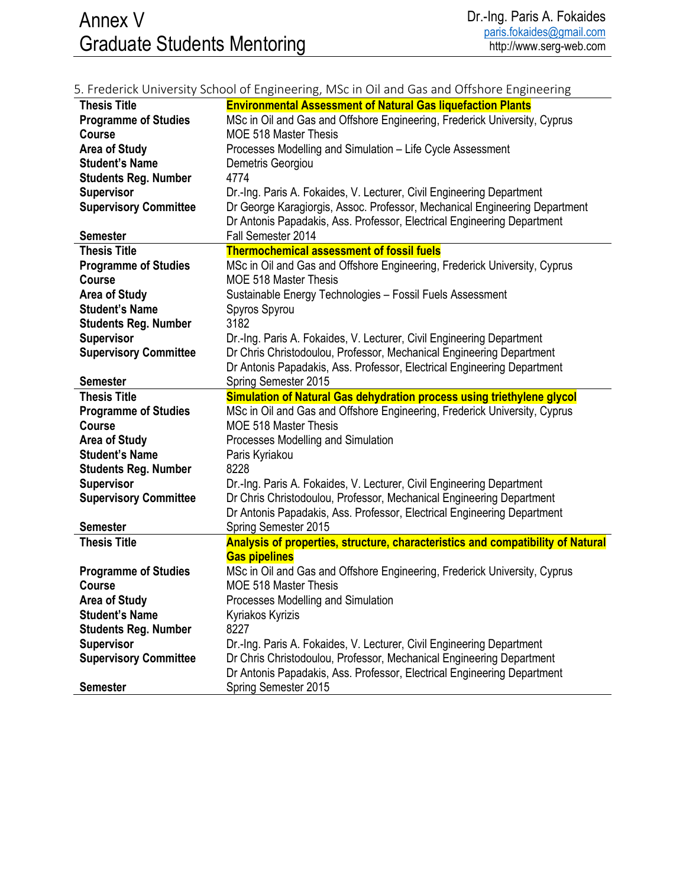## 5. Frederick University School of Engineering, MSc in Oil and Gas and Offshore Engineering

| | |
|---|---|
| **Thesis Title** | **Environmental Assessment of Natural Gas liquefaction Plants** |
| **Programme of Studies** | MSc in Oil and Gas and Offshore Engineering, Frederick University, Cyprus |
| **Course** | MOE 518 Master Thesis |
| **Area of Study** | Processes Modelling and Simulation – Life Cycle Assessment |
| **Student's Name** | Demetris Georgiou |
| **Students Reg. Number** | 4774 |
| **Supervisor** | Dr.-Ing. Paris A. Fokaides, V. Lecturer, Civil Engineering Department |
| **Supervisory Committee** | Dr George Karagiorgis, Assoc. Professor, Mechanical Engineering Department<br>Dr Antonis Papadakis, Ass. Professor, Electrical Engineering Department |
| **Semester** | Fall Semester 2014 |
| **Thesis Title** | **Thermochemical assessment of fossil fuels** |
| **Programme of Studies** | MSc in Oil and Gas and Offshore Engineering, Frederick University, Cyprus |
| **Course** | MOE 518 Master Thesis |
| **Area of Study** | Sustainable Energy Technologies – Fossil Fuels Assessment |
| **Student's Name** | Spyros Spyrou |
| **Students Reg. Number** | 3182 |
| **Supervisor** | Dr.-Ing. Paris A. Fokaides, V. Lecturer, Civil Engineering Department |
| **Supervisory Committee** | Dr Chris Christodoulou, Professor, Mechanical Engineering Department<br>Dr Antonis Papadakis, Ass. Professor, Electrical Engineering Department |
| **Semester** | Spring Semester 2015 |
| **Thesis Title** | **Simulation of Natural Gas dehydration process using triethylene glycol** |
| **Programme of Studies** | MSc in Oil and Gas and Offshore Engineering, Frederick University, Cyprus |
| **Course** | MOE 518 Master Thesis |
| **Area of Study** | Processes Modelling and Simulation |
| **Student's Name** | Paris Kyriakou |
| **Students Reg. Number** | 8228 |
| **Supervisor** | Dr.-Ing. Paris A. Fokaides, V. Lecturer, Civil Engineering Department |
| **Supervisory Committee** | Dr Chris Christodoulou, Professor, Mechanical Engineering Department<br>Dr Antonis Papadakis, Ass. Professor, Electrical Engineering Department |
| **Semester** | Spring Semester 2015 |
| **Thesis Title** | **Analysis of properties, structure, characteristics and compatibility of Natural Gas pipelines** |
| **Programme of Studies** | MSc in Oil and Gas and Offshore Engineering, Frederick University, Cyprus |
| **Course** | MOE 518 Master Thesis |
| **Area of Study** | Processes Modelling and Simulation |
| **Student's Name** | Kyriakos Kyrizis |
| **Students Reg. Number** | 8227 |
| **Supervisor** | Dr.-Ing. Paris A. Fokaides, V. Lecturer, Civil Engineering Department |
| **Supervisory Committee** | Dr Chris Christodoulou, Professor, Mechanical Engineering Department<br>Dr Antonis Papadakis, Ass. Professor, Electrical Engineering Department |
| **Semester** | Spring Semester 2015 |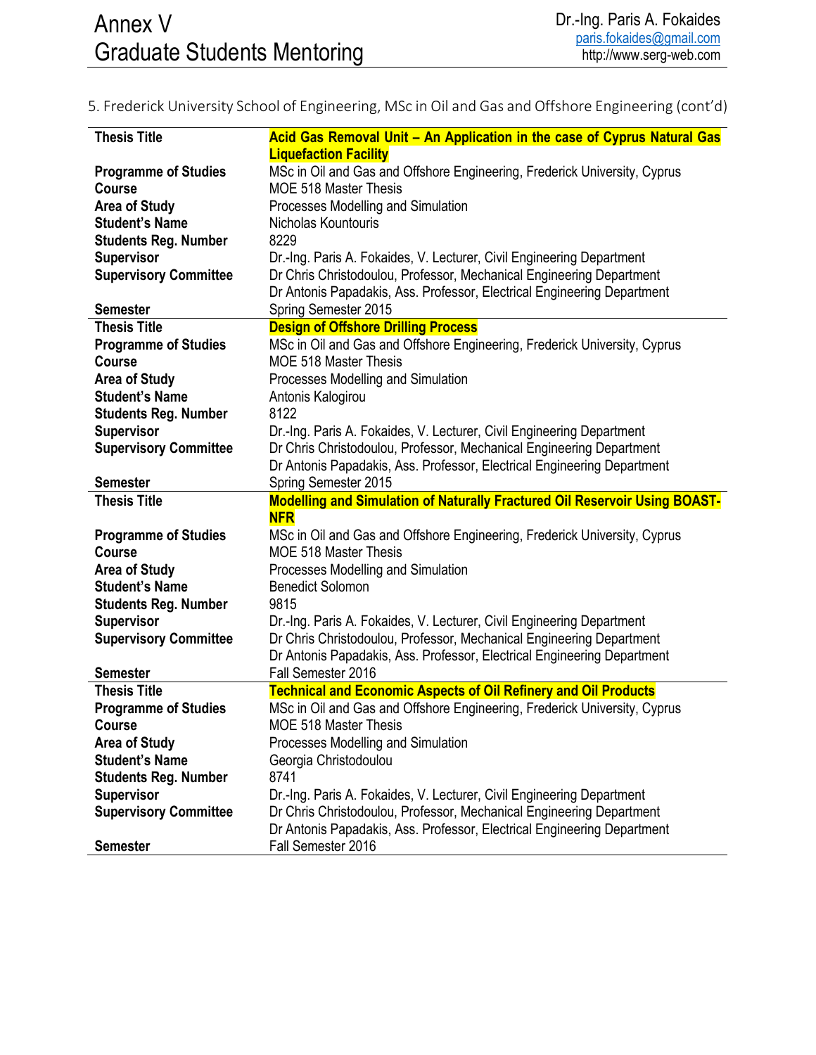5. Frederick University School of Engineering, MSc in Oil and Gas and Offshore Engineering (cont'd)

| | |
|---|---|
| **Thesis Title** | **Acid Gas Removal Unit – An Application in the case of Cyprus Natural Gas Liquefaction Facility** |
| **Programme of Studies** | MSc in Oil and Gas and Offshore Engineering, Frederick University, Cyprus |
| **Course** | MOE 518 Master Thesis |
| **Area of Study** | Processes Modelling and Simulation |
| **Student's Name** | Nicholas Kountouris |
| **Students Reg. Number** | 8229 |
| **Supervisor** | Dr.-Ing. Paris A. Fokaides, V. Lecturer, Civil Engineering Department |
| **Supervisory Committee** | Dr Chris Christodoulou, Professor, Mechanical Engineering Department<br>Dr Antonis Papadakis, Ass. Professor, Electrical Engineering Department |
| **Semester** | Spring Semester 2015 |
| **Thesis Title** | **Design of Offshore Drilling Process** |
| **Programme of Studies** | MSc in Oil and Gas and Offshore Engineering, Frederick University, Cyprus |
| **Course** | MOE 518 Master Thesis |
| **Area of Study** | Processes Modelling and Simulation |
| **Student's Name** | Antonis Kalogirou |
| **Students Reg. Number** | 8122 |
| **Supervisor** | Dr.-Ing. Paris A. Fokaides, V. Lecturer, Civil Engineering Department |
| **Supervisory Committee** | Dr Chris Christodoulou, Professor, Mechanical Engineering Department<br>Dr Antonis Papadakis, Ass. Professor, Electrical Engineering Department |
| **Semester** | Spring Semester 2015 |
| **Thesis Title** | **Modelling and Simulation of Naturally Fractured Oil Reservoir Using BOAST-NFR** |
| **Programme of Studies** | MSc in Oil and Gas and Offshore Engineering, Frederick University, Cyprus |
| **Course** | MOE 518 Master Thesis |
| **Area of Study** | Processes Modelling and Simulation |
| **Student's Name** | Benedict Solomon |
| **Students Reg. Number** | 9815 |
| **Supervisor** | Dr.-Ing. Paris A. Fokaides, V. Lecturer, Civil Engineering Department |
| **Supervisory Committee** | Dr Chris Christodoulou, Professor, Mechanical Engineering Department<br>Dr Antonis Papadakis, Ass. Professor, Electrical Engineering Department |
| **Semester** | Fall Semester 2016 |
| **Thesis Title** | **Technical and Economic Aspects of Oil Refinery and Oil Products** |
| **Programme of Studies** | MSc in Oil and Gas and Offshore Engineering, Frederick University, Cyprus |
| **Course** | MOE 518 Master Thesis |
| **Area of Study** | Processes Modelling and Simulation |
| **Student's Name** | Georgia Christodoulou |
| **Students Reg. Number** | 8741 |
| **Supervisor** | Dr.-Ing. Paris A. Fokaides, V. Lecturer, Civil Engineering Department |
| **Supervisory Committee** | Dr Chris Christodoulou, Professor, Mechanical Engineering Department<br>Dr Antonis Papadakis, Ass. Professor, Electrical Engineering Department |
| **Semester** | Fall Semester 2016 |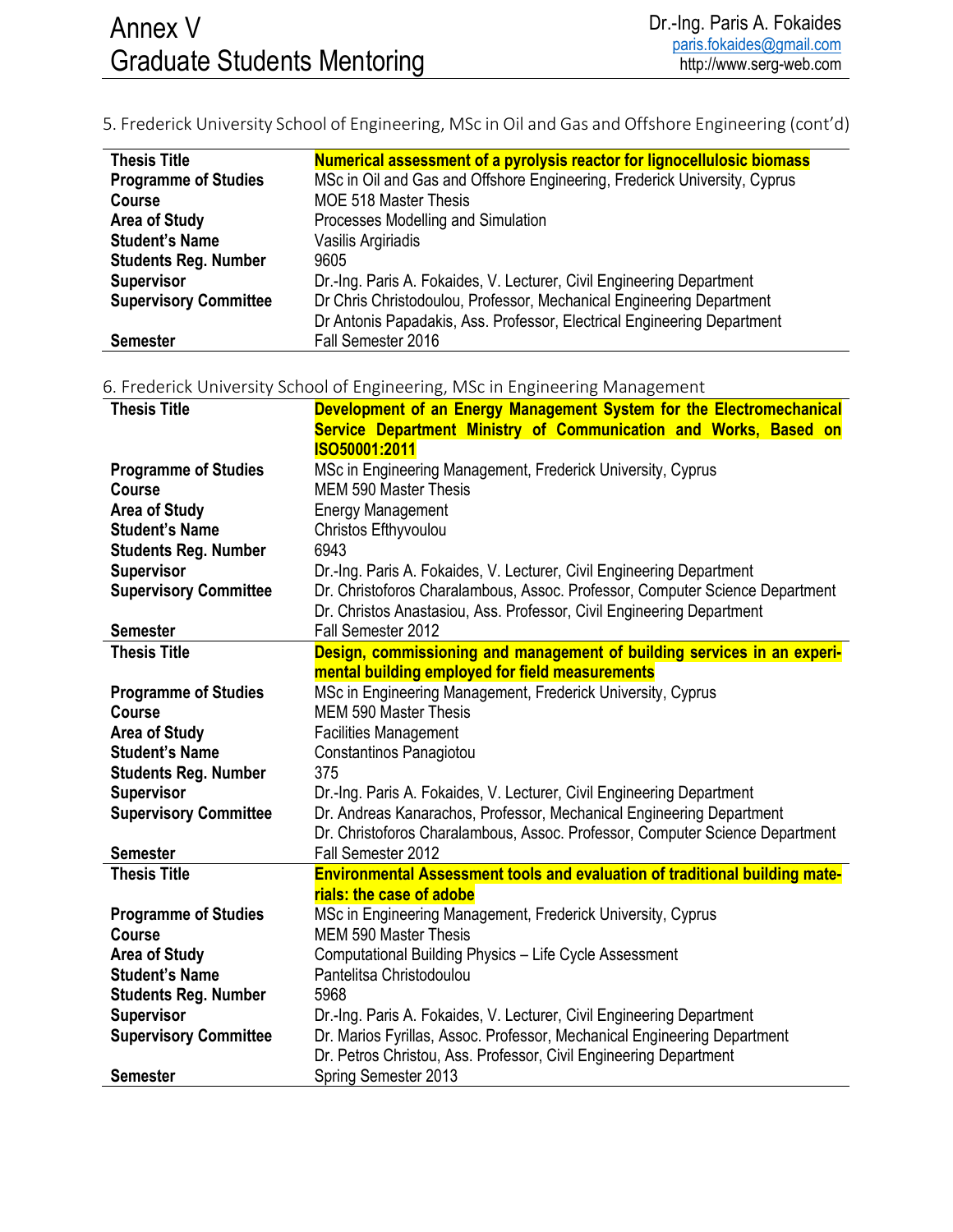5. Frederick University School of Engineering, MSc in Oil and Gas and Offshore Engineering (cont'd)

| | |
|---|---|
| **Thesis Title** | **Numerical assessment of a pyrolysis reactor for lignocellulosic biomass** |
| **Programme of Studies** | MSc in Oil and Gas and Offshore Engineering, Frederick University, Cyprus |
| **Course** | MOE 518 Master Thesis |
| **Area of Study** | Processes Modelling and Simulation |
| **Student's Name** | Vasilis Argiriadis |
| **Students Reg. Number** | 9605 |
| **Supervisor** | Dr.-Ing. Paris A. Fokaides, V. Lecturer, Civil Engineering Department |
| **Supervisory Committee** | Dr Chris Christodoulou, Professor, Mechanical Engineering Department<br>Dr Antonis Papadakis, Ass. Professor, Electrical Engineering Department |
| **Semester** | Fall Semester 2016 |

6. Frederick University School of Engineering, MSc in Engineering Management

| | |
|---|---|
| **Thesis Title** | **Development of an Energy Management System for the Electromechanical Service Department Ministry of Communication and Works, Based on ISO50001:2011** |
| **Programme of Studies** | MSc in Engineering Management, Frederick University, Cyprus |
| **Course** | MEM 590 Master Thesis |
| **Area of Study** | Energy Management |
| **Student's Name** | Christos Efthyvoulou |
| **Students Reg. Number** | 6943 |
| **Supervisor** | Dr.-Ing. Paris A. Fokaides, V. Lecturer, Civil Engineering Department |
| **Supervisory Committee** | Dr. Christoforos Charalambous, Assoc. Professor, Computer Science Department<br>Dr. Christos Anastasiou, Ass. Professor, Civil Engineering Department |
| **Semester** | Fall Semester 2012 |
| **Thesis Title** | **Design, commissioning and management of building services in an experimental building employed for field measurements** |
| **Programme of Studies** | MSc in Engineering Management, Frederick University, Cyprus |
| **Course** | MEM 590 Master Thesis |
| **Area of Study** | Facilities Management |
| **Student's Name** | Constantinos Panagiotou |
| **Students Reg. Number** | 375 |
| **Supervisor** | Dr.-Ing. Paris A. Fokaides, V. Lecturer, Civil Engineering Department |
| **Supervisory Committee** | Dr. Andreas Kanarachos, Professor, Mechanical Engineering Department<br>Dr. Christoforos Charalambous, Assoc. Professor, Computer Science Department |
| **Semester** | Fall Semester 2012 |
| **Thesis Title** | **Environmental Assessment tools and evaluation of traditional building materials: the case of adobe** |
| **Programme of Studies** | MSc in Engineering Management, Frederick University, Cyprus |
| **Course** | MEM 590 Master Thesis |
| **Area of Study** | Computational Building Physics – Life Cycle Assessment |
| **Student's Name** | Pantelitsa Christodoulou |
| **Students Reg. Number** | 5968 |
| **Supervisor** | Dr.-Ing. Paris A. Fokaides, V. Lecturer, Civil Engineering Department |
| **Supervisory Committee** | Dr. Marios Fyrillas, Assoc. Professor, Mechanical Engineering Department<br>Dr. Petros Christou, Ass. Professor, Civil Engineering Department |
| **Semester** | Spring Semester 2013 |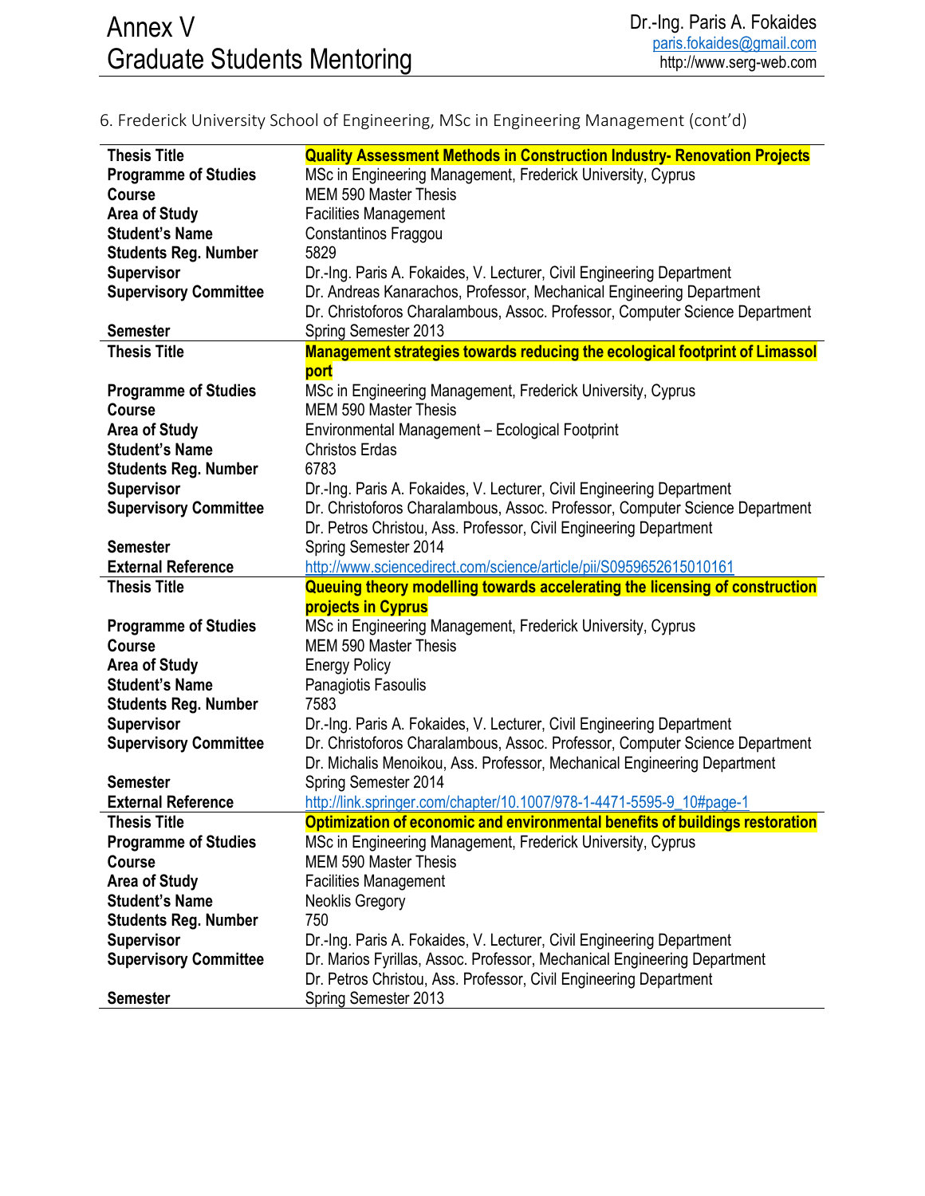6. Frederick University School of Engineering, MSc in Engineering Management (cont'd)

| | |
|---|---|
| **Thesis Title** | **Quality Assessment Methods in Construction Industry- Renovation Projects** |
| **Programme of Studies** | MSc in Engineering Management, Frederick University, Cyprus |
| **Course** | MEM 590 Master Thesis |
| **Area of Study** | Facilities Management |
| **Student's Name** | Constantinos Fraggou |
| **Students Reg. Number** | 5829 |
| **Supervisor** | Dr.-Ing. Paris A. Fokaides, V. Lecturer, Civil Engineering Department |
| **Supervisory Committee** | Dr. Andreas Kanarachos, Professor, Mechanical Engineering Department<br>Dr. Christoforos Charalambous, Assoc. Professor, Computer Science Department |
| **Semester** | Spring Semester 2013 |
| **Thesis Title** | **Management strategies towards reducing the ecological footprint of Limassol port** |
| **Programme of Studies** | MSc in Engineering Management, Frederick University, Cyprus |
| **Course** | MEM 590 Master Thesis |
| **Area of Study** | Environmental Management – Ecological Footprint |
| **Student's Name** | Christos Erdas |
| **Students Reg. Number** | 6783 |
| **Supervisor** | Dr.-Ing. Paris A. Fokaides, V. Lecturer, Civil Engineering Department |
| **Supervisory Committee** | Dr. Christoforos Charalambous, Assoc. Professor, Computer Science Department<br>Dr. Petros Christou, Ass. Professor, Civil Engineering Department |
| **Semester** | Spring Semester 2014 |
| **External Reference** | http://www.sciencedirect.com/science/article/pii/S0959652615010161 |
| **Thesis Title** | **Queuing theory modelling towards accelerating the licensing of construction projects in Cyprus** |
| **Programme of Studies** | MSc in Engineering Management, Frederick University, Cyprus |
| **Course** | MEM 590 Master Thesis |
| **Area of Study** | Energy Policy |
| **Student's Name** | Panagiotis Fasoulis |
| **Students Reg. Number** | 7583 |
| **Supervisor** | Dr.-Ing. Paris A. Fokaides, V. Lecturer, Civil Engineering Department |
| **Supervisory Committee** | Dr. Christoforos Charalambous, Assoc. Professor, Computer Science Department<br>Dr. Michalis Menoikou, Ass. Professor, Mechanical Engineering Department |
| **Semester** | Spring Semester 2014 |
| **External Reference** | http://link.springer.com/chapter/10.1007/978-1-4471-5595-9_10#page-1 |
| **Thesis Title** | **Optimization of economic and environmental benefits of buildings restoration** |
| **Programme of Studies** | MSc in Engineering Management, Frederick University, Cyprus |
| **Course** | MEM 590 Master Thesis |
| **Area of Study** | Facilities Management |
| **Student's Name** | Neoklis Gregory |
| **Students Reg. Number** | 750 |
| **Supervisor** | Dr.-Ing. Paris A. Fokaides, V. Lecturer, Civil Engineering Department |
| **Supervisory Committee** | Dr. Marios Fyrillas, Assoc. Professor, Mechanical Engineering Department<br>Dr. Petros Christou, Ass. Professor, Civil Engineering Department |
| **Semester** | Spring Semester 2013 |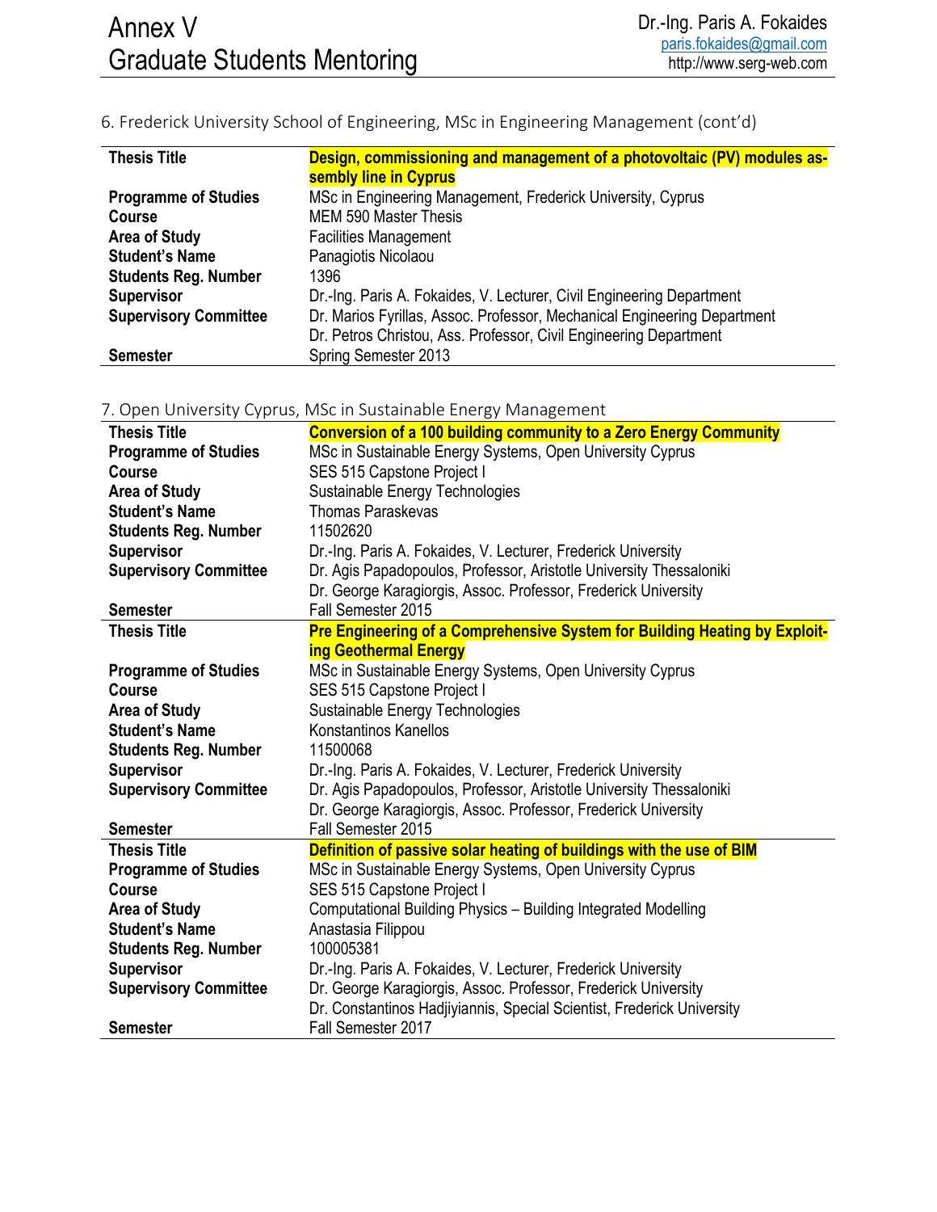6. Frederick University School of Engineering, MSc in Engineering Management (cont'd)

| | |
|---|---|
| **Thesis Title** | **Design, commissioning and management of a photovoltaic (PV) modules assembly line in Cyprus** |
| **Programme of Studies** | MSc in Engineering Management, Frederick University, Cyprus |
| **Course** | MEM 590 Master Thesis |
| **Area of Study** | Facilities Management |
| **Student's Name** | Panagiotis Nicolaou |
| **Students Reg. Number** | 1396 |
| **Supervisor** | Dr.-Ing. Paris A. Fokaides, V. Lecturer, Civil Engineering Department |
| **Supervisory Committee** | Dr. Marios Fyrillas, Assoc. Professor, Mechanical Engineering Department<br>Dr. Petros Christou, Ass. Professor, Civil Engineering Department |
| **Semester** | Spring Semester 2013 |

7. Open University Cyprus, MSc in Sustainable Energy Management

| | |
|---|---|
| **Thesis Title** | **Conversion of a 100 building community to a Zero Energy Community** |
| **Programme of Studies** | MSc in Sustainable Energy Systems, Open University Cyprus |
| **Course** | SES 515 Capstone Project I |
| **Area of Study** | Sustainable Energy Technologies |
| **Student's Name** | Thomas Paraskevas |
| **Students Reg. Number** | 11502620 |
| **Supervisor** | Dr.-Ing. Paris A. Fokaides, V. Lecturer, Frederick University |
| **Supervisory Committee** | Dr. Agis Papadopoulos, Professor, Aristotle University Thessaloniki<br>Dr. George Karagiorgis, Assoc. Professor, Frederick University |
| **Semester** | Fall Semester 2015 |
| **Thesis Title** | **Pre Engineering of a Comprehensive System for Building Heating by Exploiting Geothermal Energy** |
| **Programme of Studies** | MSc in Sustainable Energy Systems, Open University Cyprus |
| **Course** | SES 515 Capstone Project I |
| **Area of Study** | Sustainable Energy Technologies |
| **Student's Name** | Konstantinos Kanellos |
| **Students Reg. Number** | 11500068 |
| **Supervisor** | Dr.-Ing. Paris A. Fokaides, V. Lecturer, Frederick University |
| **Supervisory Committee** | Dr. Agis Papadopoulos, Professor, Aristotle University Thessaloniki<br>Dr. George Karagiorgis, Assoc. Professor, Frederick University |
| **Semester** | Fall Semester 2015 |
| **Thesis Title** | **Definition of passive solar heating of buildings with the use of BIM** |
| **Programme of Studies** | MSc in Sustainable Energy Systems, Open University Cyprus |
| **Course** | SES 515 Capstone Project I |
| **Area of Study** | Computational Building Physics – Building Integrated Modelling |
| **Student's Name** | Anastasia Filippou |
| **Students Reg. Number** | 100005381 |
| **Supervisor** | Dr.-Ing. Paris A. Fokaides, V. Lecturer, Frederick University |
| **Supervisory Committee** | Dr. George Karagiorgis, Assoc. Professor, Frederick University<br>Dr. Constantinos Hadjiyiannis, Special Scientist, Frederick University |
| **Semester** | Fall Semester 2017 |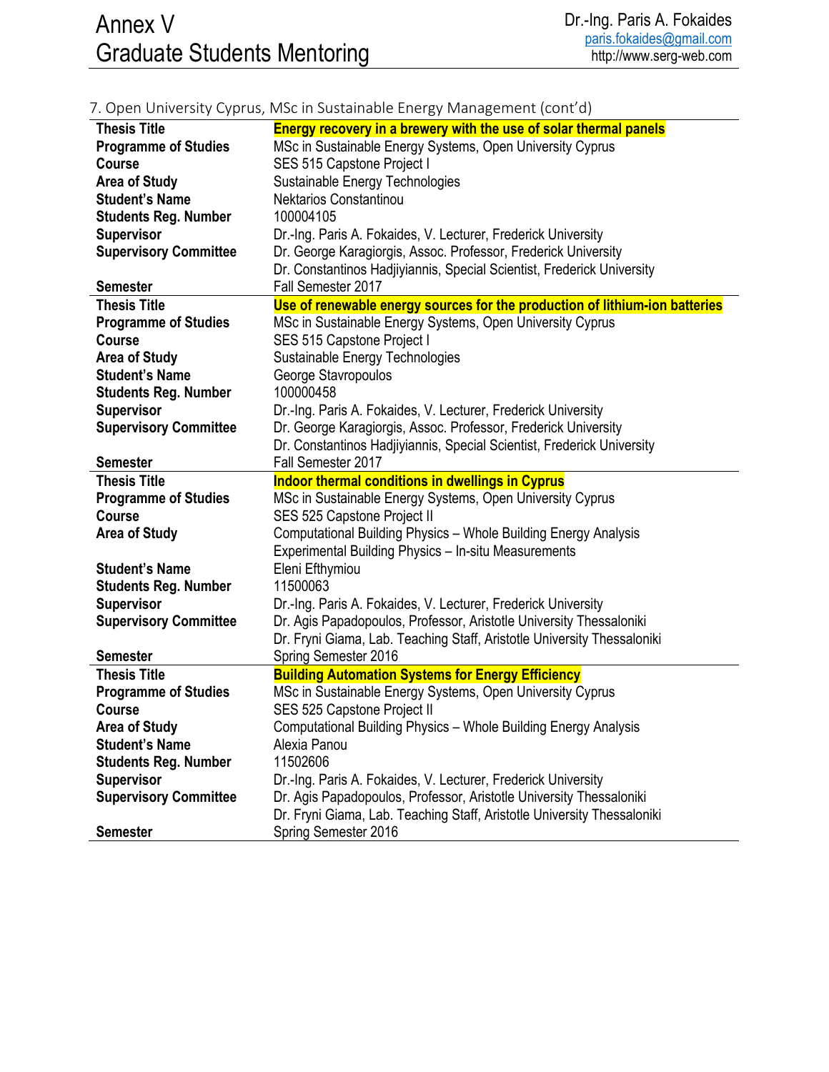## 7. Open University Cyprus, MSc in Sustainable Energy Management (cont'd)

| | |
|---|---|
| **Thesis Title** | **Energy recovery in a brewery with the use of solar thermal panels** |
| **Programme of Studies** | MSc in Sustainable Energy Systems, Open University Cyprus |
| **Course** | SES 515 Capstone Project I |
| **Area of Study** | Sustainable Energy Technologies |
| **Student's Name** | Nektarios Constantinou |
| **Students Reg. Number** | 100004105 |
| **Supervisor** | Dr.-Ing. Paris A. Fokaides, V. Lecturer, Frederick University |
| **Supervisory Committee** | Dr. George Karagiorgis, Assoc. Professor, Frederick University<br>Dr. Constantinos Hadjiyiannis, Special Scientist, Frederick University |
| **Semester** | Fall Semester 2017 |
| **Thesis Title** | **Use of renewable energy sources for the production of lithium-ion batteries** |
| **Programme of Studies** | MSc in Sustainable Energy Systems, Open University Cyprus |
| **Course** | SES 515 Capstone Project I |
| **Area of Study** | Sustainable Energy Technologies |
| **Student's Name** | George Stavropoulos |
| **Students Reg. Number** | 100000458 |
| **Supervisor** | Dr.-Ing. Paris A. Fokaides, V. Lecturer, Frederick University |
| **Supervisory Committee** | Dr. George Karagiorgis, Assoc. Professor, Frederick University<br>Dr. Constantinos Hadjiyiannis, Special Scientist, Frederick University |
| **Semester** | Fall Semester 2017 |
| **Thesis Title** | **Indoor thermal conditions in dwellings in Cyprus** |
| **Programme of Studies** | MSc in Sustainable Energy Systems, Open University Cyprus |
| **Course** | SES 525 Capstone Project II |
| **Area of Study** | Computational Building Physics – Whole Building Energy Analysis<br>Experimental Building Physics – In-situ Measurements |
| **Student's Name** | Eleni Efthymiou |
| **Students Reg. Number** | 11500063 |
| **Supervisor** | Dr.-Ing. Paris A. Fokaides, V. Lecturer, Frederick University |
| **Supervisory Committee** | Dr. Agis Papadopoulos, Professor, Aristotle University Thessaloniki<br>Dr. Fryni Giama, Lab. Teaching Staff, Aristotle University Thessaloniki |
| **Semester** | Spring Semester 2016 |
| **Thesis Title** | **Building Automation Systems for Energy Efficiency** |
| **Programme of Studies** | MSc in Sustainable Energy Systems, Open University Cyprus |
| **Course** | SES 525 Capstone Project II |
| **Area of Study** | Computational Building Physics – Whole Building Energy Analysis |
| **Student's Name** | Alexia Panou |
| **Students Reg. Number** | 11502606 |
| **Supervisor** | Dr.-Ing. Paris A. Fokaides, V. Lecturer, Frederick University |
| **Supervisory Committee** | Dr. Agis Papadopoulos, Professor, Aristotle University Thessaloniki<br>Dr. Fryni Giama, Lab. Teaching Staff, Aristotle University Thessaloniki |
| **Semester** | Spring Semester 2016 |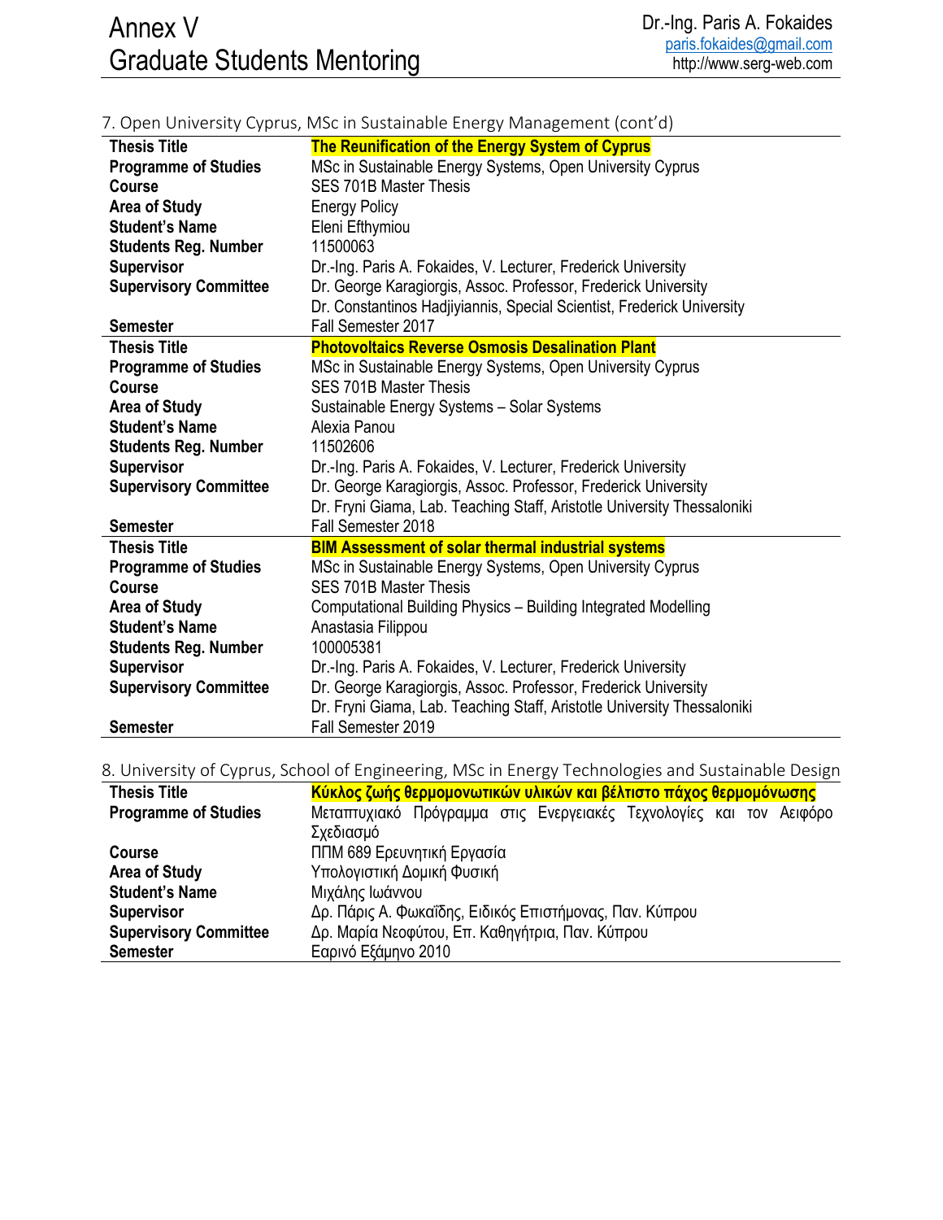7. Open University Cyprus, MSc in Sustainable Energy Management (cont'd)

| | |
|---|---|
| **Thesis Title** | **The Reunification of the Energy System of Cyprus** |
| **Programme of Studies** | MSc in Sustainable Energy Systems, Open University Cyprus |
| **Course** | SES 701B Master Thesis |
| **Area of Study** | Energy Policy |
| **Student's Name** | Eleni Efthymiou |
| **Students Reg. Number** | 11500063 |
| **Supervisor** | Dr.-Ing. Paris A. Fokaides, V. Lecturer, Frederick University |
| **Supervisory Committee** | Dr. George Karagiorgis, Assoc. Professor, Frederick University |
| | Dr. Constantinos Hadjiyiannis, Special Scientist, Frederick University |
| **Semester** | Fall Semester 2017 |

| | |
|---|---|
| **Thesis Title** | **Photovoltaics Reverse Osmosis Desalination Plant** |
| **Programme of Studies** | MSc in Sustainable Energy Systems, Open University Cyprus |
| **Course** | SES 701B Master Thesis |
| **Area of Study** | Sustainable Energy Systems – Solar Systems |
| **Student's Name** | Alexia Panou |
| **Students Reg. Number** | 11502606 |
| **Supervisor** | Dr.-Ing. Paris A. Fokaides, V. Lecturer, Frederick University |
| **Supervisory Committee** | Dr. George Karagiorgis, Assoc. Professor, Frederick University |
| | Dr. Fryni Giama, Lab. Teaching Staff, Aristotle University Thessaloniki |
| **Semester** | Fall Semester 2018 |

| | |
|---|---|
| **Thesis Title** | **BIM Assessment of solar thermal industrial systems** |
| **Programme of Studies** | MSc in Sustainable Energy Systems, Open University Cyprus |
| **Course** | SES 701B Master Thesis |
| **Area of Study** | Computational Building Physics – Building Integrated Modelling |
| **Student's Name** | Anastasia Filippou |
| **Students Reg. Number** | 100005381 |
| **Supervisor** | Dr.-Ing. Paris A. Fokaides, V. Lecturer, Frederick University |
| **Supervisory Committee** | Dr. George Karagiorgis, Assoc. Professor, Frederick University |
| | Dr. Fryni Giama, Lab. Teaching Staff, Aristotle University Thessaloniki |
| **Semester** | Fall Semester 2019 |

8. University of Cyprus, School of Engineering, MSc in Energy Technologies and Sustainable Design

| | |
|---|---|
| **Thesis Title** | **Κύκλος ζωής θερμομονωτικών υλικών και βέλτιστο πάχος θερμομόνωσης** |
| **Programme of Studies** | Μεταπτυχιακό Πρόγραμμα στις Ενεργειακές Τεχνολογίες και τον Αειφόρο Σχεδιασμό |
| **Course** | ΠΠΜ 689 Ερευνητική Εργασία |
| **Area of Study** | Υπολογιστική Δομική Φυσική |
| **Student's Name** | Μιχάλης Ιωάννου |
| **Supervisor** | Δρ. Πάρις Α. Φωκαΐδης, Ειδικός Επιστήμονας, Παν. Κύπρου |
| **Supervisory Committee** | Δρ. Μαρία Νεοφύτου, Επ. Καθηγήτρια, Παν. Κύπρου |
| **Semester** | Εαρινό Εξάμηνο 2010 |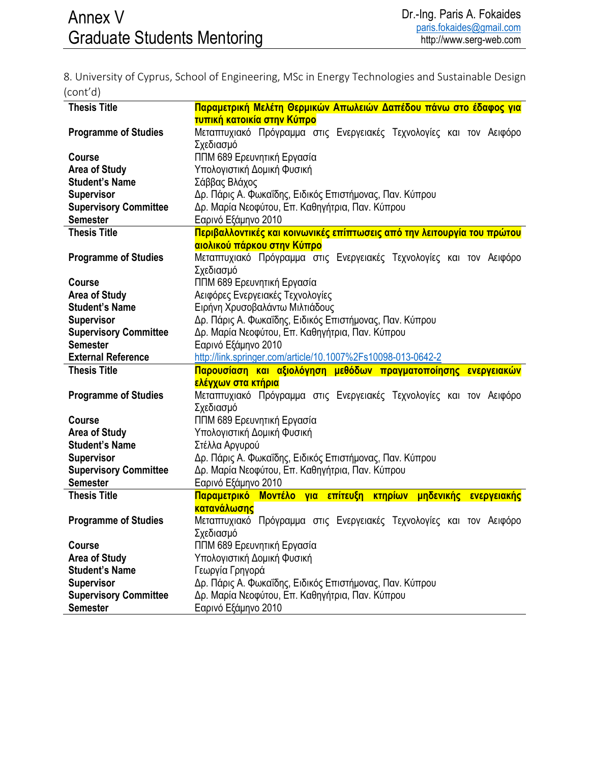8. University of Cyprus, School of Engineering, MSc in Energy Technologies and Sustainable Design (cont'd)

| | |
|---|---|
| **Thesis Title** | **Παραμετρική Μελέτη Θερμικών Απωλειών Δαπέδου πάνω στο έδαφος για τυπική κατοικία στην Κύπρο** |
| **Programme of Studies** | Μεταπτυχιακό Πρόγραμμα στις Ενεργειακές Τεχνολογίες και τον Αειφόρο Σχεδιασμό |
| **Course** | ΠΠΜ 689 Ερευνητική Εργασία |
| **Area of Study** | Υπολογιστική Δομική Φυσική |
| **Student's Name** | Σάββας Βλάχος |
| **Supervisor** | Δρ. Πάρις Α. Φωκαΐδης, Ειδικός Επιστήμονας, Παν. Κύπρου |
| **Supervisory Committee** | Δρ. Μαρία Νεοφύτου, Επ. Καθηγήτρια, Παν. Κύπρου |
| **Semester** | Εαρινό Εξάμηνο 2010 |
| **Thesis Title** | **Περιβαλλοντικές και κοινωνικές επίπτωσεις από την λειτουργία του πρώτου αιολικού πάρκου στην Κύπρο** |
| **Programme of Studies** | Μεταπτυχιακό Πρόγραμμα στις Ενεργειακές Τεχνολογίες και τον Αειφόρο Σχεδιασμό |
| **Course** | ΠΠΜ 689 Ερευνητική Εργασία |
| **Area of Study** | Αειφόρες Ενεργειακές Τεχνολογίες |
| **Student's Name** | Ειρήνη Χρυσοβαλάντω Μιλτιάδους |
| **Supervisor** | Δρ. Πάρις Α. Φωκαΐδης, Ειδικός Επιστήμονας, Παν. Κύπρου |
| **Supervisory Committee** | Δρ. Μαρία Νεοφύτου, Επ. Καθηγήτρια, Παν. Κύπρου |
| **Semester** | Εαρινό Εξάμηνο 2010 |
| **External Reference** | http://link.springer.com/article/10.1007%2Fs10098-013-0642-2 |
| **Thesis Title** | **Παρουσίαση και αξιολόγηση μεθόδων πραγματοποίησης ενεργειακών ελέγχων στα κτήρια** |
| **Programme of Studies** | Μεταπτυχιακό Πρόγραμμα στις Ενεργειακές Τεχνολογίες και τον Αειφόρο Σχεδιασμό |
| **Course** | ΠΠΜ 689 Ερευνητική Εργασία |
| **Area of Study** | Υπολογιστική Δομική Φυσική |
| **Student's Name** | Στέλλα Αργυρού |
| **Supervisor** | Δρ. Πάρις Α. Φωκαΐδης, Ειδικός Επιστήμονας, Παν. Κύπρου |
| **Supervisory Committee** | Δρ. Μαρία Νεοφύτου, Επ. Καθηγήτρια, Παν. Κύπρου |
| **Semester** | Εαρινό Εξάμηνο 2010 |
| **Thesis Title** | **Παραμετρικό Μοντέλο για επίτευξη κτηρίων μηδενικής ενεργειακής κατανάλωσης** |
| **Programme of Studies** | Μεταπτυχιακό Πρόγραμμα στις Ενεργειακές Τεχνολογίες και τον Αειφόρο Σχεδιασμό |
| **Course** | ΠΠΜ 689 Ερευνητική Εργασία |
| **Area of Study** | Υπολογιστική Δομική Φυσική |
| **Student's Name** | Γεωργία Γρηγορά |
| **Supervisor** | Δρ. Πάρις Α. Φωκαΐδης, Ειδικός Επιστήμονας, Παν. Κύπρου |
| **Supervisory Committee** | Δρ. Μαρία Νεοφύτου, Επ. Καθηγήτρια, Παν. Κύπρου |
| **Semester** | Εαρινό Εξάμηνο 2010 |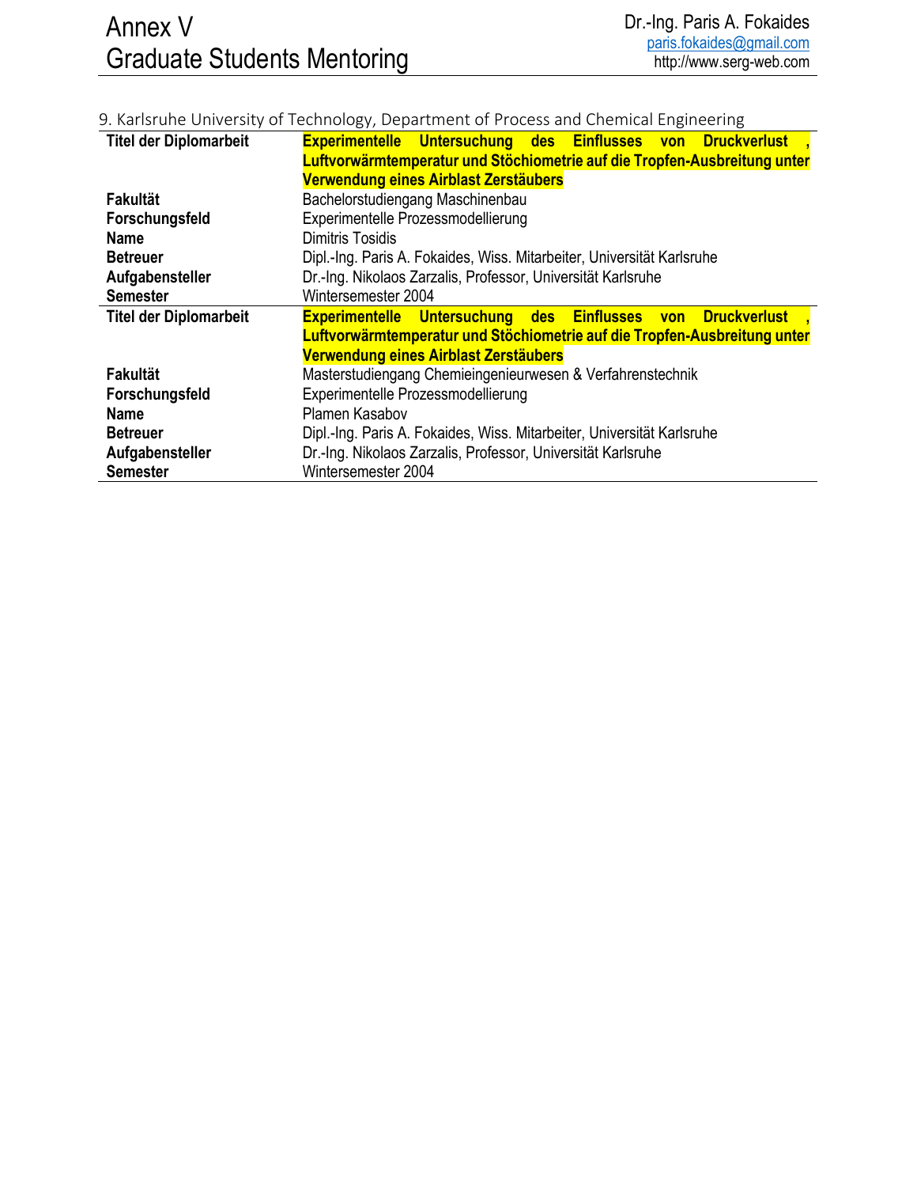9. Karlsruhe University of Technology, Department of Process and Chemical Engineering

| | |
|---|---|
| **Titel der Diplomarbeit** | **Experimentelle Untersuchung des Einflusses von Druckverlust , Luftvorwärmtemperatur und Stöchiometrie auf die Tropfen-Ausbreitung unter Verwendung eines Airblast Zerstäubers** |
| **Fakultät** | Bachelorstudiengang Maschinenbau |
| **Forschungsfeld** | Experimentelle Prozessmodellierung |
| **Name** | Dimitris Tosidis |
| **Betreuer** | Dipl.-Ing. Paris A. Fokaides, Wiss. Mitarbeiter, Universität Karlsruhe |
| **Aufgabensteller** | Dr.-Ing. Nikolaos Zarzalis, Professor, Universität Karlsruhe |
| **Semester** | Wintersemester 2004 |
| **Titel der Diplomarbeit** | **Experimentelle Untersuchung des Einflusses von Druckverlust , Luftvorwärmtemperatur und Stöchiometrie auf die Tropfen-Ausbreitung unter Verwendung eines Airblast Zerstäubers** |
| **Fakultät** | Masterstudiengang Chemieingenieurwesen & Verfahrenstechnik |
| **Forschungsfeld** | Experimentelle Prozessmodellierung |
| **Name** | Plamen Kasabov |
| **Betreuer** | Dipl.-Ing. Paris A. Fokaides, Wiss. Mitarbeiter, Universität Karlsruhe |
| **Aufgabensteller** | Dr.-Ing. Nikolaos Zarzalis, Professor, Universität Karlsruhe |
| **Semester** | Wintersemester 2004 |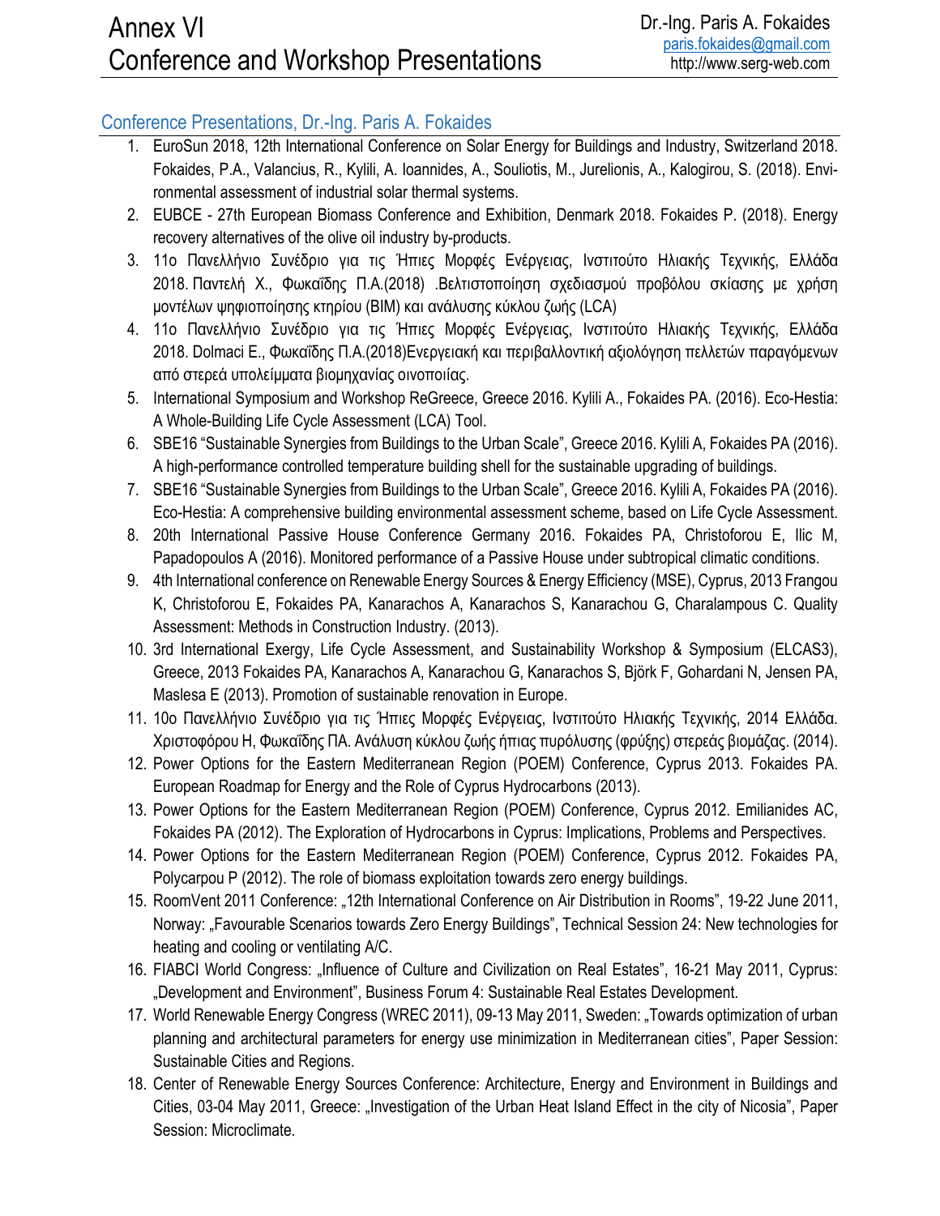# Annex VI
# Conference and Workshop Presentations

## Conference Presentations, Dr.-Ing. Paris A. Fokaides

1. EuroSun 2018, 12th International Conference on Solar Energy for Buildings and Industry, Switzerland 2018. Fokaides, P.A., Valancius, R., Kylili, A. Ioannides, A., Souliotis, M., Jurelionis, A., Kalogirou, S. (2018). Environmental assessment of industrial solar thermal systems.
2. EUBCE - 27th European Biomass Conference and Exhibition, Denmark 2018. Fokaides P. (2018). Energy recovery alternatives of the olive oil industry by-products.
3. 11ο Πανελλήνιο Συνέδριο για τις Ήπιες Μορφές Ενέργειας, Ινστιτούτο Ηλιακής Τεχνικής, Ελλάδα 2018. Παντελή Χ., Φωκαΐδης Π.Α.(2018) .Βελτιστοποίηση σχεδιασμού προβόλου σκίασης με χρήση μοντέλων ψηφιοποίησης κτηρίου (BIM) και ανάλυσης κύκλου ζωής (LCA)
4. 11ο Πανελλήνιο Συνέδριο για τις Ήπιες Μορφές Ενέργειας, Ινστιτούτο Ηλιακής Τεχνικής, Ελλάδα 2018. Dolmaci E., Φωκαΐδης Π.Α.(2018)Ενεργειακή και περιβαλλοντική αξιολόγηση πελλετών παραγόμενων από στερεά υπολείμματα βιομηχανίας οινοποιίας.
5. International Symposium and Workshop ReGreece, Greece 2016. Kylili A., Fokaides PA. (2016). Eco-Hestia: A Whole-Building Life Cycle Assessment (LCA) Tool.
6. SBE16 "Sustainable Synergies from Buildings to the Urban Scale", Greece 2016. Kylili A, Fokaides PA (2016). A high-performance controlled temperature building shell for the sustainable upgrading of buildings.
7. SBE16 "Sustainable Synergies from Buildings to the Urban Scale", Greece 2016. Kylili A, Fokaides PA (2016). Eco-Hestia: A comprehensive building environmental assessment scheme, based on Life Cycle Assessment.
8. 20th International Passive House Conference Germany 2016. Fokaides PA, Christoforou E, Ilic M, Papadopoulos A (2016). Monitored performance of a Passive House under subtropical climatic conditions.
9. 4th International conference on Renewable Energy Sources & Energy Efficiency (MSE), Cyprus, 2013 Frangou K, Christoforou E, Fokaides PA, Kanarachos A, Kanarachos S, Kanarachou G, Charalampous C. Quality Assessment: Methods in Construction Industry. (2013).
10. 3rd International Exergy, Life Cycle Assessment, and Sustainability Workshop & Symposium (ELCAS3), Greece, 2013 Fokaides PA, Kanarachos A, Kanarachou G, Kanarachos S, Björk F, Gohardani N, Jensen PA, Maslesa E (2013). Promotion of sustainable renovation in Europe.
11. 10ο Πανελλήνιο Συνέδριο για τις Ήπιες Μορφές Ενέργειας, Ινστιτούτο Ηλιακής Τεχνικής, 2014 Ελλάδα. Χριστοφόρου Η, Φωκαΐδης ΠΑ. Ανάλυση κύκλου ζωής ήπιας πυρόλυσης (φρύξης) στερεάς βιομάζας. (2014).
12. Power Options for the Eastern Mediterranean Region (POEM) Conference, Cyprus 2013. Fokaides PA. European Roadmap for Energy and the Role of Cyprus Hydrocarbons (2013).
13. Power Options for the Eastern Mediterranean Region (POEM) Conference, Cyprus 2012. Emilianides AC, Fokaides PA (2012). The Exploration of Hydrocarbons in Cyprus: Implications, Problems and Perspectives.
14. Power Options for the Eastern Mediterranean Region (POEM) Conference, Cyprus 2012. Fokaides PA, Polycarpou P (2012). The role of biomass exploitation towards zero energy buildings.
15. RoomVent 2011 Conference: „12th International Conference on Air Distribution in Rooms", 19-22 June 2011, Norway: „Favourable Scenarios towards Zero Energy Buildings", Technical Session 24: New technologies for heating and cooling or ventilating A/C.
16. FIABCI World Congress: „Influence of Culture and Civilization on Real Estates", 16-21 May 2011, Cyprus: „Development and Environment", Business Forum 4: Sustainable Real Estates Development.
17. World Renewable Energy Congress (WREC 2011), 09-13 May 2011, Sweden: „Towards optimization of urban planning and architectural parameters for energy use minimization in Mediterranean cities", Paper Session: Sustainable Cities and Regions.
18. Center of Renewable Energy Sources Conference: Architecture, Energy and Environment in Buildings and Cities, 03-04 May 2011, Greece: „Investigation of the Urban Heat Island Effect in the city of Nicosia", Paper Session: Microclimate.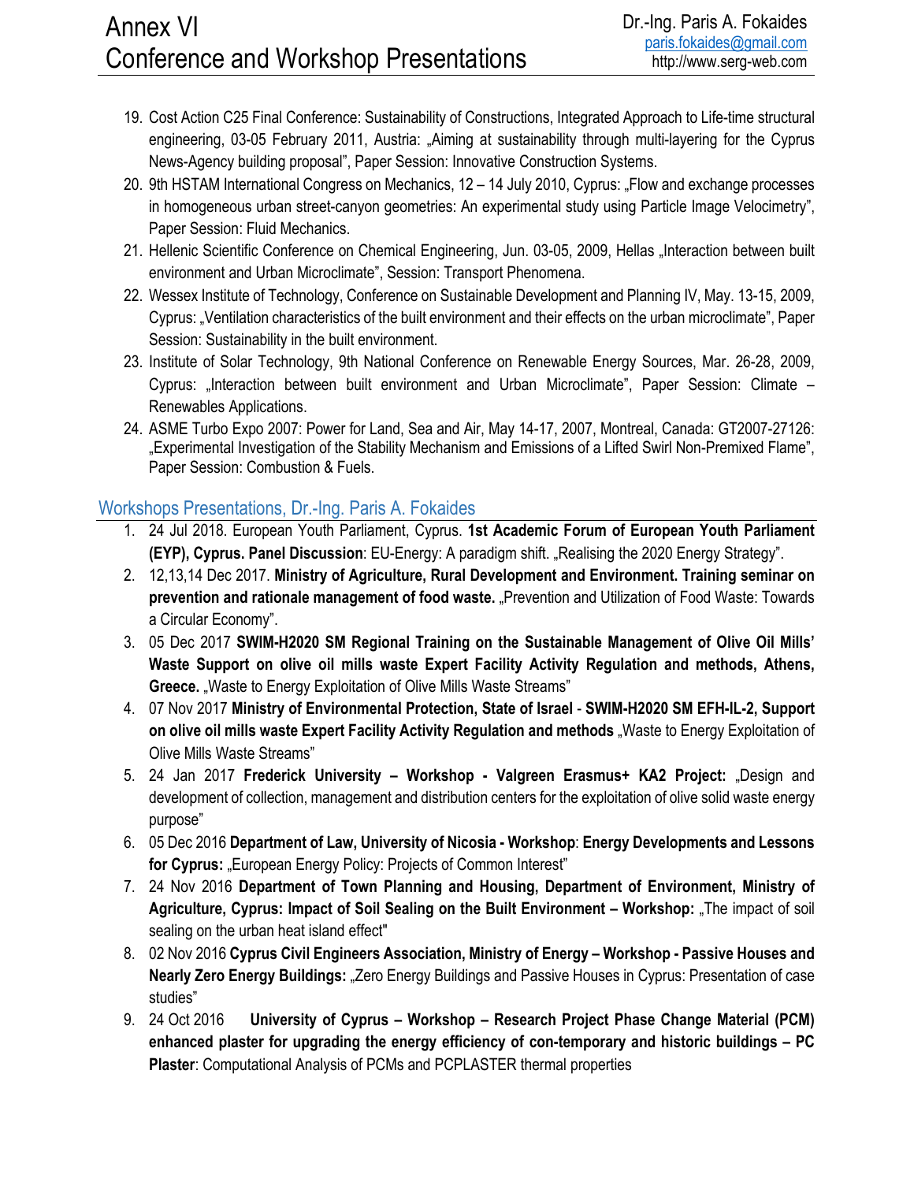19. Cost Action C25 Final Conference: Sustainability of Constructions, Integrated Approach to Life-time structural engineering, 03-05 February 2011, Austria: „Aiming at sustainability through multi-layering for the Cyprus News-Agency building proposal", Paper Session: Innovative Construction Systems.
20. 9th HSTAM International Congress on Mechanics, 12 – 14 July 2010, Cyprus: „Flow and exchange processes in homogeneous urban street-canyon geometries: An experimental study using Particle Image Velocimetry", Paper Session: Fluid Mechanics.
21. Hellenic Scientific Conference on Chemical Engineering, Jun. 03-05, 2009, Hellas „Interaction between built environment and Urban Microclimate", Session: Transport Phenomena.
22. Wessex Institute of Technology, Conference on Sustainable Development and Planning IV, May. 13-15, 2009, Cyprus: „Ventilation characteristics of the built environment and their effects on the urban microclimate", Paper Session: Sustainability in the built environment.
23. Institute of Solar Technology, 9th National Conference on Renewable Energy Sources, Mar. 26-28, 2009, Cyprus: „Interaction between built environment and Urban Microclimate", Paper Session: Climate – Renewables Applications.
24. ASME Turbo Expo 2007: Power for Land, Sea and Air, May 14-17, 2007, Montreal, Canada: GT2007-27126: „Experimental Investigation of the Stability Mechanism and Emissions of a Lifted Swirl Non-Premixed Flame", Paper Session: Combustion & Fuels.

## Workshops Presentations, Dr.-Ing. Paris A. Fokaides

1. 24 Jul 2018. European Youth Parliament, Cyprus. **1st Academic Forum of European Youth Parliament (EYP), Cyprus. Panel Discussion**: EU-Energy: A paradigm shift. „Realising the 2020 Energy Strategy".
2. 12,13,14 Dec 2017. **Ministry of Agriculture, Rural Development and Environment. Training seminar on prevention and rationale management of food waste.** „Prevention and Utilization of Food Waste: Towards a Circular Economy".
3. 05 Dec 2017 **SWIM-H2020 SM Regional Training on the Sustainable Management of Olive Oil Mills' Waste Support on olive oil mills waste Expert Facility Activity Regulation and methods, Athens, Greece.** „Waste to Energy Exploitation of Olive Mills Waste Streams"
4. 07 Nov 2017 **Ministry of Environmental Protection, State of Israel** - **SWIM-H2020 SM EFH-IL-2, Support on olive oil mills waste Expert Facility Activity Regulation and methods** „Waste to Energy Exploitation of Olive Mills Waste Streams"
5. 24 Jan 2017 **Frederick University – Workshop - Valgreen Erasmus+ KA2 Project:** „Design and development of collection, management and distribution centers for the exploitation of olive solid waste energy purpose"
6. 05 Dec 2016 **Department of Law, University of Nicosia - Workshop**: **Energy Developments and Lessons for Cyprus:** „European Energy Policy: Projects of Common Interest"
7. 24 Nov 2016 **Department of Town Planning and Housing, Department of Environment, Ministry of Agriculture, Cyprus: Impact of Soil Sealing on the Built Environment – Workshop:** „The impact of soil sealing on the urban heat island effect"
8. 02 Nov 2016 **Cyprus Civil Engineers Association, Ministry of Energy – Workshop - Passive Houses and Nearly Zero Energy Buildings:** „Zero Energy Buildings and Passive Houses in Cyprus: Presentation of case studies"
9. 24 Oct 2016 **University of Cyprus – Workshop – Research Project Phase Change Material (PCM) enhanced plaster for upgrading the energy efficiency of con-temporary and historic buildings – PC Plaster**: Computational Analysis of PCMs and PCPLASTER thermal properties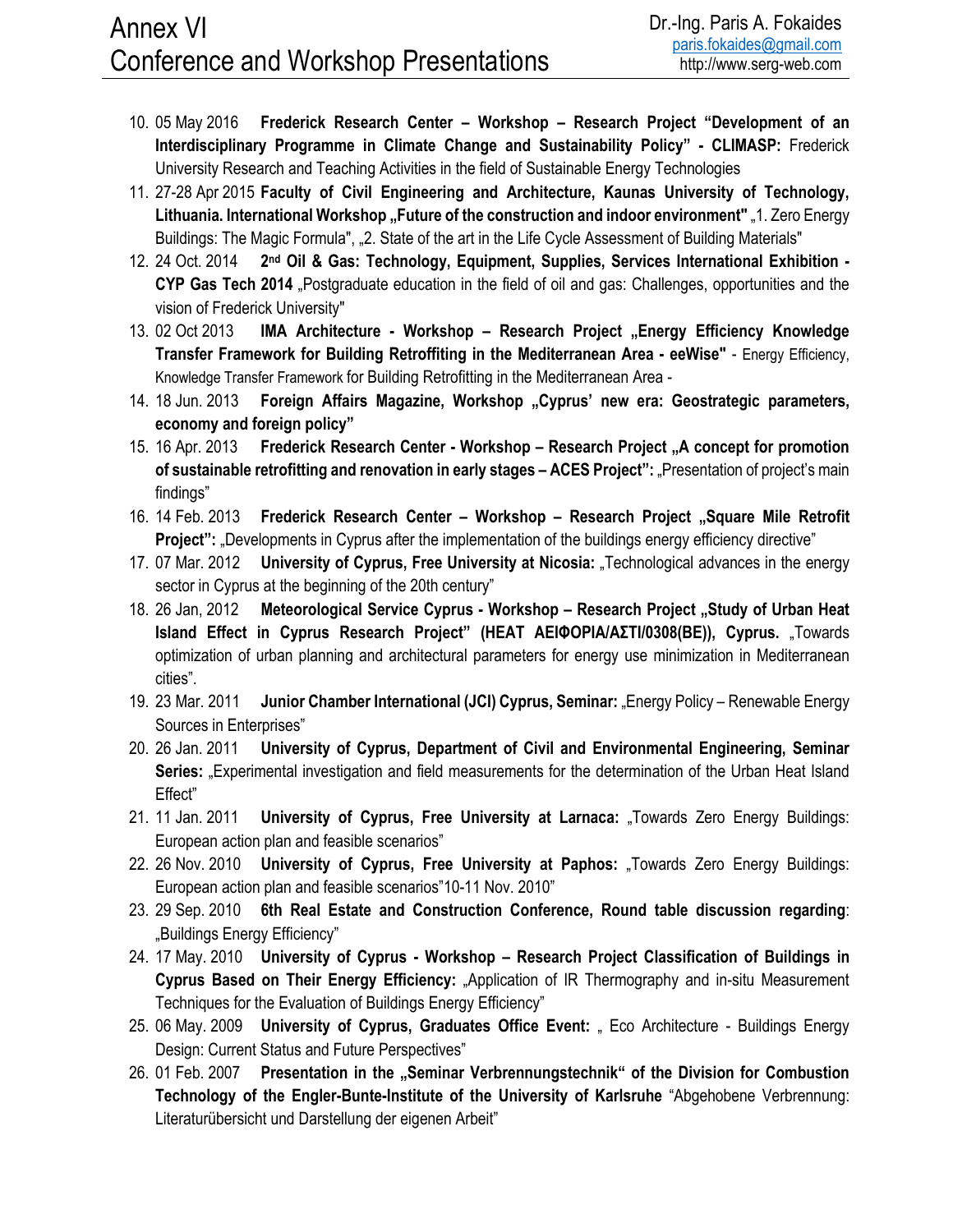# Annex VI
# Conference and Workshop Presentations

10. 05 May 2016 **Frederick Research Center – Workshop – Research Project "Development of an Interdisciplinary Programme in Climate Change and Sustainability Policy" - CLIMASP:** Frederick University Research and Teaching Activities in the field of Sustainable Energy Technologies
11. 27-28 Apr 2015 **Faculty of Civil Engineering and Architecture, Kaunas University of Technology, Lithuania. International Workshop „Future of the construction and indoor environment"** „1. Zero Energy Buildings: The Magic Formula", „2. State of the art in the Life Cycle Assessment of Building Materials"
12. 24 Oct. 2014 **2nd Oil & Gas: Technology, Equipment, Supplies, Services International Exhibition - CYP Gas Tech 2014** „Postgraduate education in the field of oil and gas: Challenges, opportunities and the vision of Frederick University"
13. 02 Oct 2013 **IMA Architecture - Workshop – Research Project „Energy Efficiency Knowledge Transfer Framework for Building Retroffiting in the Mediterranean Area - eeWise"** - Energy Efficiency, Knowledge Transfer Framework for Building Retrofitting in the Mediterranean Area -
14. 18 Jun. 2013 **Foreign Affairs Magazine, Workshop „Cyprus' new era: Geostrategic parameters, economy and foreign policy"**
15. 16 Apr. 2013 **Frederick Research Center - Workshop – Research Project „A concept for promotion of sustainable retrofitting and renovation in early stages – ACES Project":** „Presentation of project's main findings"
16. 14 Feb. 2013 **Frederick Research Center – Workshop – Research Project „Square Mile Retrofit Project":** „Developments in Cyprus after the implementation of the buildings energy efficiency directive"
17. 07 Mar. 2012 **University of Cyprus, Free University at Nicosia:** „Technological advances in the energy sector in Cyprus at the beginning of the 20th century"
18. 26 Jan, 2012 **Meteorological Service Cyprus - Workshop – Research Project „Study of Urban Heat Island Effect in Cyprus Research Project" (HEAT ΑΕΙΦΟΡΙΑ/ΑΣΤΙ/0308(BE)), Cyprus.** „Towards optimization of urban planning and architectural parameters for energy use minimization in Mediterranean cities".
19. 23 Mar. 2011 **Junior Chamber International (JCI) Cyprus, Seminar:** „Energy Policy – Renewable Energy Sources in Enterprises"
20. 26 Jan. 2011 **University of Cyprus, Department of Civil and Environmental Engineering, Seminar Series:** „Experimental investigation and field measurements for the determination of the Urban Heat Island Effect"
21. 11 Jan. 2011 **University of Cyprus, Free University at Larnaca:** „Towards Zero Energy Buildings: European action plan and feasible scenarios"
22. 26 Nov. 2010 **University of Cyprus, Free University at Paphos:** „Towards Zero Energy Buildings: European action plan and feasible scenarios"10-11 Nov. 2010"
23. 29 Sep. 2010 **6th Real Estate and Construction Conference, Round table discussion regarding**: „Buildings Energy Efficiency"
24. 17 May. 2010 **University of Cyprus - Workshop – Research Project Classification of Buildings in Cyprus Based on Their Energy Efficiency:** „Application of IR Thermography and in-situ Measurement Techniques for the Evaluation of Buildings Energy Efficiency"
25. 06 May. 2009 **University of Cyprus, Graduates Office Event:** „ Eco Architecture - Buildings Energy Design: Current Status and Future Perspectives"
26. 01 Feb. 2007 **Presentation in the „Seminar Verbrennungstechnik" of the Division for Combustion Technology of the Engler-Bunte-Institute of the University of Karlsruhe** "Abgehobene Verbrennung: Literaturübersicht und Darstellung der eigenen Arbeit"